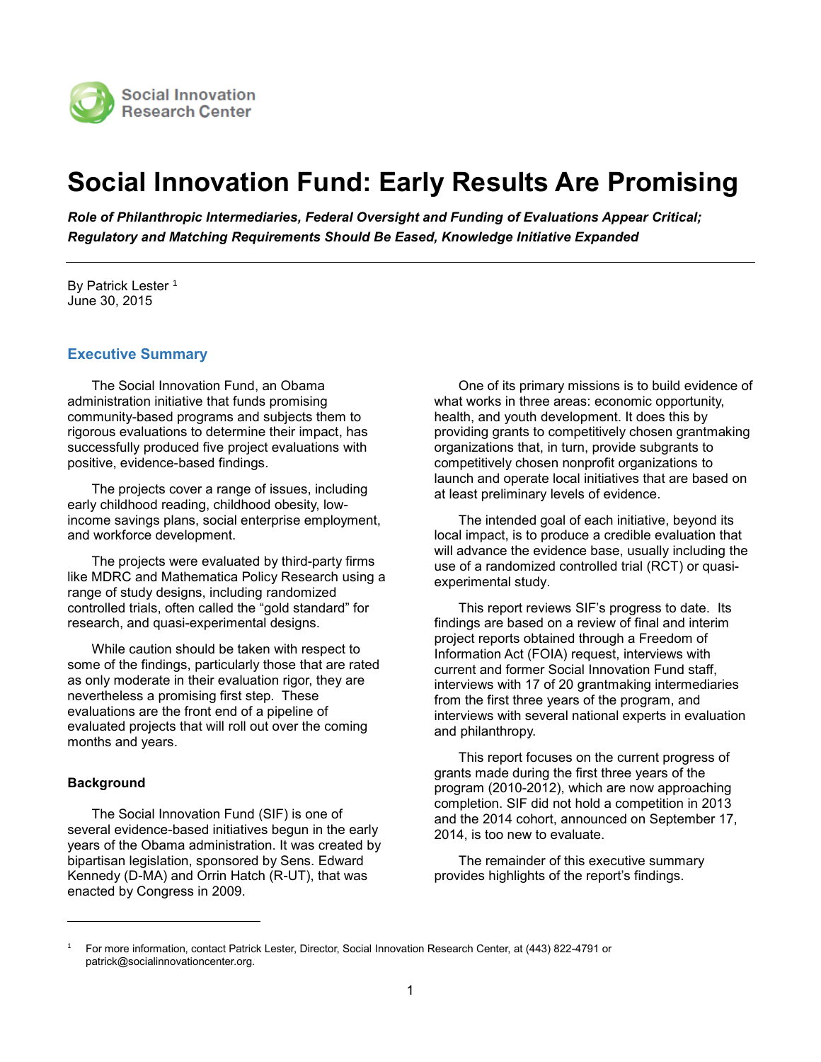Social Innovation Research Center

# Social Innovation Fund: Early Results Are Promising

***Role of Philanthropic Intermediaries, Federal Oversight and Funding of Evaluations Appear Critical; Regulatory and Matching Requirements Should Be Eased, Knowledge Initiative Expanded***

---

By Patrick Lester [1]
June 30, 2015

## Executive Summary

The Social Innovation Fund, an Obama administration initiative that funds promising community-based programs and subjects them to rigorous evaluations to determine their impact, has successfully produced five project evaluations with positive, evidence-based findings.

The projects cover a range of issues, including early childhood reading, childhood obesity, low-income savings plans, social enterprise employment, and workforce development.

The projects were evaluated by third-party firms like MDRC and Mathematica Policy Research using a range of study designs, including randomized controlled trials, often called the "gold standard" for research, and quasi-experimental designs.

While caution should be taken with respect to some of the findings, particularly those that are rated as only moderate in their evaluation rigor, they are nevertheless a promising first step. These evaluations are the front end of a pipeline of evaluated projects that will roll out over the coming months and years.

### Background

The Social Innovation Fund (SIF) is one of several evidence-based initiatives begun in the early years of the Obama administration. It was created by bipartisan legislation, sponsored by Sens. Edward Kennedy (D-MA) and Orrin Hatch (R-UT), that was enacted by Congress in 2009.

One of its primary missions is to build evidence of what works in three areas: economic opportunity, health, and youth development. It does this by providing grants to competitively chosen grantmaking organizations that, in turn, provide subgrants to competitively chosen nonprofit organizations to launch and operate local initiatives that are based on at least preliminary levels of evidence.

The intended goal of each initiative, beyond its local impact, is to produce a credible evaluation that will advance the evidence base, usually including the use of a randomized controlled trial (RCT) or quasi-experimental study.

This report reviews SIF's progress to date. Its findings are based on a review of final and interim project reports obtained through a Freedom of Information Act (FOIA) request, interviews with current and former Social Innovation Fund staff, interviews with 17 of 20 grantmaking intermediaries from the first three years of the program, and interviews with several national experts in evaluation and philanthropy.

This report focuses on the current progress of grants made during the first three years of the program (2010-2012), which are now approaching completion. SIF did not hold a competition in 2013 and the 2014 cohort, announced on September 17, 2014, is too new to evaluate.

The remainder of this executive summary provides highlights of the report's findings.

---

[1] For more information, contact Patrick Lester, Director, Social Innovation Research Center, at (443) 822-4791 or patrick@socialinnovationcenter.org.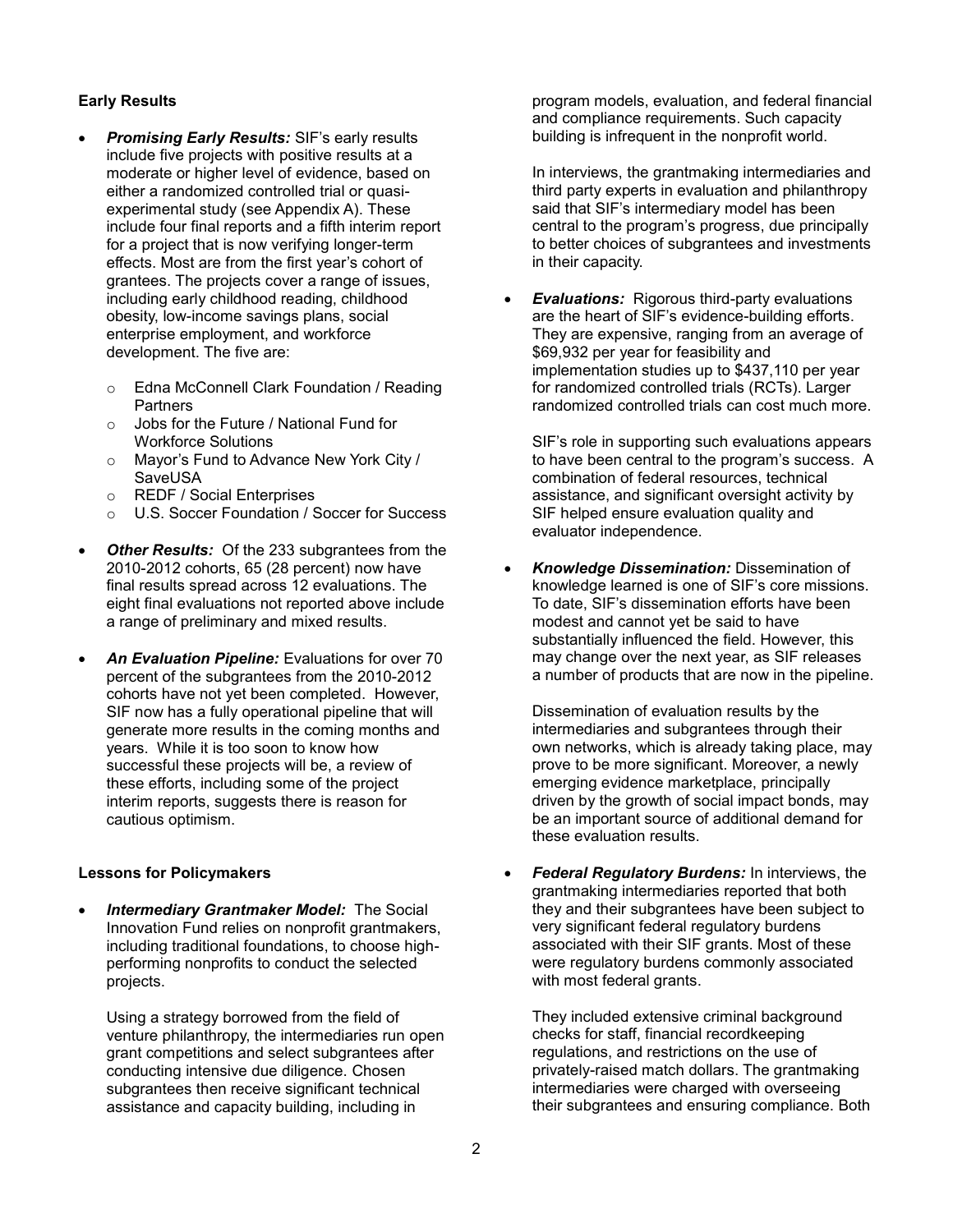**Early Results**

- ***Promising Early Results:*** SIF's early results include five projects with positive results at a moderate or higher level of evidence, based on either a randomized controlled trial or quasi-experimental study (see Appendix A). These include four final reports and a fifth interim report for a project that is now verifying longer-term effects. Most are from the first year's cohort of grantees. The projects cover a range of issues, including early childhood reading, childhood obesity, low-income savings plans, social enterprise employment, and workforce development. The five are:
    - Edna McConnell Clark Foundation / Reading Partners
    - Jobs for the Future / National Fund for Workforce Solutions
    - Mayor's Fund to Advance New York City / SaveUSA
    - REDF / Social Enterprises
    - U.S. Soccer Foundation / Soccer for Success

- ***Other Results:*** Of the 233 subgrantees from the 2010-2012 cohorts, 65 (28 percent) now have final results spread across 12 evaluations. The eight final evaluations not reported above include a range of preliminary and mixed results.

- ***An Evaluation Pipeline:*** Evaluations for over 70 percent of the subgrantees from the 2010-2012 cohorts have not yet been completed. However, SIF now has a fully operational pipeline that will generate more results in the coming months and years. While it is too soon to know how successful these projects will be, a review of these efforts, including some of the project interim reports, suggests there is reason for cautious optimism.

**Lessons for Policymakers**

- ***Intermediary Grantmaker Model:*** The Social Innovation Fund relies on nonprofit grantmakers, including traditional foundations, to choose high-performing nonprofits to conduct the selected projects.

  Using a strategy borrowed from the field of venture philanthropy, the intermediaries run open grant competitions and select subgrantees after conducting intensive due diligence. Chosen subgrantees then receive significant technical assistance and capacity building, including in program models, evaluation, and federal financial and compliance requirements. Such capacity building is infrequent in the nonprofit world.

  In interviews, the grantmaking intermediaries and third party experts in evaluation and philanthropy said that SIF's intermediary model has been central to the program's progress, due principally to better choices of subgrantees and investments in their capacity.

- ***Evaluations:*** Rigorous third-party evaluations are the heart of SIF's evidence-building efforts. They are expensive, ranging from an average of \$69,932 per year for feasibility and implementation studies up to \$437,110 per year for randomized controlled trials (RCTs). Larger randomized controlled trials can cost much more.

  SIF's role in supporting such evaluations appears to have been central to the program's success. A combination of federal resources, technical assistance, and significant oversight activity by SIF helped ensure evaluation quality and evaluator independence.

- ***Knowledge Dissemination:*** Dissemination of knowledge learned is one of SIF's core missions. To date, SIF's dissemination efforts have been modest and cannot yet be said to have substantially influenced the field. However, this may change over the next year, as SIF releases a number of products that are now in the pipeline.

  Dissemination of evaluation results by the intermediaries and subgrantees through their own networks, which is already taking place, may prove to be more significant. Moreover, a newly emerging evidence marketplace, principally driven by the growth of social impact bonds, may be an important source of additional demand for these evaluation results.

- ***Federal Regulatory Burdens:*** In interviews, the grantmaking intermediaries reported that both they and their subgrantees have been subject to very significant federal regulatory burdens associated with their SIF grants. Most of these were regulatory burdens commonly associated with most federal grants.

  They included extensive criminal background checks for staff, financial recordkeeping regulations, and restrictions on the use of privately-raised match dollars. The grantmaking intermediaries were charged with overseeing their subgrantees and ensuring compliance. Both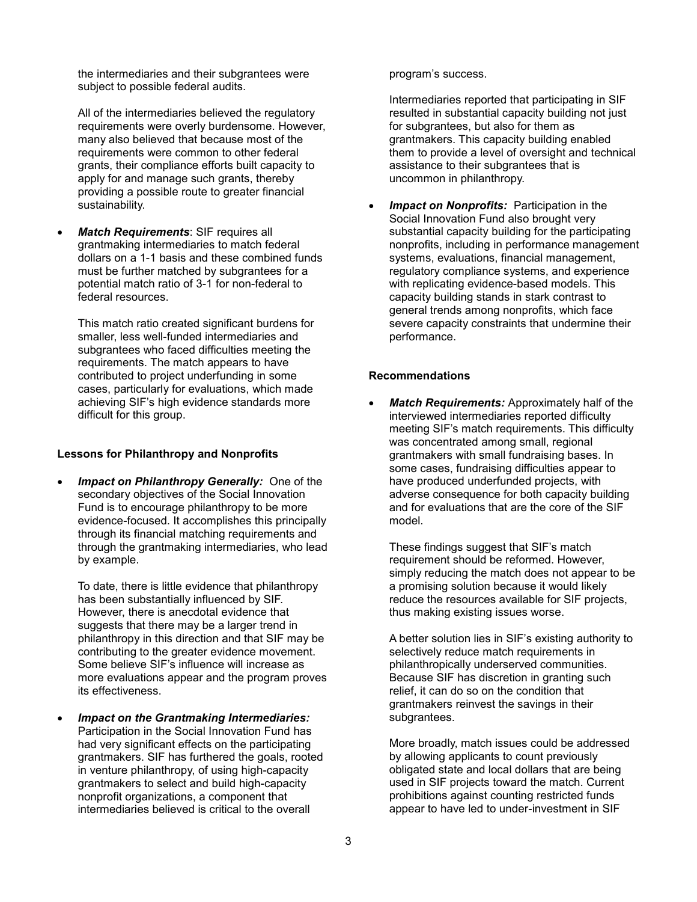the intermediaries and their subgrantees were subject to possible federal audits.

All of the intermediaries believed the regulatory requirements were overly burdensome. However, many also believed that because most of the requirements were common to other federal grants, their compliance efforts built capacity to apply for and manage such grants, thereby providing a possible route to greater financial sustainability.

- ***Match Requirements***: SIF requires all grantmaking intermediaries to match federal dollars on a 1-1 basis and these combined funds must be further matched by subgrantees for a potential match ratio of 3-1 for non-federal to federal resources.

  This match ratio created significant burdens for smaller, less well-funded intermediaries and subgrantees who faced difficulties meeting the requirements. The match appears to have contributed to project underfunding in some cases, particularly for evaluations, which made achieving SIF's high evidence standards more difficult for this group.

**Lessons for Philanthropy and Nonprofits**

- ***Impact on Philanthropy Generally:*** One of the secondary objectives of the Social Innovation Fund is to encourage philanthropy to be more evidence-focused. It accomplishes this principally through its financial matching requirements and through the grantmaking intermediaries, who lead by example.

  To date, there is little evidence that philanthropy has been substantially influenced by SIF. However, there is anecdotal evidence that suggests that there may be a larger trend in philanthropy in this direction and that SIF may be contributing to the greater evidence movement. Some believe SIF's influence will increase as more evaluations appear and the program proves its effectiveness.

- ***Impact on the Grantmaking Intermediaries:*** Participation in the Social Innovation Fund has had very significant effects on the participating grantmakers. SIF has furthered the goals, rooted in venture philanthropy, of using high-capacity grantmakers to select and build high-capacity nonprofit organizations, a component that intermediaries believed is critical to the overall program's success.

  Intermediaries reported that participating in SIF resulted in substantial capacity building not just for subgrantees, but also for them as grantmakers. This capacity building enabled them to provide a level of oversight and technical assistance to their subgrantees that is uncommon in philanthropy.

- ***Impact on Nonprofits:*** Participation in the Social Innovation Fund also brought very substantial capacity building for the participating nonprofits, including in performance management systems, evaluations, financial management, regulatory compliance systems, and experience with replicating evidence-based models. This capacity building stands in stark contrast to general trends among nonprofits, which face severe capacity constraints that undermine their performance.

**Recommendations**

- ***Match Requirements:*** Approximately half of the interviewed intermediaries reported difficulty meeting SIF's match requirements. This difficulty was concentrated among small, regional grantmakers with small fundraising bases. In some cases, fundraising difficulties appear to have produced underfunded projects, with adverse consequence for both capacity building and for evaluations that are the core of the SIF model.

  These findings suggest that SIF's match requirement should be reformed. However, simply reducing the match does not appear to be a promising solution because it would likely reduce the resources available for SIF projects, thus making existing issues worse.

  A better solution lies in SIF's existing authority to selectively reduce match requirements in philanthropically underserved communities. Because SIF has discretion in granting such relief, it can do so on the condition that grantmakers reinvest the savings in their subgrantees.

  More broadly, match issues could be addressed by allowing applicants to count previously obligated state and local dollars that are being used in SIF projects toward the match. Current prohibitions against counting restricted funds appear to have led to under-investment in SIF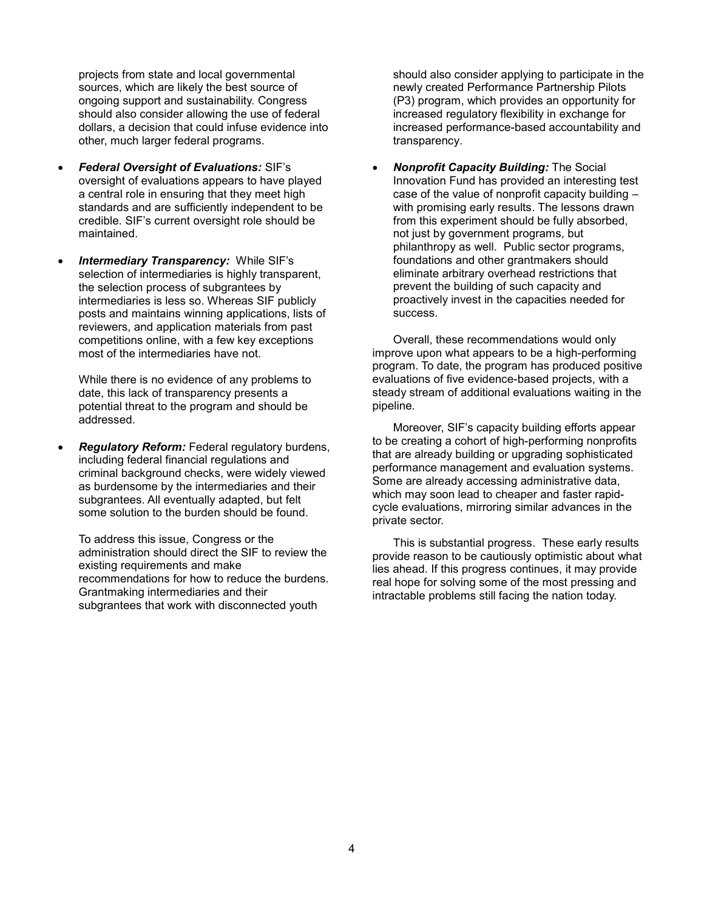projects from state and local governmental sources, which are likely the best source of ongoing support and sustainability. Congress should also consider allowing the use of federal dollars, a decision that could infuse evidence into other, much larger federal programs.

- ***Federal Oversight of Evaluations:*** SIF's oversight of evaluations appears to have played a central role in ensuring that they meet high standards and are sufficiently independent to be credible. SIF's current oversight role should be maintained.

- ***Intermediary Transparency:*** While SIF's selection of intermediaries is highly transparent, the selection process of subgrantees by intermediaries is less so. Whereas SIF publicly posts and maintains winning applications, lists of reviewers, and application materials from past competitions online, with a few key exceptions most of the intermediaries have not.

  While there is no evidence of any problems to date, this lack of transparency presents a potential threat to the program and should be addressed.

- ***Regulatory Reform:*** Federal regulatory burdens, including federal financial regulations and criminal background checks, were widely viewed as burdensome by the intermediaries and their subgrantees. All eventually adapted, but felt some solution to the burden should be found.

  To address this issue, Congress or the administration should direct the SIF to review the existing requirements and make recommendations for how to reduce the burdens. Grantmaking intermediaries and their subgrantees that work with disconnected youth should also consider applying to participate in the newly created Performance Partnership Pilots (P3) program, which provides an opportunity for increased regulatory flexibility in exchange for increased performance-based accountability and transparency.

- ***Nonprofit Capacity Building:*** The Social Innovation Fund has provided an interesting test case of the value of nonprofit capacity building – with promising early results. The lessons drawn from this experiment should be fully absorbed, not just by government programs, but philanthropy as well. Public sector programs, foundations and other grantmakers should eliminate arbitrary overhead restrictions that prevent the building of such capacity and proactively invest in the capacities needed for success.

Overall, these recommendations would only improve upon what appears to be a high-performing program. To date, the program has produced positive evaluations of five evidence-based projects, with a steady stream of additional evaluations waiting in the pipeline.

Moreover, SIF's capacity building efforts appear to be creating a cohort of high-performing nonprofits that are already building or upgrading sophisticated performance management and evaluation systems. Some are already accessing administrative data, which may soon lead to cheaper and faster rapid-cycle evaluations, mirroring similar advances in the private sector.

This is substantial progress. These early results provide reason to be cautiously optimistic about what lies ahead. If this progress continues, it may provide real hope for solving some of the most pressing and intractable problems still facing the nation today.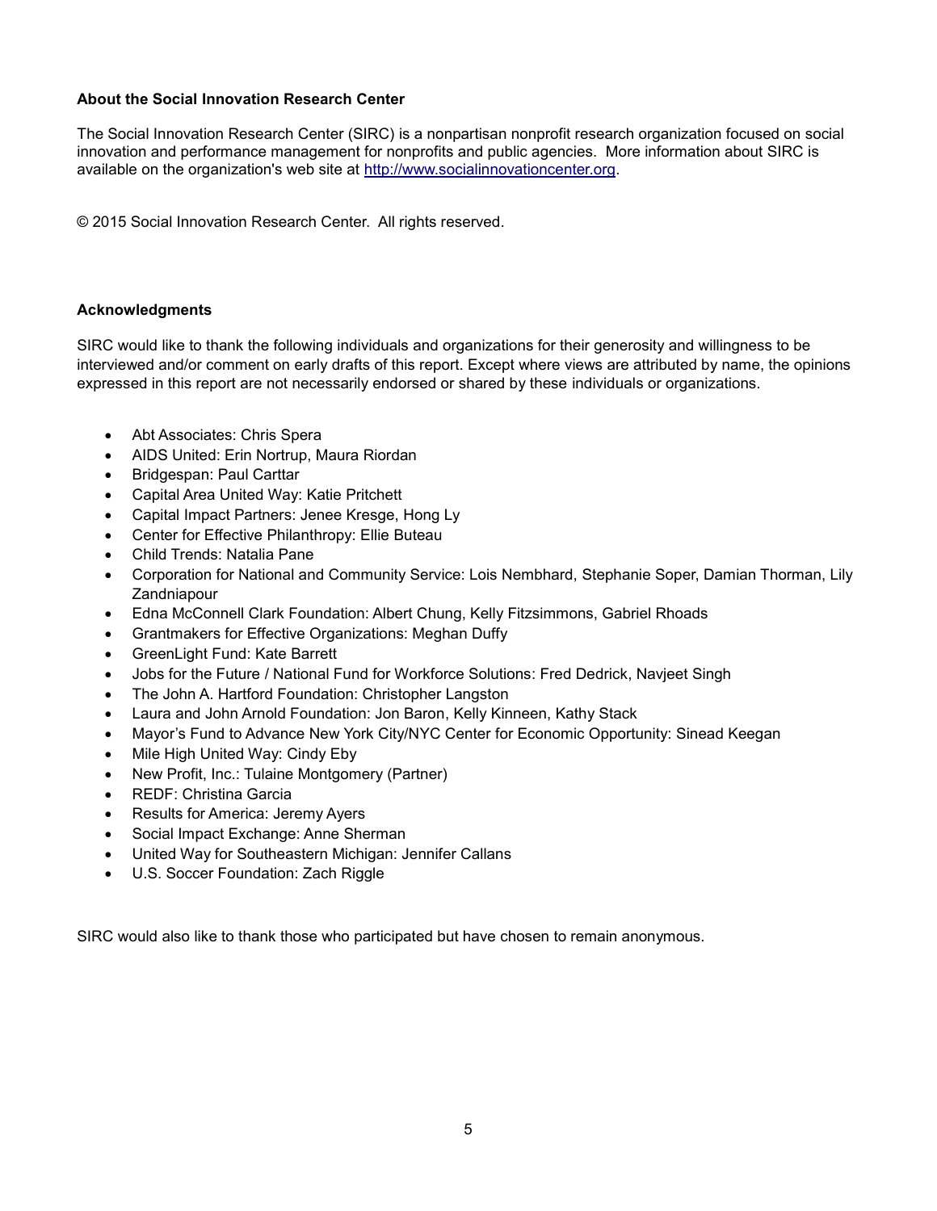**About the Social Innovation Research Center**

The Social Innovation Research Center (SIRC) is a nonpartisan nonprofit research organization focused on social innovation and performance management for nonprofits and public agencies. More information about SIRC is available on the organization's web site at http://www.socialinnovationcenter.org.

© 2015 Social Innovation Research Center. All rights reserved.

**Acknowledgments**

SIRC would like to thank the following individuals and organizations for their generosity and willingness to be interviewed and/or comment on early drafts of this report. Except where views are attributed by name, the opinions expressed in this report are not necessarily endorsed or shared by these individuals or organizations.

- Abt Associates: Chris Spera
- AIDS United: Erin Nortrup, Maura Riordan
- Bridgespan: Paul Carttar
- Capital Area United Way: Katie Pritchett
- Capital Impact Partners: Jenee Kresge, Hong Ly
- Center for Effective Philanthropy: Ellie Buteau
- Child Trends: Natalia Pane
- Corporation for National and Community Service: Lois Nembhard, Stephanie Soper, Damian Thorman, Lily Zandniapour
- Edna McConnell Clark Foundation: Albert Chung, Kelly Fitzsimmons, Gabriel Rhoads
- Grantmakers for Effective Organizations: Meghan Duffy
- GreenLight Fund: Kate Barrett
- Jobs for the Future / National Fund for Workforce Solutions: Fred Dedrick, Navjeet Singh
- The John A. Hartford Foundation: Christopher Langston
- Laura and John Arnold Foundation: Jon Baron, Kelly Kinneen, Kathy Stack
- Mayor's Fund to Advance New York City/NYC Center for Economic Opportunity: Sinead Keegan
- Mile High United Way: Cindy Eby
- New Profit, Inc.: Tulaine Montgomery (Partner)
- REDF: Christina Garcia
- Results for America: Jeremy Ayers
- Social Impact Exchange: Anne Sherman
- United Way for Southeastern Michigan: Jennifer Callans
- U.S. Soccer Foundation: Zach Riggle

SIRC would also like to thank those who participated but have chosen to remain anonymous.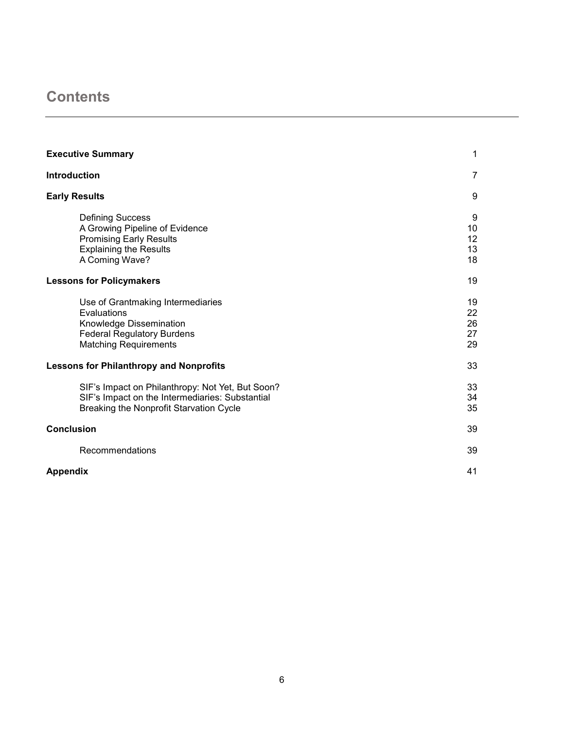# Contents

| | |
|---|---|
| **Executive Summary** | 1 |
| **Introduction** | 7 |
| **Early Results** | 9 |
| Defining Success | 9 |
| A Growing Pipeline of Evidence | 10 |
| Promising Early Results | 12 |
| Explaining the Results | 13 |
| A Coming Wave? | 18 |
| **Lessons for Policymakers** | 19 |
| Use of Grantmaking Intermediaries | 19 |
| Evaluations | 22 |
| Knowledge Dissemination | 26 |
| Federal Regulatory Burdens | 27 |
| Matching Requirements | 29 |
| **Lessons for Philanthropy and Nonprofits** | 33 |
| SIF's Impact on Philanthropy: Not Yet, But Soon? | 33 |
| SIF's Impact on the Intermediaries: Substantial | 34 |
| Breaking the Nonprofit Starvation Cycle | 35 |
| **Conclusion** | 39 |
| Recommendations | 39 |
| **Appendix** | 41 |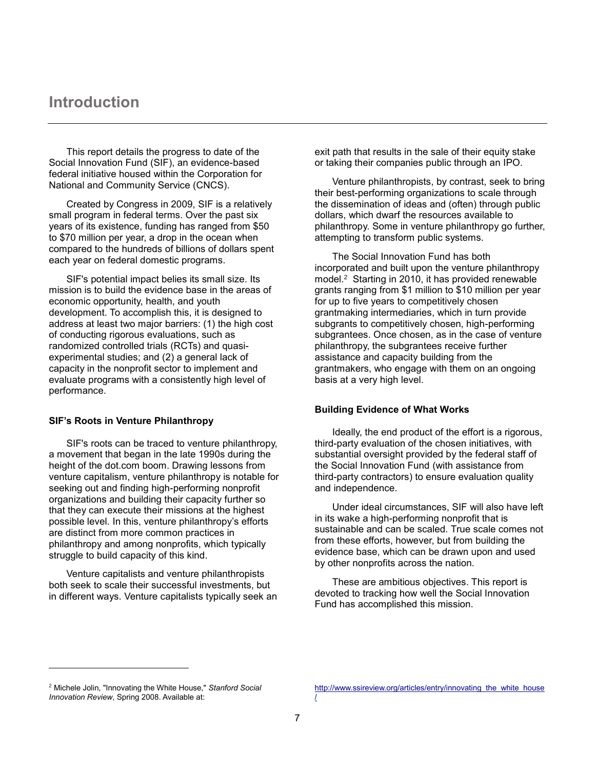# Introduction

This report details the progress to date of the Social Innovation Fund (SIF), an evidence-based federal initiative housed within the Corporation for National and Community Service (CNCS).

Created by Congress in 2009, SIF is a relatively small program in federal terms. Over the past six years of its existence, funding has ranged from $50 to $70 million per year, a drop in the ocean when compared to the hundreds of billions of dollars spent each year on federal domestic programs.

SIF's potential impact belies its small size. Its mission is to build the evidence base in the areas of economic opportunity, health, and youth development. To accomplish this, it is designed to address at least two major barriers: (1) the high cost of conducting rigorous evaluations, such as randomized controlled trials (RCTs) and quasi-experimental studies; and (2) a general lack of capacity in the nonprofit sector to implement and evaluate programs with a consistently high level of performance.

**SIF's Roots in Venture Philanthropy**

SIF's roots can be traced to venture philanthropy, a movement that began in the late 1990s during the height of the dot.com boom. Drawing lessons from venture capitalism, venture philanthropy is notable for seeking out and finding high-performing nonprofit organizations and building their capacity further so that they can execute their missions at the highest possible level. In this, venture philanthropy's efforts are distinct from more common practices in philanthropy and among nonprofits, which typically struggle to build capacity of this kind.

Venture capitalists and venture philanthropists both seek to scale their successful investments, but in different ways. Venture capitalists typically seek an exit path that results in the sale of their equity stake or taking their companies public through an IPO.

Venture philanthropists, by contrast, seek to bring their best-performing organizations to scale through the dissemination of ideas and (often) through public dollars, which dwarf the resources available to philanthropy. Some in venture philanthropy go further, attempting to transform public systems.

The Social Innovation Fund has both incorporated and built upon the venture philanthropy model.[2] Starting in 2010, it has provided renewable grants ranging from $1 million to $10 million per year for up to five years to competitively chosen grantmaking intermediaries, which in turn provide subgrants to competitively chosen, high-performing subgrantees. Once chosen, as in the case of venture philanthropy, the subgrantees receive further assistance and capacity building from the grantmakers, who engage with them on an ongoing basis at a very high level.

**Building Evidence of What Works**

Ideally, the end product of the effort is a rigorous, third-party evaluation of the chosen initiatives, with substantial oversight provided by the federal staff of the Social Innovation Fund (with assistance from third-party contractors) to ensure evaluation quality and independence.

Under ideal circumstances, SIF will also have left in its wake a high-performing nonprofit that is sustainable and can be scaled. True scale comes not from these efforts, however, but from building the evidence base, which can be drawn upon and used by other nonprofits across the nation.

These are ambitious objectives. This report is devoted to tracking how well the Social Innovation Fund has accomplished this mission.

---

[2] Michele Jolin, "Innovating the White House," *Stanford Social Innovation Review*, Spring 2008. Available at: http://www.ssireview.org/articles/entry/innovating_the_white_house/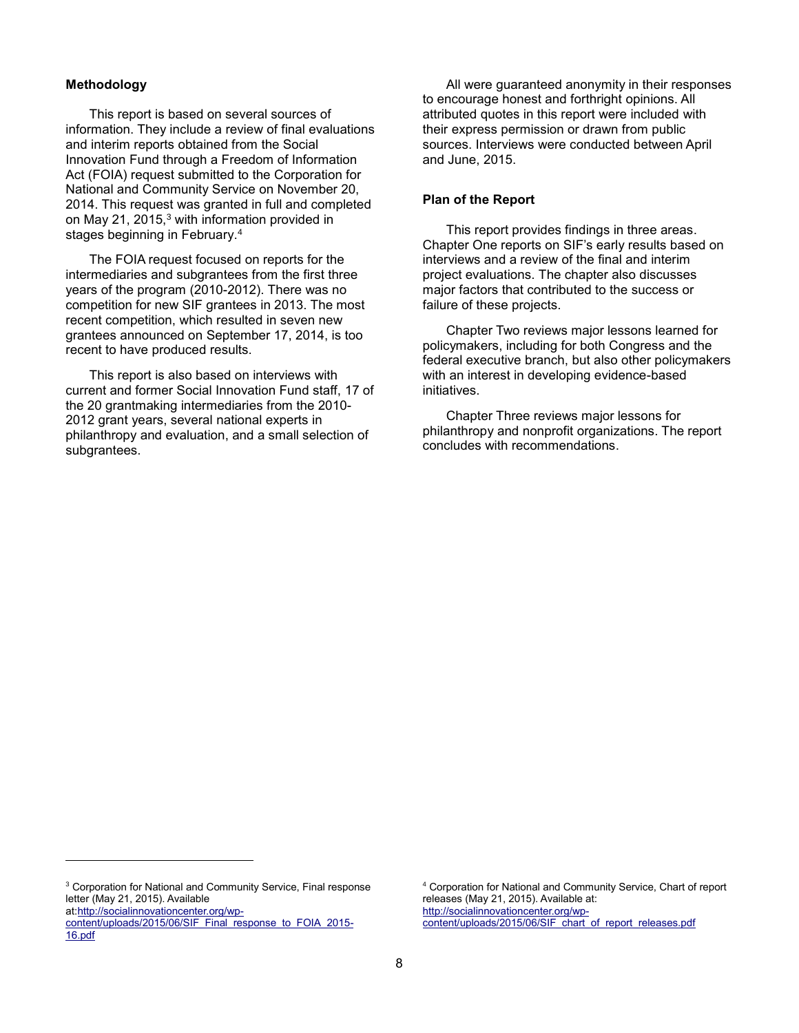**Methodology**

This report is based on several sources of information. They include a review of final evaluations and interim reports obtained from the Social Innovation Fund through a Freedom of Information Act (FOIA) request submitted to the Corporation for National and Community Service on November 20, 2014. This request was granted in full and completed on May 21, 2015,[3] with information provided in stages beginning in February.[4]

The FOIA request focused on reports for the intermediaries and subgrantees from the first three years of the program (2010-2012). There was no competition for new SIF grantees in 2013. The most recent competition, which resulted in seven new grantees announced on September 17, 2014, is too recent to have produced results.

This report is also based on interviews with current and former Social Innovation Fund staff, 17 of the 20 grantmaking intermediaries from the 2010-2012 grant years, several national experts in philanthropy and evaluation, and a small selection of subgrantees.

All were guaranteed anonymity in their responses to encourage honest and forthright opinions. All attributed quotes in this report were included with their express permission or drawn from public sources. Interviews were conducted between April and June, 2015.

**Plan of the Report**

This report provides findings in three areas. Chapter One reports on SIF's early results based on interviews and a review of the final and interim project evaluations. The chapter also discusses major factors that contributed to the success or failure of these projects.

Chapter Two reviews major lessons learned for policymakers, including for both Congress and the federal executive branch, but also other policymakers with an interest in developing evidence-based initiatives.

Chapter Three reviews major lessons for philanthropy and nonprofit organizations. The report concludes with recommendations.

---

[3] Corporation for National and Community Service, Final response letter (May 21, 2015). Available at:http://socialinnovationcenter.org/wp-content/uploads/2015/06/SIF_Final_response_to_FOIA_2015-16.pdf

[4] Corporation for National and Community Service, Chart of report releases (May 21, 2015). Available at: http://socialinnovationcenter.org/wp-content/uploads/2015/06/SIF_chart_of_report_releases.pdf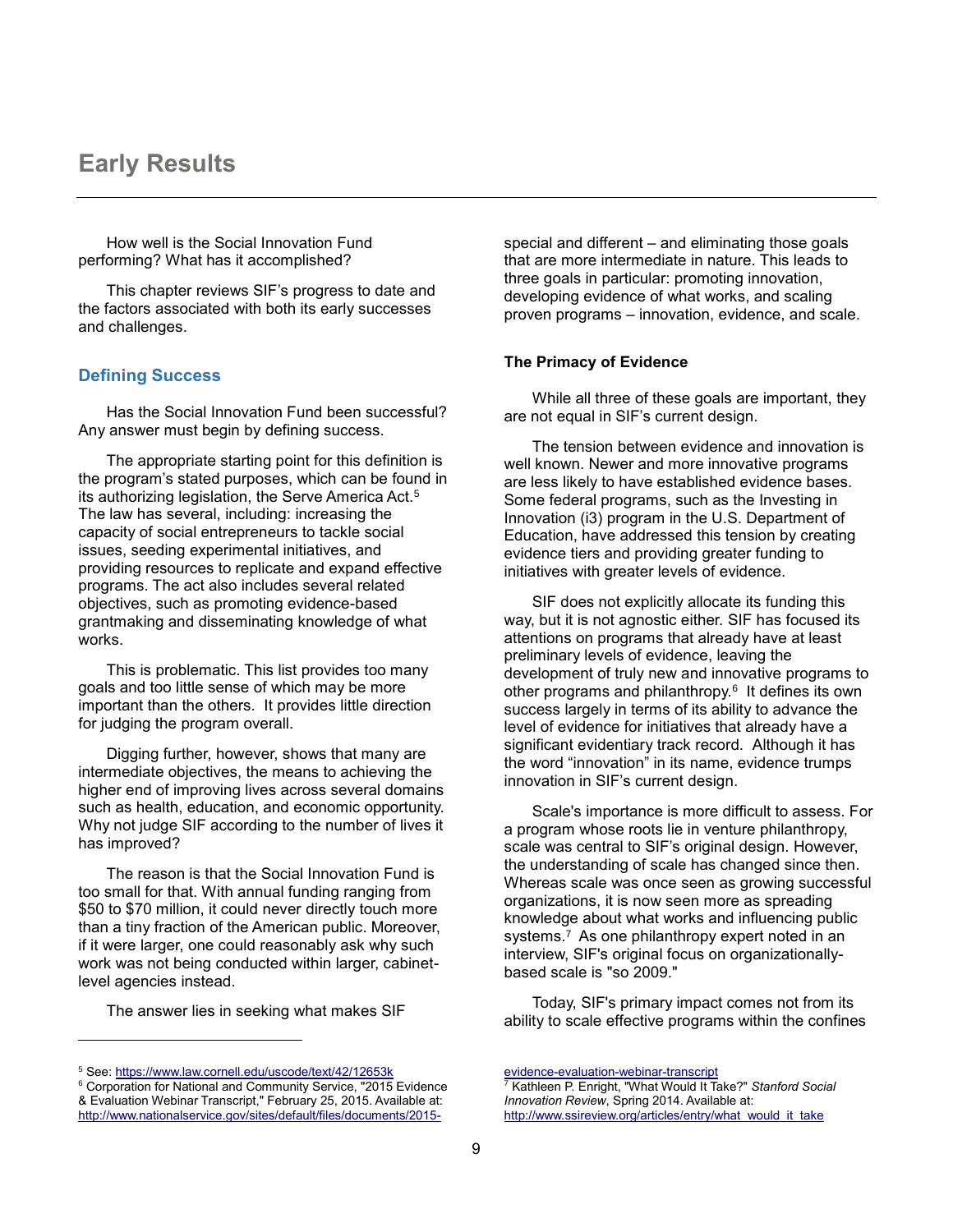# Early Results

How well is the Social Innovation Fund performing? What has it accomplished?

This chapter reviews SIF's progress to date and the factors associated with both its early successes and challenges.

## Defining Success

Has the Social Innovation Fund been successful? Any answer must begin by defining success.

The appropriate starting point for this definition is the program's stated purposes, which can be found in its authorizing legislation, the Serve America Act.[5] The law has several, including: increasing the capacity of social entrepreneurs to tackle social issues, seeding experimental initiatives, and providing resources to replicate and expand effective programs. The act also includes several related objectives, such as promoting evidence-based grantmaking and disseminating knowledge of what works.

This is problematic. This list provides too many goals and too little sense of which may be more important than the others. It provides little direction for judging the program overall.

Digging further, however, shows that many are intermediate objectives, the means to achieving the higher end of improving lives across several domains such as health, education, and economic opportunity. Why not judge SIF according to the number of lives it has improved?

The reason is that the Social Innovation Fund is too small for that. With annual funding ranging from $50 to $70 million, it could never directly touch more than a tiny fraction of the American public. Moreover, if it were larger, one could reasonably ask why such work was not being conducted within larger, cabinet-level agencies instead.

The answer lies in seeking what makes SIF special and different – and eliminating those goals that are more intermediate in nature. This leads to three goals in particular: promoting innovation, developing evidence of what works, and scaling proven programs – innovation, evidence, and scale.

### The Primacy of Evidence

While all three of these goals are important, they are not equal in SIF's current design.

The tension between evidence and innovation is well known. Newer and more innovative programs are less likely to have established evidence bases. Some federal programs, such as the Investing in Innovation (i3) program in the U.S. Department of Education, have addressed this tension by creating evidence tiers and providing greater funding to initiatives with greater levels of evidence.

SIF does not explicitly allocate its funding this way, but it is not agnostic either. SIF has focused its attentions on programs that already have at least preliminary levels of evidence, leaving the development of truly new and innovative programs to other programs and philanthropy.[6] It defines its own success largely in terms of its ability to advance the level of evidence for initiatives that already have a significant evidentiary track record. Although it has the word "innovation" in its name, evidence trumps innovation in SIF's current design.

Scale's importance is more difficult to assess. For a program whose roots lie in venture philanthropy, scale was central to SIF's original design. However, the understanding of scale has changed since then. Whereas scale was once seen as growing successful organizations, it is now seen more as spreading knowledge about what works and influencing public systems.[7] As one philanthropy expert noted in an interview, SIF's original focus on organizationally-based scale is "so 2009."

Today, SIF's primary impact comes not from its ability to scale effective programs within the confines

---

[5] See: https://www.law.cornell.edu/uscode/text/42/12653k

[6] Corporation for National and Community Service, "2015 Evidence & Evaluation Webinar Transcript," February 25, 2015. Available at: http://www.nationalservice.gov/sites/default/files/documents/2015-evidence-evaluation-webinar-transcript

[7] Kathleen P. Enright, "What Would It Take?" *Stanford Social Innovation Review*, Spring 2014. Available at: http://www.ssireview.org/articles/entry/what_would_it_take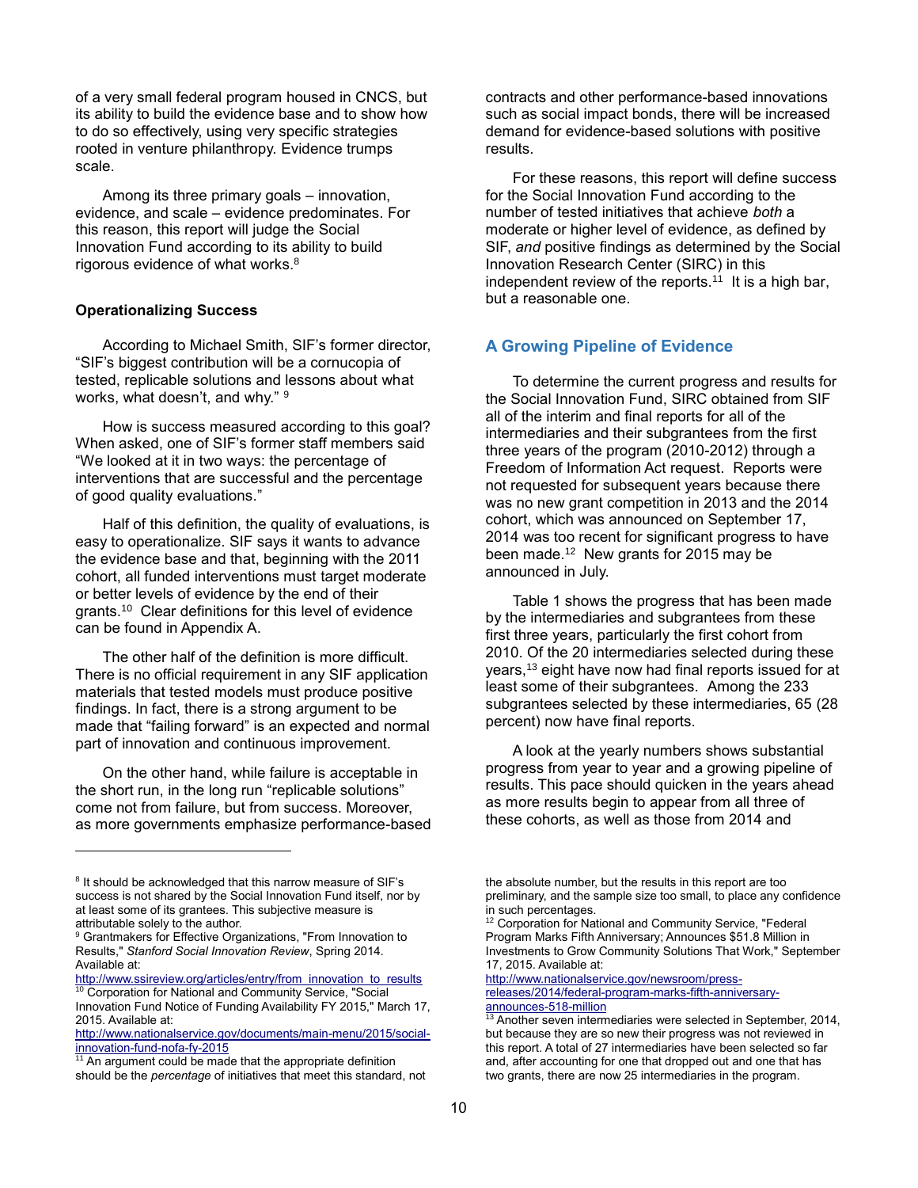of a very small federal program housed in CNCS, but its ability to build the evidence base and to show how to do so effectively, using very specific strategies rooted in venture philanthropy. Evidence trumps scale.

Among its three primary goals – innovation, evidence, and scale – evidence predominates. For this reason, this report will judge the Social Innovation Fund according to its ability to build rigorous evidence of what works.[8]

**Operationalizing Success**

According to Michael Smith, SIF's former director, "SIF's biggest contribution will be a cornucopia of tested, replicable solutions and lessons about what works, what doesn't, and why." [9]

How is success measured according to this goal? When asked, one of SIF's former staff members said "We looked at it in two ways: the percentage of interventions that are successful and the percentage of good quality evaluations."

Half of this definition, the quality of evaluations, is easy to operationalize. SIF says it wants to advance the evidence base and that, beginning with the 2011 cohort, all funded interventions must target moderate or better levels of evidence by the end of their grants.[10] Clear definitions for this level of evidence can be found in Appendix A.

The other half of the definition is more difficult. There is no official requirement in any SIF application materials that tested models must produce positive findings. In fact, there is a strong argument to be made that "failing forward" is an expected and normal part of innovation and continuous improvement.

On the other hand, while failure is acceptable in the short run, in the long run "replicable solutions" come not from failure, but from success. Moreover, as more governments emphasize performance-based contracts and other performance-based innovations such as social impact bonds, there will be increased demand for evidence-based solutions with positive results.

For these reasons, this report will define success for the Social Innovation Fund according to the number of tested initiatives that achieve *both* a moderate or higher level of evidence, as defined by SIF, *and* positive findings as determined by the Social Innovation Research Center (SIRC) in this independent review of the reports.[11] It is a high bar, but a reasonable one.

## A Growing Pipeline of Evidence

To determine the current progress and results for the Social Innovation Fund, SIRC obtained from SIF all of the interim and final reports for all of the intermediaries and their subgrantees from the first three years of the program (2010-2012) through a Freedom of Information Act request. Reports were not requested for subsequent years because there was no new grant competition in 2013 and the 2014 cohort, which was announced on September 17, 2014 was too recent for significant progress to have been made.[12] New grants for 2015 may be announced in July.

Table 1 shows the progress that has been made by the intermediaries and subgrantees from these first three years, particularly the first cohort from 2010. Of the 20 intermediaries selected during these years,[13] eight have now had final reports issued for at least some of their subgrantees. Among the 233 subgrantees selected by these intermediaries, 65 (28 percent) now have final reports.

A look at the yearly numbers shows substantial progress from year to year and a growing pipeline of results. This pace should quicken in the years ahead as more results begin to appear from all three of these cohorts, as well as those from 2014 and

---

[8] It should be acknowledged that this narrow measure of SIF's success is not shared by the Social Innovation Fund itself, nor by at least some of its grantees. This subjective measure is attributable solely to the author.

[9] Grantmakers for Effective Organizations, "From Innovation to Results," *Stanford Social Innovation Review*, Spring 2014. Available at: http://www.ssireview.org/articles/entry/from_innovation_to_results

[10] Corporation for National and Community Service, "Social Innovation Fund Notice of Funding Availability FY 2015," March 17, 2015. Available at: http://www.nationalservice.gov/documents/main-menu/2015/social-innovation-fund-nofa-fy-2015

[11] An argument could be made that the appropriate definition should be the *percentage* of initiatives that meet this standard, not the absolute number, but the results in this report are too preliminary, and the sample size too small, to place any confidence in such percentages.

[12] Corporation for National and Community Service, "Federal Program Marks Fifth Anniversary; Announces $51.8 Million in Investments to Grow Community Solutions That Work," September 17, 2015. Available at: http://www.nationalservice.gov/newsroom/press-releases/2014/federal-program-marks-fifth-anniversary-announces-518-million

[13] Another seven intermediaries were selected in September, 2014, but because they are so new their progress was not reviewed in this report. A total of 27 intermediaries have been selected so far and, after accounting for one that dropped out and one that has two grants, there are now 25 intermediaries in the program.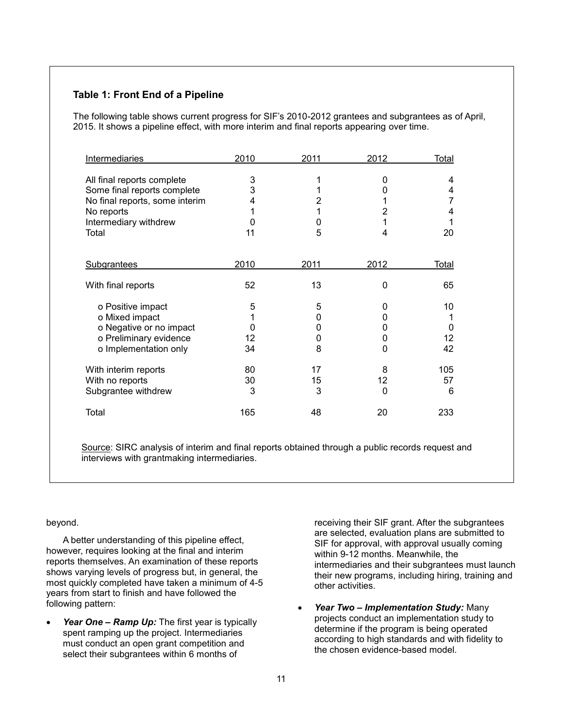**Table 1: Front End of a Pipeline**

The following table shows current progress for SIF's 2010-2012 grantees and subgrantees as of April, 2015. It shows a pipeline effect, with more interim and final reports appearing over time.

| Intermediaries | 2010 | 2011 | 2012 | Total |
|---|---|---|---|---|
| All final reports complete | 3 | 1 | 0 | 4 |
| Some final reports complete | 3 | 1 | 0 | 4 |
| No final reports, some interim | 4 | 2 | 1 | 7 |
| No reports | 1 | 1 | 2 | 4 |
| Intermediary withdrew | 0 | 0 | 1 | 1 |
| Total | 11 | 5 | 4 | 20 |

| Subgrantees | 2010 | 2011 | 2012 | Total |
|---|---|---|---|---|
| With final reports | 52 | 13 | 0 | 65 |
| o Positive impact | 5 | 5 | 0 | 10 |
| o Mixed impact | 1 | 0 | 0 | 1 |
| o Negative or no impact | 0 | 0 | 0 | 0 |
| o Preliminary evidence | 12 | 0 | 0 | 12 |
| o Implementation only | 34 | 8 | 0 | 42 |
| With interim reports | 80 | 17 | 8 | 105 |
| With no reports | 30 | 15 | 12 | 57 |
| Subgrantee withdrew | 3 | 3 | 0 | 6 |
| Total | 165 | 48 | 20 | 233 |

Source: SIRC analysis of interim and final reports obtained through a public records request and interviews with grantmaking intermediaries.

beyond.

A better understanding of this pipeline effect, however, requires looking at the final and interim reports themselves. An examination of these reports shows varying levels of progress but, in general, the most quickly completed have taken a minimum of 4-5 years from start to finish and have followed the following pattern:

- ***Year One – Ramp Up:*** The first year is typically spent ramping up the project. Intermediaries must conduct an open grant competition and select their subgrantees within 6 months of receiving their SIF grant. After the subgrantees are selected, evaluation plans are submitted to SIF for approval, with approval usually coming within 9-12 months. Meanwhile, the intermediaries and their subgrantees must launch their new programs, including hiring, training and other activities.
- ***Year Two – Implementation Study:*** Many projects conduct an implementation study to determine if the program is being operated according to high standards and with fidelity to the chosen evidence-based model.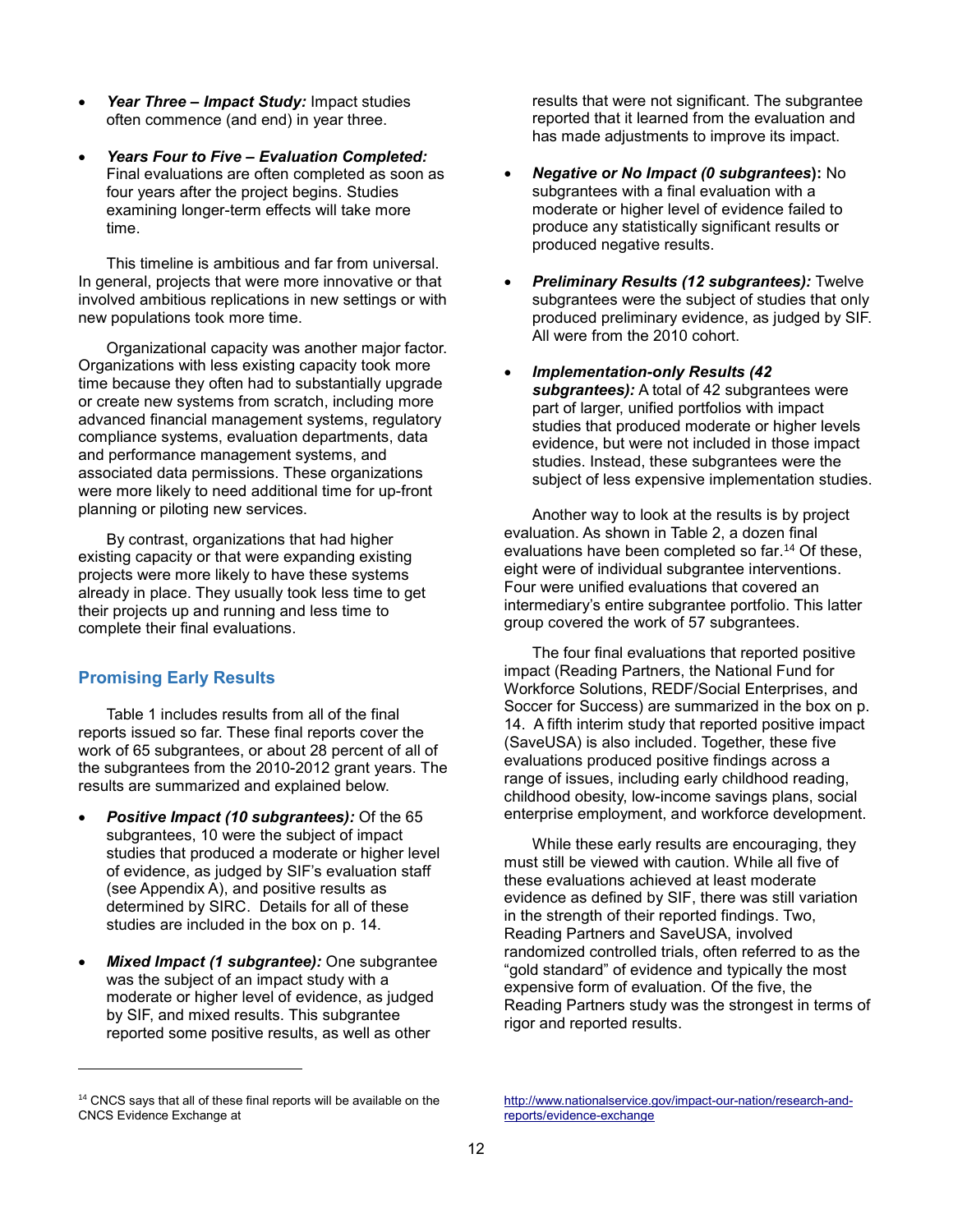- ***Year Three – Impact Study:*** Impact studies often commence (and end) in year three.

- ***Years Four to Five – Evaluation Completed:*** Final evaluations are often completed as soon as four years after the project begins. Studies examining longer-term effects will take more time.

This timeline is ambitious and far from universal. In general, projects that were more innovative or that involved ambitious replications in new settings or with new populations took more time.

Organizational capacity was another major factor. Organizations with less existing capacity took more time because they often had to substantially upgrade or create new systems from scratch, including more advanced financial management systems, regulatory compliance systems, evaluation departments, data and performance management systems, and associated data permissions. These organizations were more likely to need additional time for up-front planning or piloting new services.

By contrast, organizations that had higher existing capacity or that were expanding existing projects were more likely to have these systems already in place. They usually took less time to get their projects up and running and less time to complete their final evaluations.

## Promising Early Results

Table 1 includes results from all of the final reports issued so far. These final reports cover the work of 65 subgrantees, or about 28 percent of all of the subgrantees from the 2010-2012 grant years. The results are summarized and explained below.

- ***Positive Impact (10 subgrantees):*** Of the 65 subgrantees, 10 were the subject of impact studies that produced a moderate or higher level of evidence, as judged by SIF's evaluation staff (see Appendix A), and positive results as determined by SIRC. Details for all of these studies are included in the box on p. 14.

- ***Mixed Impact (1 subgrantee):*** One subgrantee was the subject of an impact study with a moderate or higher level of evidence, as judged by SIF, and mixed results. This subgrantee reported some positive results, as well as other results that were not significant. The subgrantee reported that it learned from the evaluation and has made adjustments to improve its impact.

- ***Negative or No Impact (0 subgrantees)*****:** No subgrantees with a final evaluation with a moderate or higher level of evidence failed to produce any statistically significant results or produced negative results.

- ***Preliminary Results (12 subgrantees):*** Twelve subgrantees were the subject of studies that only produced preliminary evidence, as judged by SIF. All were from the 2010 cohort.

- ***Implementation-only Results (42 subgrantees):*** A total of 42 subgrantees were part of larger, unified portfolios with impact studies that produced moderate or higher levels evidence, but were not included in those impact studies. Instead, these subgrantees were the subject of less expensive implementation studies.

Another way to look at the results is by project evaluation. As shown in Table 2, a dozen final evaluations have been completed so far.[14] Of these, eight were of individual subgrantee interventions. Four were unified evaluations that covered an intermediary's entire subgrantee portfolio. This latter group covered the work of 57 subgrantees.

The four final evaluations that reported positive impact (Reading Partners, the National Fund for Workforce Solutions, REDF/Social Enterprises, and Soccer for Success) are summarized in the box on p. 14. A fifth interim study that reported positive impact (SaveUSA) is also included. Together, these five evaluations produced positive findings across a range of issues, including early childhood reading, childhood obesity, low-income savings plans, social enterprise employment, and workforce development.

While these early results are encouraging, they must still be viewed with caution. While all five of these evaluations achieved at least moderate evidence as defined by SIF, there was still variation in the strength of their reported findings. Two, Reading Partners and SaveUSA, involved randomized controlled trials, often referred to as the "gold standard" of evidence and typically the most expensive form of evaluation. Of the five, the Reading Partners study was the strongest in terms of rigor and reported results.

---

[14] CNCS says that all of these final reports will be available on the CNCS Evidence Exchange at http://www.nationalservice.gov/impact-our-nation/research-and-reports/evidence-exchange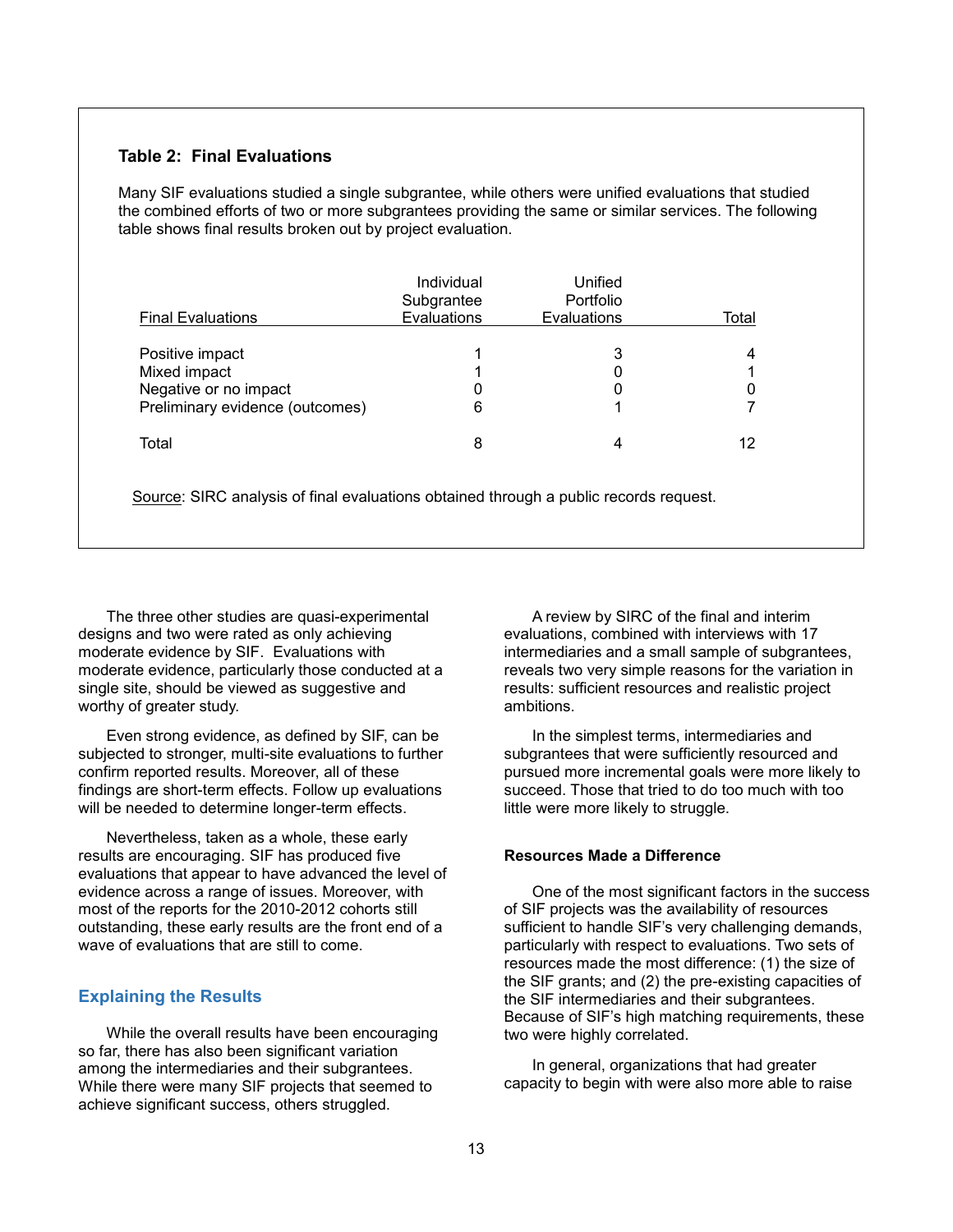**Table 2: Final Evaluations**

Many SIF evaluations studied a single subgrantee, while others were unified evaluations that studied the combined efforts of two or more subgrantees providing the same or similar services. The following table shows final results broken out by project evaluation.

| Final Evaluations | Individual Subgrantee Evaluations | Unified Portfolio Evaluations | Total |
|---|---|---|---|
| Positive impact | 1 | 3 | 4 |
| Mixed impact | 1 | 0 | 1 |
| Negative or no impact | 0 | 0 | 0 |
| Preliminary evidence (outcomes) | 6 | 1 | 7 |
| Total | 8 | 4 | 12 |

Source: SIRC analysis of final evaluations obtained through a public records request.

The three other studies are quasi-experimental designs and two were rated as only achieving moderate evidence by SIF. Evaluations with moderate evidence, particularly those conducted at a single site, should be viewed as suggestive and worthy of greater study.

Even strong evidence, as defined by SIF, can be subjected to stronger, multi-site evaluations to further confirm reported results. Moreover, all of these findings are short-term effects. Follow up evaluations will be needed to determine longer-term effects.

Nevertheless, taken as a whole, these early results are encouraging. SIF has produced five evaluations that appear to have advanced the level of evidence across a range of issues. Moreover, with most of the reports for the 2010-2012 cohorts still outstanding, these early results are the front end of a wave of evaluations that are still to come.

## Explaining the Results

While the overall results have been encouraging so far, there has also been significant variation among the intermediaries and their subgrantees. While there were many SIF projects that seemed to achieve significant success, others struggled.

A review by SIRC of the final and interim evaluations, combined with interviews with 17 intermediaries and a small sample of subgrantees, reveals two very simple reasons for the variation in results: sufficient resources and realistic project ambitions.

In the simplest terms, intermediaries and subgrantees that were sufficiently resourced and pursued more incremental goals were more likely to succeed. Those that tried to do too much with too little were more likely to struggle.

### Resources Made a Difference

One of the most significant factors in the success of SIF projects was the availability of resources sufficient to handle SIF's very challenging demands, particularly with respect to evaluations. Two sets of resources made the most difference: (1) the size of the SIF grants; and (2) the pre-existing capacities of the SIF intermediaries and their subgrantees. Because of SIF's high matching requirements, these two were highly correlated.

In general, organizations that had greater capacity to begin with were also more able to raise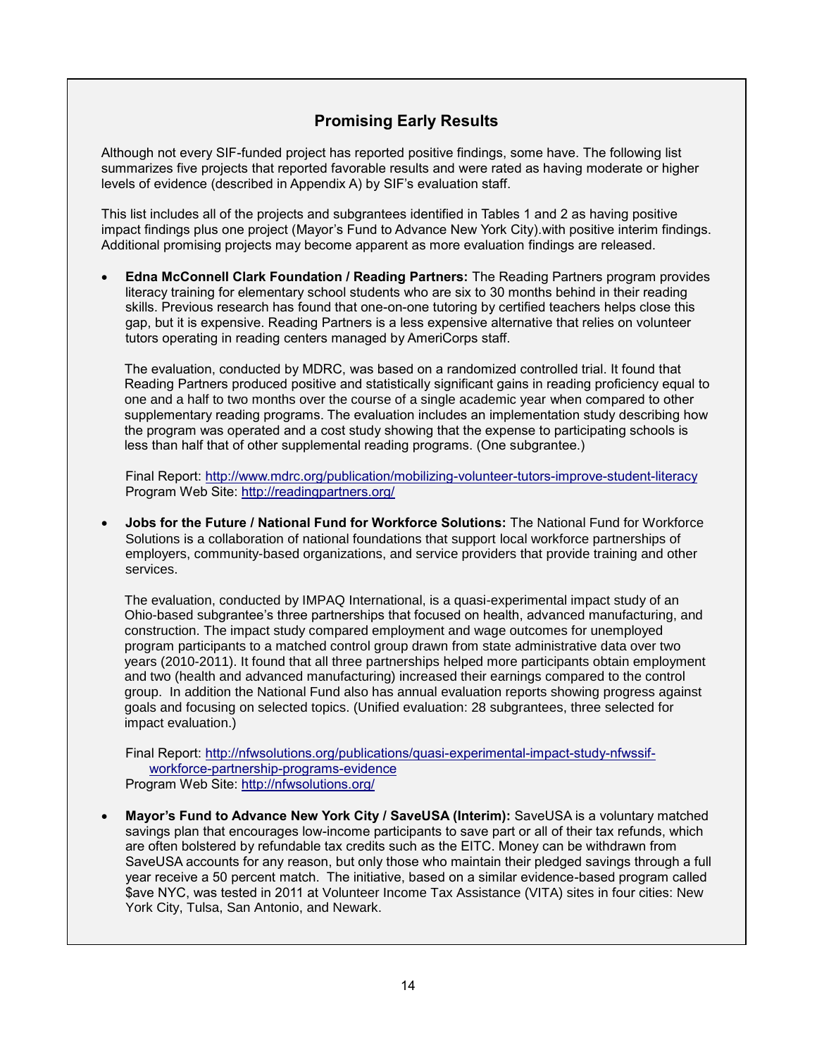## Promising Early Results

Although not every SIF-funded project has reported positive findings, some have. The following list summarizes five projects that reported favorable results and were rated as having moderate or higher levels of evidence (described in Appendix A) by SIF's evaluation staff.

This list includes all of the projects and subgrantees identified in Tables 1 and 2 as having positive impact findings plus one project (Mayor's Fund to Advance New York City).with positive interim findings. Additional promising projects may become apparent as more evaluation findings are released.

- **Edna McConnell Clark Foundation / Reading Partners:** The Reading Partners program provides literacy training for elementary school students who are six to 30 months behind in their reading skills. Previous research has found that one-on-one tutoring by certified teachers helps close this gap, but it is expensive. Reading Partners is a less expensive alternative that relies on volunteer tutors operating in reading centers managed by AmeriCorps staff.

  The evaluation, conducted by MDRC, was based on a randomized controlled trial. It found that Reading Partners produced positive and statistically significant gains in reading proficiency equal to one and a half to two months over the course of a single academic year when compared to other supplementary reading programs. The evaluation includes an implementation study describing how the program was operated and a cost study showing that the expense to participating schools is less than half that of other supplemental reading programs. (One subgrantee.)

  Final Report: http://www.mdrc.org/publication/mobilizing-volunteer-tutors-improve-student-literacy
  Program Web Site: http://readingpartners.org/

- **Jobs for the Future / National Fund for Workforce Solutions:** The National Fund for Workforce Solutions is a collaboration of national foundations that support local workforce partnerships of employers, community-based organizations, and service providers that provide training and other services.

  The evaluation, conducted by IMPAQ International, is a quasi-experimental impact study of an Ohio-based subgrantee's three partnerships that focused on health, advanced manufacturing, and construction. The impact study compared employment and wage outcomes for unemployed program participants to a matched control group drawn from state administrative data over two years (2010-2011). It found that all three partnerships helped more participants obtain employment and two (health and advanced manufacturing) increased their earnings compared to the control group. In addition the National Fund also has annual evaluation reports showing progress against goals and focusing on selected topics. (Unified evaluation: 28 subgrantees, three selected for impact evaluation.)

  Final Report: http://nfwsolutions.org/publications/quasi-experimental-impact-study-nfwssif-workforce-partnership-programs-evidence
  Program Web Site: http://nfwsolutions.org/

- **Mayor's Fund to Advance New York City / SaveUSA (Interim):** SaveUSA is a voluntary matched savings plan that encourages low-income participants to save part or all of their tax refunds, which are often bolstered by refundable tax credits such as the EITC. Money can be withdrawn from SaveUSA accounts for any reason, but only those who maintain their pledged savings through a full year receive a 50 percent match. The initiative, based on a similar evidence-based program called $ave NYC, was tested in 2011 at Volunteer Income Tax Assistance (VITA) sites in four cities: New York City, Tulsa, San Antonio, and Newark.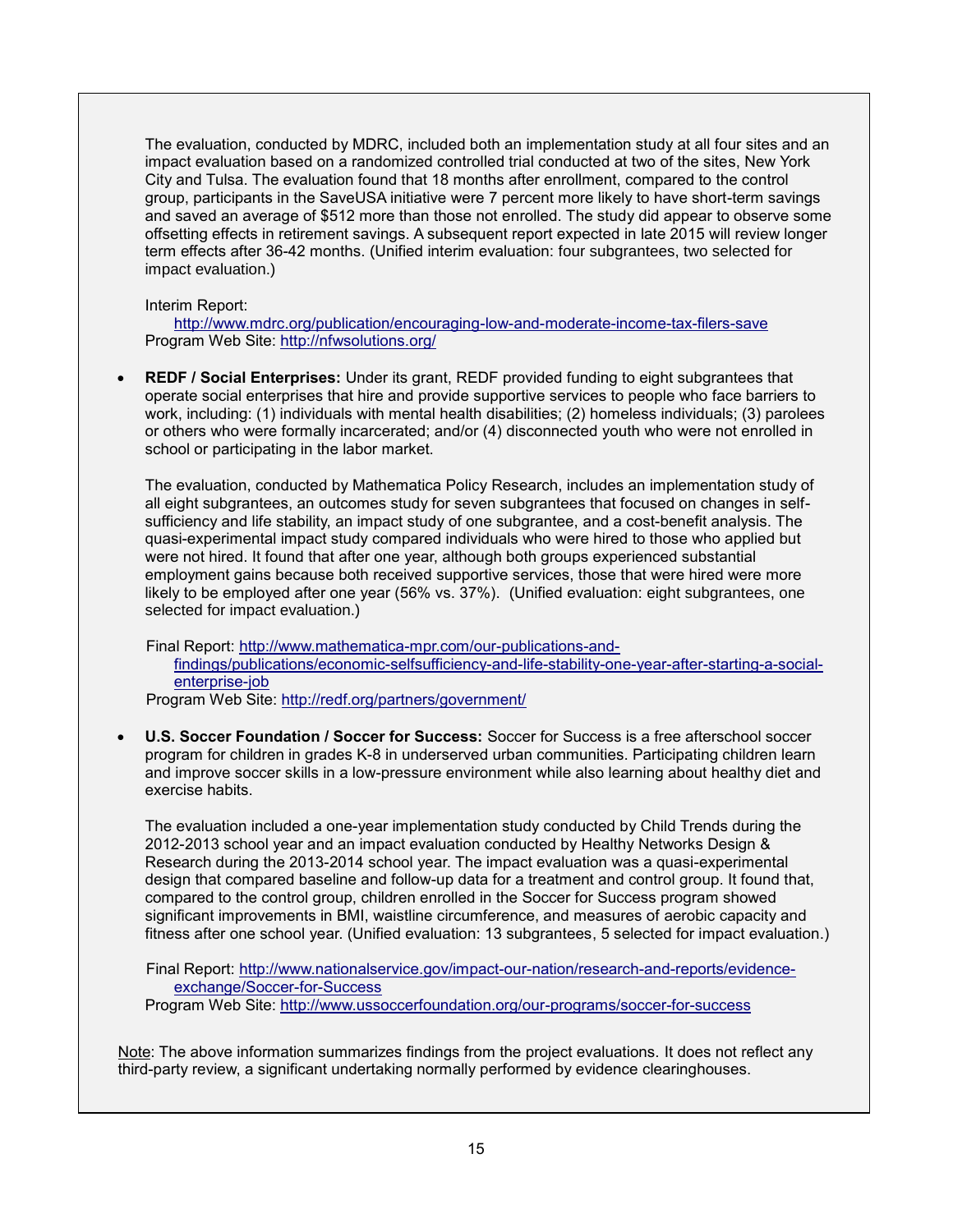The evaluation, conducted by MDRC, included both an implementation study at all four sites and an impact evaluation based on a randomized controlled trial conducted at two of the sites, New York City and Tulsa. The evaluation found that 18 months after enrollment, compared to the control group, participants in the SaveUSA initiative were 7 percent more likely to have short-term savings and saved an average of $512 more than those not enrolled. The study did appear to observe some offsetting effects in retirement savings. A subsequent report expected in late 2015 will review longer term effects after 36-42 months. (Unified interim evaluation: four subgrantees, two selected for impact evaluation.)

Interim Report:
http://www.mdrc.org/publication/encouraging-low-and-moderate-income-tax-filers-save
Program Web Site: http://nfwsolutions.org/

- **REDF / Social Enterprises:** Under its grant, REDF provided funding to eight subgrantees that operate social enterprises that hire and provide supportive services to people who face barriers to work, including: (1) individuals with mental health disabilities; (2) homeless individuals; (3) parolees or others who were formally incarcerated; and/or (4) disconnected youth who were not enrolled in school or participating in the labor market.

  The evaluation, conducted by Mathematica Policy Research, includes an implementation study of all eight subgrantees, an outcomes study for seven subgrantees that focused on changes in self-sufficiency and life stability, an impact study of one subgrantee, and a cost-benefit analysis. The quasi-experimental impact study compared individuals who were hired to those who applied but were not hired. It found that after one year, although both groups experienced substantial employment gains because both received supportive services, those that were hired were more likely to be employed after one year (56% vs. 37%). (Unified evaluation: eight subgrantees, one selected for impact evaluation.)

  Final Report: http://www.mathematica-mpr.com/our-publications-and-findings/publications/economic-selfsufficiency-and-life-stability-one-year-after-starting-a-social-enterprise-job
  Program Web Site: http://redf.org/partners/government/

- **U.S. Soccer Foundation / Soccer for Success:** Soccer for Success is a free afterschool soccer program for children in grades K-8 in underserved urban communities. Participating children learn and improve soccer skills in a low-pressure environment while also learning about healthy diet and exercise habits.

  The evaluation included a one-year implementation study conducted by Child Trends during the 2012-2013 school year and an impact evaluation conducted by Healthy Networks Design & Research during the 2013-2014 school year. The impact evaluation was a quasi-experimental design that compared baseline and follow-up data for a treatment and control group. It found that, compared to the control group, children enrolled in the Soccer for Success program showed significant improvements in BMI, waistline circumference, and measures of aerobic capacity and fitness after one school year. (Unified evaluation: 13 subgrantees, 5 selected for impact evaluation.)

  Final Report: http://www.nationalservice.gov/impact-our-nation/research-and-reports/evidence-exchange/Soccer-for-Success
  Program Web Site: http://www.ussoccerfoundation.org/our-programs/soccer-for-success

Note: The above information summarizes findings from the project evaluations. It does not reflect any third-party review, a significant undertaking normally performed by evidence clearinghouses.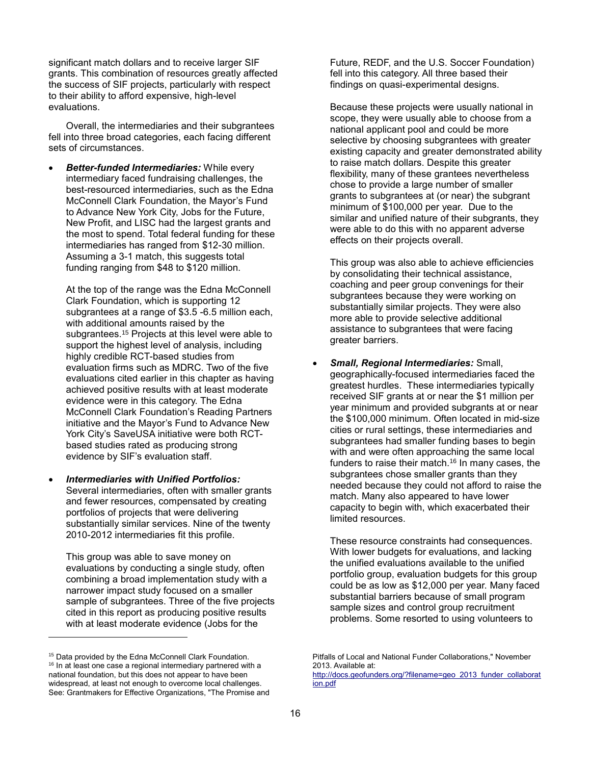significant match dollars and to receive larger SIF grants. This combination of resources greatly affected the success of SIF projects, particularly with respect to their ability to afford expensive, high-level evaluations.

Overall, the intermediaries and their subgrantees fell into three broad categories, each facing different sets of circumstances.

- ***Better-funded Intermediaries:*** While every intermediary faced fundraising challenges, the best-resourced intermediaries, such as the Edna McConnell Clark Foundation, the Mayor's Fund to Advance New York City, Jobs for the Future, New Profit, and LISC had the largest grants and the most to spend. Total federal funding for these intermediaries has ranged from $12-30 million. Assuming a 3-1 match, this suggests total funding ranging from $48 to $120 million.

  At the top of the range was the Edna McConnell Clark Foundation, which is supporting 12 subgrantees at a range of $3.5 -6.5 million each, with additional amounts raised by the subgrantees.[15] Projects at this level were able to support the highest level of analysis, including highly credible RCT-based studies from evaluation firms such as MDRC. Two of the five evaluations cited earlier in this chapter as having achieved positive results with at least moderate evidence were in this category. The Edna McConnell Clark Foundation's Reading Partners initiative and the Mayor's Fund to Advance New York City's SaveUSA initiative were both RCT-based studies rated as producing strong evidence by SIF's evaluation staff.

- ***Intermediaries with Unified Portfolios:*** Several intermediaries, often with smaller grants and fewer resources, compensated by creating portfolios of projects that were delivering substantially similar services. Nine of the twenty 2010-2012 intermediaries fit this profile.

  This group was able to save money on evaluations by conducting a single study, often combining a broad implementation study with a narrower impact study focused on a smaller sample of subgrantees. Three of the five projects cited in this report as producing positive results with at least moderate evidence (Jobs for the Future, REDF, and the U.S. Soccer Foundation) fell into this category. All three based their findings on quasi-experimental designs.

  Because these projects were usually national in scope, they were usually able to choose from a national applicant pool and could be more selective by choosing subgrantees with greater existing capacity and greater demonstrated ability to raise match dollars. Despite this greater flexibility, many of these grantees nevertheless chose to provide a large number of smaller grants to subgrantees at (or near) the subgrant minimum of $100,000 per year. Due to the similar and unified nature of their subgrants, they were able to do this with no apparent adverse effects on their projects overall.

  This group was also able to achieve efficiencies by consolidating their technical assistance, coaching and peer group convenings for their subgrantees because they were working on substantially similar projects. They were also more able to provide selective additional assistance to subgrantees that were facing greater barriers.

- ***Small, Regional Intermediaries:*** Small, geographically-focused intermediaries faced the greatest hurdles. These intermediaries typically received SIF grants at or near the $1 million per year minimum and provided subgrants at or near the $100,000 minimum. Often located in mid-size cities or rural settings, these intermediaries and subgrantees had smaller funding bases to begin with and were often approaching the same local funders to raise their match.[16] In many cases, the subgrantees chose smaller grants than they needed because they could not afford to raise the match. Many also appeared to have lower capacity to begin with, which exacerbated their limited resources.

  These resource constraints had consequences. With lower budgets for evaluations, and lacking the unified evaluations available to the unified portfolio group, evaluation budgets for this group could be as low as $12,000 per year. Many faced substantial barriers because of small program sample sizes and control group recruitment problems. Some resorted to using volunteers to

---

[15] Data provided by the Edna McConnell Clark Foundation.

[16] In at least one case a regional intermediary partnered with a national foundation, but this does not appear to have been widespread, at least not enough to overcome local challenges. See: Grantmakers for Effective Organizations, "The Promise and Pitfalls of Local and National Funder Collaborations," November 2013. Available at: http://docs.geofunders.org/?filename=geo_2013_funder_collaboration.pdf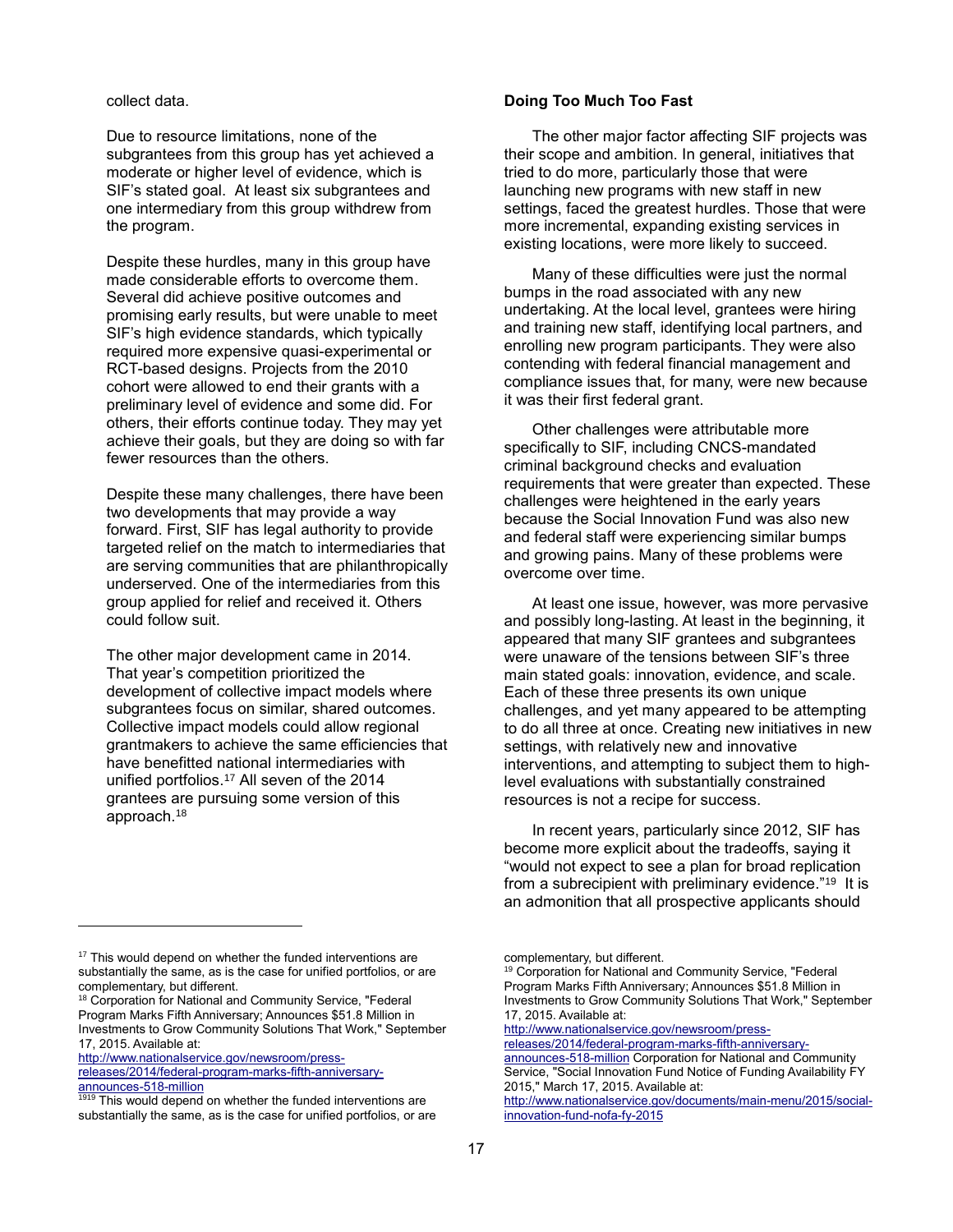collect data.

Due to resource limitations, none of the subgrantees from this group has yet achieved a moderate or higher level of evidence, which is SIF's stated goal. At least six subgrantees and one intermediary from this group withdrew from the program.

Despite these hurdles, many in this group have made considerable efforts to overcome them. Several did achieve positive outcomes and promising early results, but were unable to meet SIF's high evidence standards, which typically required more expensive quasi-experimental or RCT-based designs. Projects from the 2010 cohort were allowed to end their grants with a preliminary level of evidence and some did. For others, their efforts continue today. They may yet achieve their goals, but they are doing so with far fewer resources than the others.

Despite these many challenges, there have been two developments that may provide a way forward. First, SIF has legal authority to provide targeted relief on the match to intermediaries that are serving communities that are philanthropically underserved. One of the intermediaries from this group applied for relief and received it. Others could follow suit.

The other major development came in 2014. That year's competition prioritized the development of collective impact models where subgrantees focus on similar, shared outcomes. Collective impact models could allow regional grantmakers to achieve the same efficiencies that have benefitted national intermediaries with unified portfolios.[17] All seven of the 2014 grantees are pursuing some version of this approach.[18]

**Doing Too Much Too Fast**

The other major factor affecting SIF projects was their scope and ambition. In general, initiatives that tried to do more, particularly those that were launching new programs with new staff in new settings, faced the greatest hurdles. Those that were more incremental, expanding existing services in existing locations, were more likely to succeed.

Many of these difficulties were just the normal bumps in the road associated with any new undertaking. At the local level, grantees were hiring and training new staff, identifying local partners, and enrolling new program participants. They were also contending with federal financial management and compliance issues that, for many, were new because it was their first federal grant.

Other challenges were attributable more specifically to SIF, including CNCS-mandated criminal background checks and evaluation requirements that were greater than expected. These challenges were heightened in the early years because the Social Innovation Fund was also new and federal staff were experiencing similar bumps and growing pains. Many of these problems were overcome over time.

At least one issue, however, was more pervasive and possibly long-lasting. At least in the beginning, it appeared that many SIF grantees and subgrantees were unaware of the tensions between SIF's three main stated goals: innovation, evidence, and scale. Each of these three presents its own unique challenges, and yet many appeared to be attempting to do all three at once. Creating new initiatives in new settings, with relatively new and innovative interventions, and attempting to subject them to high-level evaluations with substantially constrained resources is not a recipe for success.

In recent years, particularly since 2012, SIF has become more explicit about the tradeoffs, saying it "would not expect to see a plan for broad replication from a subrecipient with preliminary evidence."[19] It is an admonition that all prospective applicants should

---

[17] This would depend on whether the funded interventions are substantially the same, as is the case for unified portfolios, or are complementary, but different.

[18] Corporation for National and Community Service, "Federal Program Marks Fifth Anniversary; Announces $51.8 Million in Investments to Grow Community Solutions That Work," September 17, 2015. Available at: http://www.nationalservice.gov/newsroom/press-releases/2014/federal-program-marks-fifth-anniversary-announces-518-million

[19] This would depend on whether the funded interventions are substantially the same, as is the case for unified portfolios, or are complementary, but different.

[19] Corporation for National and Community Service, "Federal Program Marks Fifth Anniversary; Announces $51.8 Million in Investments to Grow Community Solutions That Work," September 17, 2015. Available at: http://www.nationalservice.gov/newsroom/press-releases/2014/federal-program-marks-fifth-anniversary-announces-518-million Corporation for National and Community Service, "Social Innovation Fund Notice of Funding Availability FY 2015," March 17, 2015. Available at: http://www.nationalservice.gov/documents/main-menu/2015/social-innovation-fund-nofa-fy-2015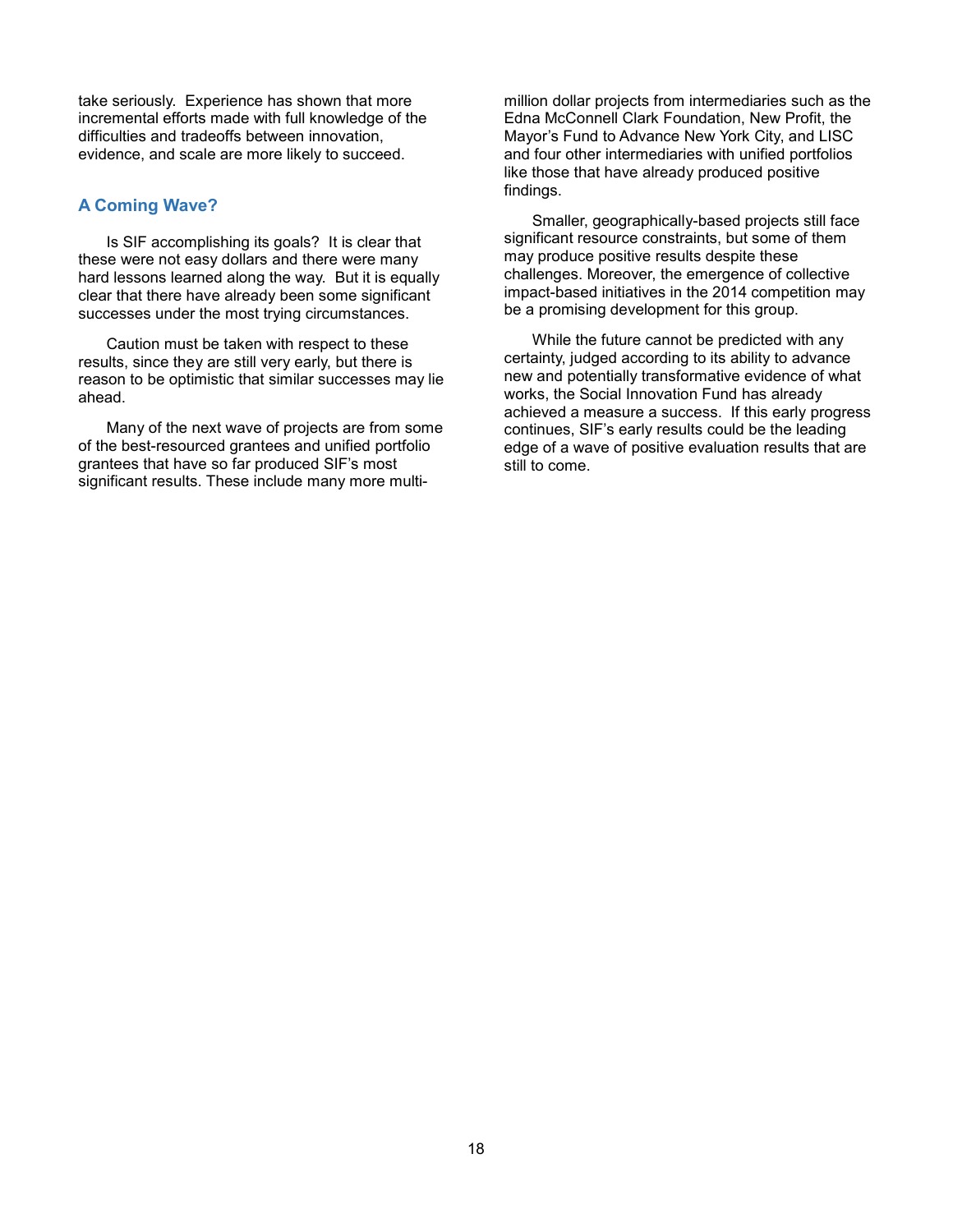take seriously. Experience has shown that more incremental efforts made with full knowledge of the difficulties and tradeoffs between innovation, evidence, and scale are more likely to succeed.

## A Coming Wave?

Is SIF accomplishing its goals? It is clear that these were not easy dollars and there were many hard lessons learned along the way. But it is equally clear that there have already been some significant successes under the most trying circumstances.

Caution must be taken with respect to these results, since they are still very early, but there is reason to be optimistic that similar successes may lie ahead.

Many of the next wave of projects are from some of the best-resourced grantees and unified portfolio grantees that have so far produced SIF's most significant results. These include many more multi-million dollar projects from intermediaries such as the Edna McConnell Clark Foundation, New Profit, the Mayor's Fund to Advance New York City, and LISC and four other intermediaries with unified portfolios like those that have already produced positive findings.

Smaller, geographically-based projects still face significant resource constraints, but some of them may produce positive results despite these challenges. Moreover, the emergence of collective impact-based initiatives in the 2014 competition may be a promising development for this group.

While the future cannot be predicted with any certainty, judged according to its ability to advance new and potentially transformative evidence of what works, the Social Innovation Fund has already achieved a measure a success. If this early progress continues, SIF's early results could be the leading edge of a wave of positive evaluation results that are still to come.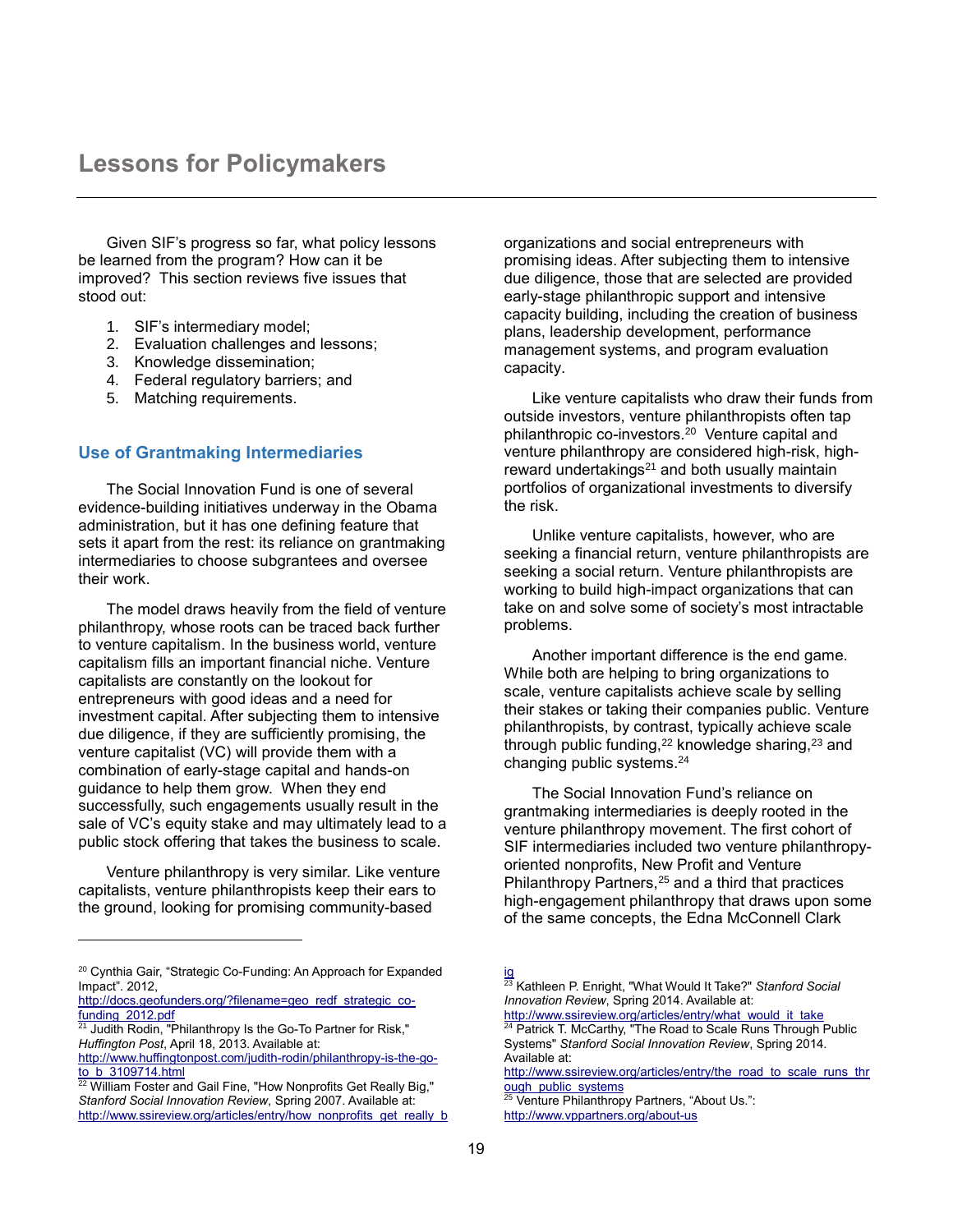# Lessons for Policymakers

Given SIF's progress so far, what policy lessons be learned from the program? How can it be improved? This section reviews five issues that stood out:

1. SIF's intermediary model;
2. Evaluation challenges and lessons;
3. Knowledge dissemination;
4. Federal regulatory barriers; and
5. Matching requirements.

## Use of Grantmaking Intermediaries

The Social Innovation Fund is one of several evidence-building initiatives underway in the Obama administration, but it has one defining feature that sets it apart from the rest: its reliance on grantmaking intermediaries to choose subgrantees and oversee their work.

The model draws heavily from the field of venture philanthropy, whose roots can be traced back further to venture capitalism. In the business world, venture capitalism fills an important financial niche. Venture capitalists are constantly on the lookout for entrepreneurs with good ideas and a need for investment capital. After subjecting them to intensive due diligence, if they are sufficiently promising, the venture capitalist (VC) will provide them with a combination of early-stage capital and hands-on guidance to help them grow. When they end successfully, such engagements usually result in the sale of VC's equity stake and may ultimately lead to a public stock offering that takes the business to scale.

Venture philanthropy is very similar. Like venture capitalists, venture philanthropists keep their ears to the ground, looking for promising community-based organizations and social entrepreneurs with promising ideas. After subjecting them to intensive due diligence, those that are selected are provided early-stage philanthropic support and intensive capacity building, including the creation of business plans, leadership development, performance management systems, and program evaluation capacity.

Like venture capitalists who draw their funds from outside investors, venture philanthropists often tap philanthropic co-investors.[20] Venture capital and venture philanthropy are considered high-risk, high-reward undertakings[21] and both usually maintain portfolios of organizational investments to diversify the risk.

Unlike venture capitalists, however, who are seeking a financial return, venture philanthropists are seeking a social return. Venture philanthropists are working to build high-impact organizations that can take on and solve some of society's most intractable problems.

Another important difference is the end game. While both are helping to bring organizations to scale, venture capitalists achieve scale by selling their stakes or taking their companies public. Venture philanthropists, by contrast, typically achieve scale through public funding,[22] knowledge sharing,[23] and changing public systems.[24]

The Social Innovation Fund's reliance on grantmaking intermediaries is deeply rooted in the venture philanthropy movement. The first cohort of SIF intermediaries included two venture philanthropy-oriented nonprofits, New Profit and Venture Philanthropy Partners,[25] and a third that practices high-engagement philanthropy that draws upon some of the same concepts, the Edna McConnell Clark

---

[20] Cynthia Gair, "Strategic Co-Funding: An Approach for Expanded Impact". 2012, http://docs.geofunders.org/?filename=geo_redf_strategic_co-funding_2012.pdf

[21] Judith Rodin, "Philanthropy Is the Go-To Partner for Risk," *Huffington Post*, April 18, 2013. Available at: http://www.huffingtonpost.com/judith-rodin/philanthropy-is-the-go-to_b_3109714.html

[22] William Foster and Gail Fine, "How Nonprofits Get Really Big," *Stanford Social Innovation Review*, Spring 2007. Available at: http://www.ssireview.org/articles/entry/how_nonprofits_get_really_big

[23] Kathleen P. Enright, "What Would It Take?" *Stanford Social Innovation Review*, Spring 2014. Available at: http://www.ssireview.org/articles/entry/what_would_it_take

[24] Patrick T. McCarthy, "The Road to Scale Runs Through Public Systems" *Stanford Social Innovation Review*, Spring 2014. Available at: http://www.ssireview.org/articles/entry/the_road_to_scale_runs_through_public_systems

[25] Venture Philanthropy Partners, "About Us.": http://www.vppartners.org/about-us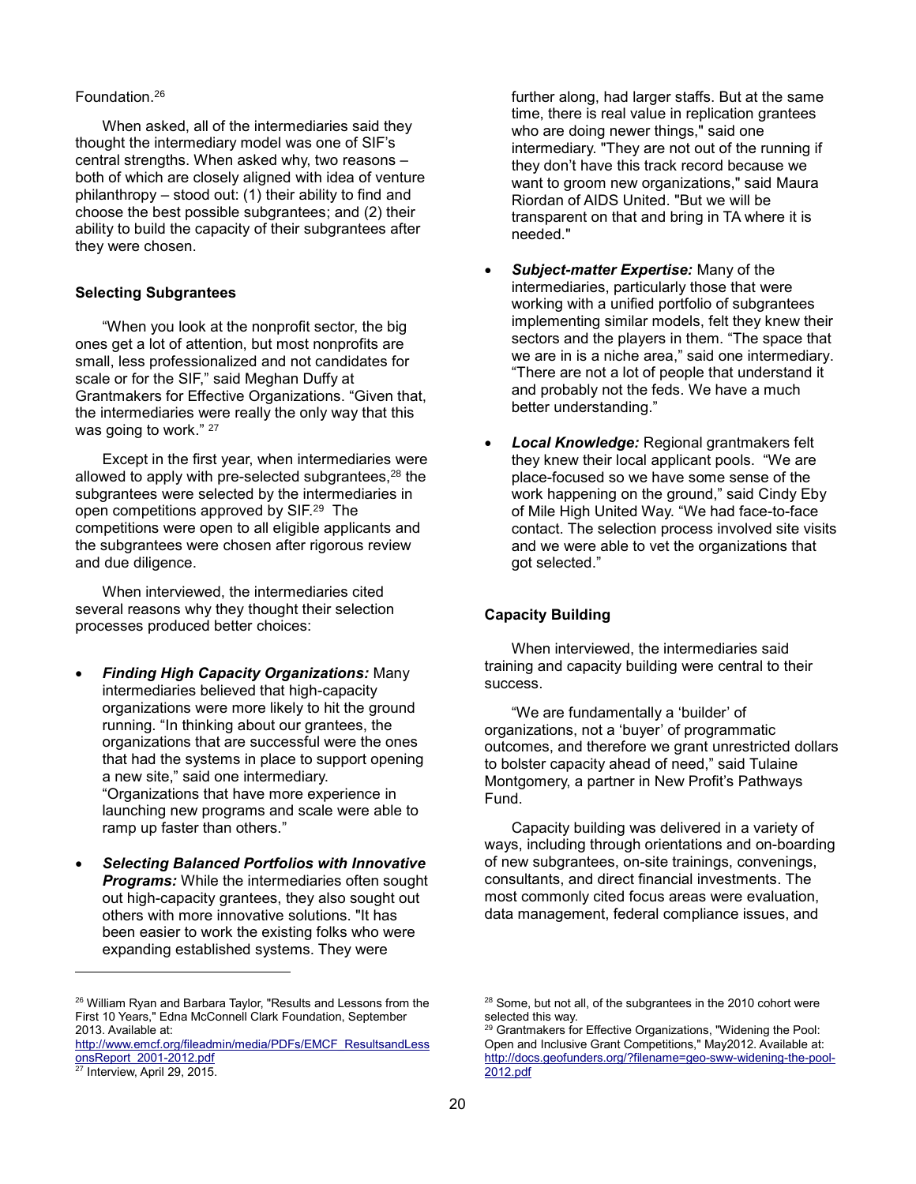Foundation.[26]

When asked, all of the intermediaries said they thought the intermediary model was one of SIF's central strengths. When asked why, two reasons – both of which are closely aligned with idea of venture philanthropy – stood out: (1) their ability to find and choose the best possible subgrantees; and (2) their ability to build the capacity of their subgrantees after they were chosen.

### Selecting Subgrantees

"When you look at the nonprofit sector, the big ones get a lot of attention, but most nonprofits are small, less professionalized and not candidates for scale or for the SIF," said Meghan Duffy at Grantmakers for Effective Organizations. "Given that, the intermediaries were really the only way that this was going to work." [27]

Except in the first year, when intermediaries were allowed to apply with pre-selected subgrantees,[28] the subgrantees were selected by the intermediaries in open competitions approved by SIF.[29] The competitions were open to all eligible applicants and the subgrantees were chosen after rigorous review and due diligence.

When interviewed, the intermediaries cited several reasons why they thought their selection processes produced better choices:

- ***Finding High Capacity Organizations:*** Many intermediaries believed that high-capacity organizations were more likely to hit the ground running. "In thinking about our grantees, the organizations that are successful were the ones that had the systems in place to support opening a new site," said one intermediary. "Organizations that have more experience in launching new programs and scale were able to ramp up faster than others."
- ***Selecting Balanced Portfolios with Innovative Programs:*** While the intermediaries often sought out high-capacity grantees, they also sought out others with more innovative solutions. "It has been easier to work the existing folks who were expanding established systems. They were further along, had larger staffs. But at the same time, there is real value in replication grantees who are doing newer things," said one intermediary. "They are not out of the running if they don't have this track record because we want to groom new organizations," said Maura Riordan of AIDS United. "But we will be transparent on that and bring in TA where it is needed."
- ***Subject-matter Expertise:*** Many of the intermediaries, particularly those that were working with a unified portfolio of subgrantees implementing similar models, felt they knew their sectors and the players in them. "The space that we are in is a niche area," said one intermediary. "There are not a lot of people that understand it and probably not the feds. We have a much better understanding."
- ***Local Knowledge:*** Regional grantmakers felt they knew their local applicant pools. "We are place-focused so we have some sense of the work happening on the ground," said Cindy Eby of Mile High United Way. "We had face-to-face contact. The selection process involved site visits and we were able to vet the organizations that got selected."

### Capacity Building

When interviewed, the intermediaries said training and capacity building were central to their success.

"We are fundamentally a 'builder' of organizations, not a 'buyer' of programmatic outcomes, and therefore we grant unrestricted dollars to bolster capacity ahead of need," said Tulaine Montgomery, a partner in New Profit's Pathways Fund.

Capacity building was delivered in a variety of ways, including through orientations and on-boarding of new subgrantees, on-site trainings, convenings, consultants, and direct financial investments. The most commonly cited focus areas were evaluation, data management, federal compliance issues, and

---

[26] William Ryan and Barbara Taylor, "Results and Lessons from the First 10 Years," Edna McConnell Clark Foundation, September 2013. Available at: http://www.emcf.org/fileadmin/media/PDFs/EMCF_ResultsandLessonsReport_2001-2012.pdf

[27] Interview, April 29, 2015.

[28] Some, but not all, of the subgrantees in the 2010 cohort were selected this way.

[29] Grantmakers for Effective Organizations, "Widening the Pool: Open and Inclusive Grant Competitions," May2012. Available at: http://docs.geofunders.org/?filename=geo-sww-widening-the-pool-2012.pdf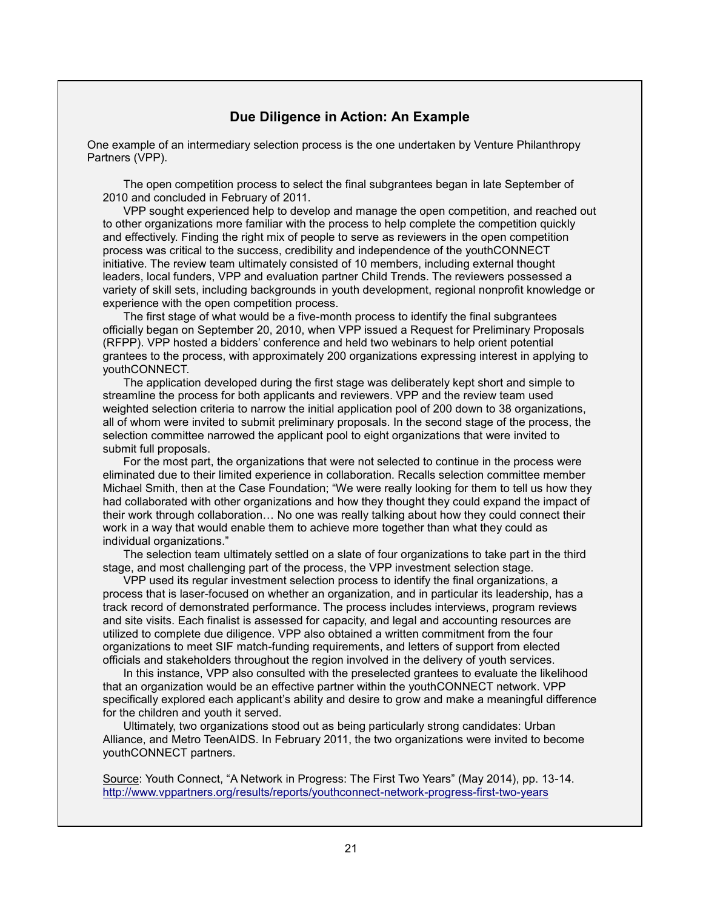## Due Diligence in Action: An Example

One example of an intermediary selection process is the one undertaken by Venture Philanthropy Partners (VPP).

> The open competition process to select the final subgrantees began in late September of 2010 and concluded in February of 2011.
>
> VPP sought experienced help to develop and manage the open competition, and reached out to other organizations more familiar with the process to help complete the competition quickly and effectively. Finding the right mix of people to serve as reviewers in the open competition process was critical to the success, credibility and independence of the youthCONNECT initiative. The review team ultimately consisted of 10 members, including external thought leaders, local funders, VPP and evaluation partner Child Trends. The reviewers possessed a variety of skill sets, including backgrounds in youth development, regional nonprofit knowledge or experience with the open competition process.
>
> The first stage of what would be a five-month process to identify the final subgrantees officially began on September 20, 2010, when VPP issued a Request for Preliminary Proposals (RFPP). VPP hosted a bidders' conference and held two webinars to help orient potential grantees to the process, with approximately 200 organizations expressing interest in applying to youthCONNECT.
>
> The application developed during the first stage was deliberately kept short and simple to streamline the process for both applicants and reviewers. VPP and the review team used weighted selection criteria to narrow the initial application pool of 200 down to 38 organizations, all of whom were invited to submit preliminary proposals. In the second stage of the process, the selection committee narrowed the applicant pool to eight organizations that were invited to submit full proposals.
>
> For the most part, the organizations that were not selected to continue in the process were eliminated due to their limited experience in collaboration. Recalls selection committee member Michael Smith, then at the Case Foundation; "We were really looking for them to tell us how they had collaborated with other organizations and how they thought they could expand the impact of their work through collaboration… No one was really talking about how they could connect their work in a way that would enable them to achieve more together than what they could as individual organizations."
>
> The selection team ultimately settled on a slate of four organizations to take part in the third stage, and most challenging part of the process, the VPP investment selection stage.
>
> VPP used its regular investment selection process to identify the final organizations, a process that is laser-focused on whether an organization, and in particular its leadership, has a track record of demonstrated performance. The process includes interviews, program reviews and site visits. Each finalist is assessed for capacity, and legal and accounting resources are utilized to complete due diligence. VPP also obtained a written commitment from the four organizations to meet SIF match-funding requirements, and letters of support from elected officials and stakeholders throughout the region involved in the delivery of youth services.
>
> In this instance, VPP also consulted with the preselected grantees to evaluate the likelihood that an organization would be an effective partner within the youthCONNECT network. VPP specifically explored each applicant's ability and desire to grow and make a meaningful difference for the children and youth it served.
>
> Ultimately, two organizations stood out as being particularly strong candidates: Urban Alliance, and Metro TeenAIDS. In February 2011, the two organizations were invited to become youthCONNECT partners.

<u>Source</u>: Youth Connect, "A Network in Progress: The First Two Years" (May 2014), pp. 13-14. http://www.vppartners.org/results/reports/youthconnect-network-progress-first-two-years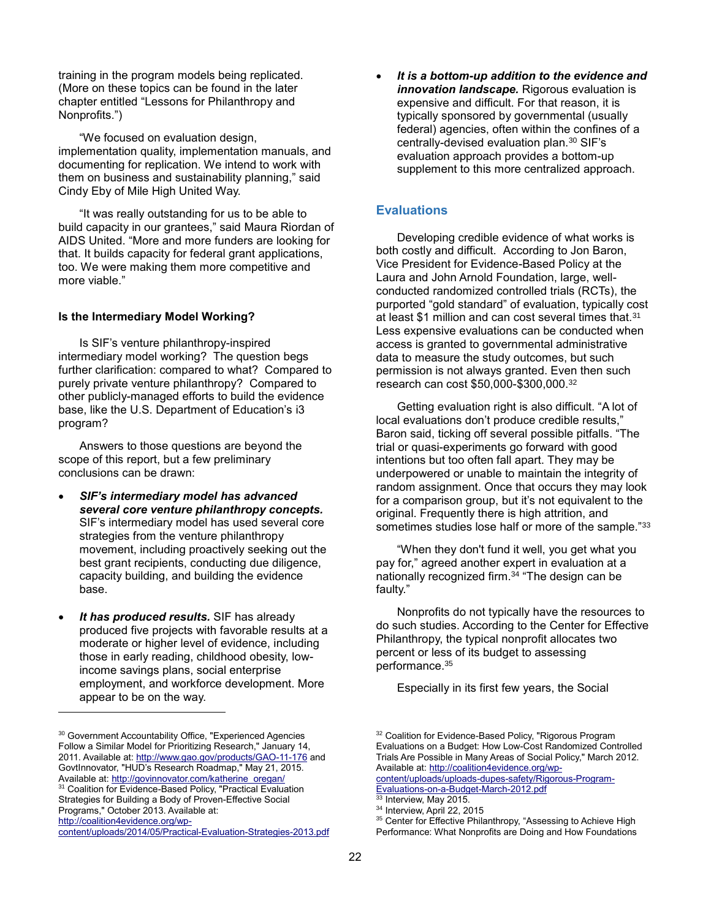training in the program models being replicated. (More on these topics can be found in the later chapter entitled "Lessons for Philanthropy and Nonprofits.")

"We focused on evaluation design, implementation quality, implementation manuals, and documenting for replication. We intend to work with them on business and sustainability planning," said Cindy Eby of Mile High United Way.

"It was really outstanding for us to be able to build capacity in our grantees," said Maura Riordan of AIDS United. "More and more funders are looking for that. It builds capacity for federal grant applications, too. We were making them more competitive and more viable."

**Is the Intermediary Model Working?**

Is SIF's venture philanthropy-inspired intermediary model working? The question begs further clarification: compared to what? Compared to purely private venture philanthropy? Compared to other publicly-managed efforts to build the evidence base, like the U.S. Department of Education's i3 program?

Answers to those questions are beyond the scope of this report, but a few preliminary conclusions can be drawn:

- ***SIF's intermediary model has advanced several core venture philanthropy concepts.*** SIF's intermediary model has used several core strategies from the venture philanthropy movement, including proactively seeking out the best grant recipients, conducting due diligence, capacity building, and building the evidence base.
- ***It has produced results.*** SIF has already produced five projects with favorable results at a moderate or higher level of evidence, including those in early reading, childhood obesity, low-income savings plans, social enterprise employment, and workforce development. More appear to be on the way.
- ***It is a bottom-up addition to the evidence and innovation landscape.*** Rigorous evaluation is expensive and difficult. For that reason, it is typically sponsored by governmental (usually federal) agencies, often within the confines of a centrally-devised evaluation plan.[30] SIF's evaluation approach provides a bottom-up supplement to this more centralized approach.

## Evaluations

Developing credible evidence of what works is both costly and difficult. According to Jon Baron, Vice President for Evidence-Based Policy at the Laura and John Arnold Foundation, large, well-conducted randomized controlled trials (RCTs), the purported "gold standard" of evaluation, typically cost at least $1 million and can cost several times that.[31] Less expensive evaluations can be conducted when access is granted to governmental administrative data to measure the study outcomes, but such permission is not always granted. Even then such research can cost $50,000-$300,000.[32]

Getting evaluation right is also difficult. "A lot of local evaluations don't produce credible results," Baron said, ticking off several possible pitfalls. "The trial or quasi-experiments go forward with good intentions but too often fall apart. They may be underpowered or unable to maintain the integrity of random assignment. Once that occurs they may look for a comparison group, but it's not equivalent to the original. Frequently there is high attrition, and sometimes studies lose half or more of the sample."[33]

"When they don't fund it well, you get what you pay for," agreed another expert in evaluation at a nationally recognized firm.[34] "The design can be faulty."

Nonprofits do not typically have the resources to do such studies. According to the Center for Effective Philanthropy, the typical nonprofit allocates two percent or less of its budget to assessing performance.[35]

Especially in its first few years, the Social

---

[30] Government Accountability Office, "Experienced Agencies Follow a Similar Model for Prioritizing Research," January 14, 2011. Available at: http://www.gao.gov/products/GAO-11-176 and GovtInnovator, "HUD's Research Roadmap," May 21, 2015. Available at: http://govinnovator.com/katherine_oregan/

[31] Coalition for Evidence-Based Policy, "Practical Evaluation Strategies for Building a Body of Proven-Effective Social Programs," October 2013. Available at: http://coalition4evidence.org/wp-content/uploads/2014/05/Practical-Evaluation-Strategies-2013.pdf

[32] Coalition for Evidence-Based Policy, "Rigorous Program Evaluations on a Budget: How Low-Cost Randomized Controlled Trials Are Possible in Many Areas of Social Policy," March 2012. Available at: http://coalition4evidence.org/wp-content/uploads/uploads-dupes-safety/Rigorous-Program-Evaluations-on-a-Budget-March-2012.pdf

[33] Interview, May 2015.

[34] Interview, April 22, 2015

[35] Center for Effective Philanthropy, "Assessing to Achieve High Performance: What Nonprofits are Doing and How Foundations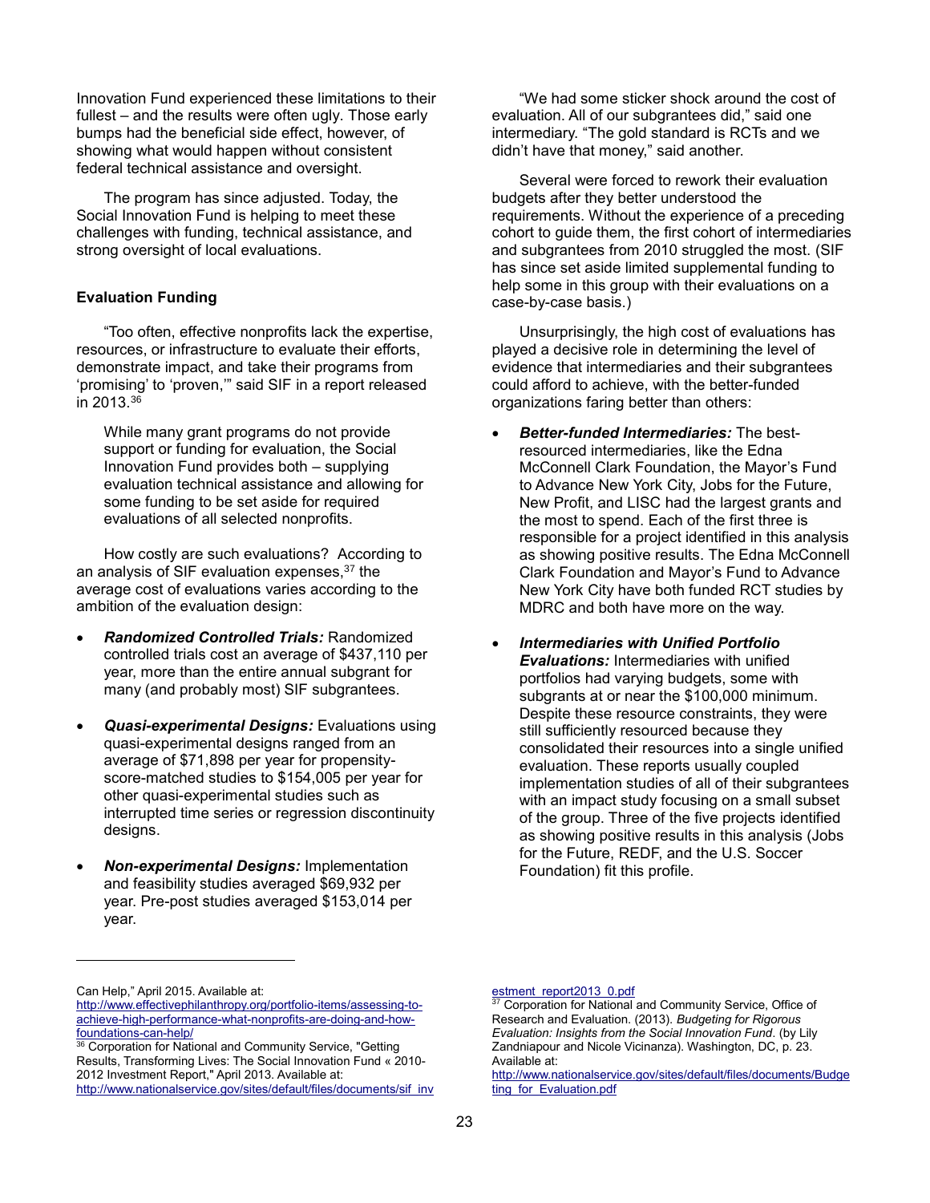Innovation Fund experienced these limitations to their fullest – and the results were often ugly. Those early bumps had the beneficial side effect, however, of showing what would happen without consistent federal technical assistance and oversight.

The program has since adjusted. Today, the Social Innovation Fund is helping to meet these challenges with funding, technical assistance, and strong oversight of local evaluations.

**Evaluation Funding**

"Too often, effective nonprofits lack the expertise, resources, or infrastructure to evaluate their efforts, demonstrate impact, and take their programs from 'promising' to 'proven,'" said SIF in a report released in 2013.[36]

> While many grant programs do not provide support or funding for evaluation, the Social Innovation Fund provides both – supplying evaluation technical assistance and allowing for some funding to be set aside for required evaluations of all selected nonprofits.

How costly are such evaluations? According to an analysis of SIF evaluation expenses,[37] the average cost of evaluations varies according to the ambition of the evaluation design:

- ***Randomized Controlled Trials:*** Randomized controlled trials cost an average of $437,110 per year, more than the entire annual subgrant for many (and probably most) SIF subgrantees.
- ***Quasi-experimental Designs:*** Evaluations using quasi-experimental designs ranged from an average of $71,898 per year for propensity-score-matched studies to $154,005 per year for other quasi-experimental studies such as interrupted time series or regression discontinuity designs.
- ***Non-experimental Designs:*** Implementation and feasibility studies averaged $69,932 per year. Pre-post studies averaged $153,014 per year.

"We had some sticker shock around the cost of evaluation. All of our subgrantees did," said one intermediary. "The gold standard is RCTs and we didn't have that money," said another.

Several were forced to rework their evaluation budgets after they better understood the requirements. Without the experience of a preceding cohort to guide them, the first cohort of intermediaries and subgrantees from 2010 struggled the most. (SIF has since set aside limited supplemental funding to help some in this group with their evaluations on a case-by-case basis.)

Unsurprisingly, the high cost of evaluations has played a decisive role in determining the level of evidence that intermediaries and their subgrantees could afford to achieve, with the better-funded organizations faring better than others:

- ***Better-funded Intermediaries:*** The best-resourced intermediaries, like the Edna McConnell Clark Foundation, the Mayor's Fund to Advance New York City, Jobs for the Future, New Profit, and LISC had the largest grants and the most to spend. Each of the first three is responsible for a project identified in this analysis as showing positive results. The Edna McConnell Clark Foundation and Mayor's Fund to Advance New York City have both funded RCT studies by MDRC and both have more on the way.
- ***Intermediaries with Unified Portfolio Evaluations:*** Intermediaries with unified portfolios had varying budgets, some with subgrants at or near the $100,000 minimum. Despite these resource constraints, they were still sufficiently resourced because they consolidated their resources into a single unified evaluation. These reports usually coupled implementation studies of all of their subgrantees with an impact study focusing on a small subset of the group. Three of the five projects identified as showing positive results in this analysis (Jobs for the Future, REDF, and the U.S. Soccer Foundation) fit this profile.

---

Can Help," April 2015. Available at: http://www.effectivephilanthropy.org/portfolio-items/assessing-to-achieve-high-performance-what-nonprofits-are-doing-and-how-foundations-can-help/

[36] Corporation for National and Community Service, "Getting Results, Transforming Lives: The Social Innovation Fund « 2010-2012 Investment Report," April 2013. Available at: http://www.nationalservice.gov/sites/default/files/documents/sif_investment_report2013_0.pdf

[37] Corporation for National and Community Service, Office of Research and Evaluation. (2013). *Budgeting for Rigorous Evaluation: Insights from the Social Innovation Fund*. (by Lily Zandniapour and Nicole Vicinanza). Washington, DC, p. 23. Available at: http://www.nationalservice.gov/sites/default/files/documents/Budgeting_for_Evaluation.pdf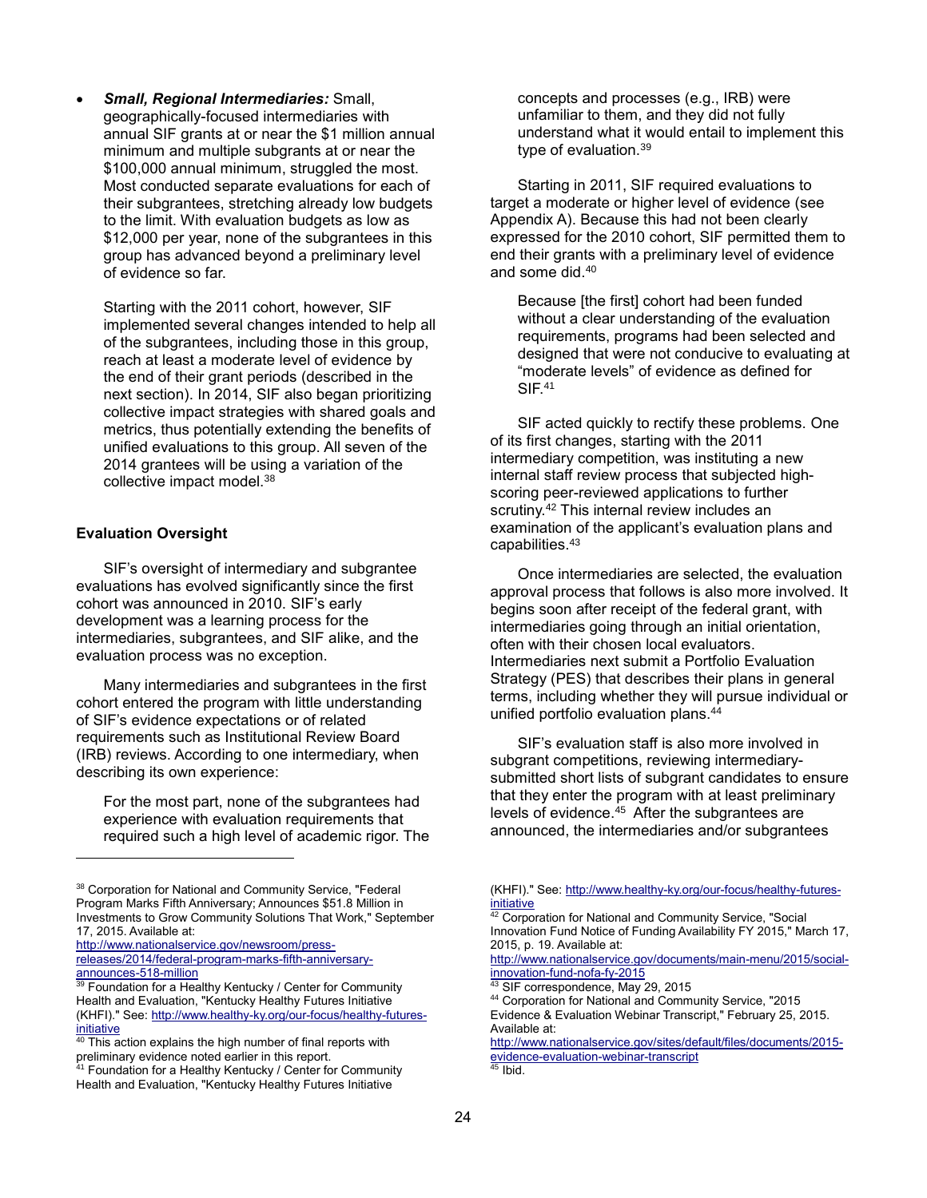- ***Small, Regional Intermediaries:*** Small, geographically-focused intermediaries with annual SIF grants at or near the $1 million annual minimum and multiple subgrants at or near the $100,000 annual minimum, struggled the most. Most conducted separate evaluations for each of their subgrantees, stretching already low budgets to the limit. With evaluation budgets as low as $12,000 per year, none of the subgrantees in this group has advanced beyond a preliminary level of evidence so far.

  Starting with the 2011 cohort, however, SIF implemented several changes intended to help all of the subgrantees, including those in this group, reach at least a moderate level of evidence by the end of their grant periods (described in the next section). In 2014, SIF also began prioritizing collective impact strategies with shared goals and metrics, thus potentially extending the benefits of unified evaluations to this group. All seven of the 2014 grantees will be using a variation of the collective impact model.[38]

### Evaluation Oversight

SIF's oversight of intermediary and subgrantee evaluations has evolved significantly since the first cohort was announced in 2010. SIF's early development was a learning process for the intermediaries, subgrantees, and SIF alike, and the evaluation process was no exception.

Many intermediaries and subgrantees in the first cohort entered the program with little understanding of SIF's evidence expectations or of related requirements such as Institutional Review Board (IRB) reviews. According to one intermediary, when describing its own experience:

> For the most part, none of the subgrantees had experience with evaluation requirements that required such a high level of academic rigor. The concepts and processes (e.g., IRB) were unfamiliar to them, and they did not fully understand what it would entail to implement this type of evaluation.[39]

Starting in 2011, SIF required evaluations to target a moderate or higher level of evidence (see Appendix A). Because this had not been clearly expressed for the 2010 cohort, SIF permitted them to end their grants with a preliminary level of evidence and some did.[40]

> Because [the first] cohort had been funded without a clear understanding of the evaluation requirements, programs had been selected and designed that were not conducive to evaluating at "moderate levels" of evidence as defined for SIF.[41]

SIF acted quickly to rectify these problems. One of its first changes, starting with the 2011 intermediary competition, was instituting a new internal staff review process that subjected high-scoring peer-reviewed applications to further scrutiny.[42] This internal review includes an examination of the applicant's evaluation plans and capabilities.[43]

Once intermediaries are selected, the evaluation approval process that follows is also more involved. It begins soon after receipt of the federal grant, with intermediaries going through an initial orientation, often with their chosen local evaluators. Intermediaries next submit a Portfolio Evaluation Strategy (PES) that describes their plans in general terms, including whether they will pursue individual or unified portfolio evaluation plans.[44]

SIF's evaluation staff is also more involved in subgrant competitions, reviewing intermediary-submitted short lists of subgrant candidates to ensure that they enter the program with at least preliminary levels of evidence.[45] After the subgrantees are announced, the intermediaries and/or subgrantees

---

[38] Corporation for National and Community Service, "Federal Program Marks Fifth Anniversary; Announces $51.8 Million in Investments to Grow Community Solutions That Work," September 17, 2015. Available at: http://www.nationalservice.gov/newsroom/press-releases/2014/federal-program-marks-fifth-anniversary-announces-518-million

[39] Foundation for a Healthy Kentucky / Center for Community Health and Evaluation, "Kentucky Healthy Futures Initiative (KHFI)." See: http://www.healthy-ky.org/our-focus/healthy-futures-initiative

[40] This action explains the high number of final reports with preliminary evidence noted earlier in this report.

[41] Foundation for a Healthy Kentucky / Center for Community Health and Evaluation, "Kentucky Healthy Futures Initiative (KHFI)." See: http://www.healthy-ky.org/our-focus/healthy-futures-initiative

[42] Corporation for National and Community Service, "Social Innovation Fund Notice of Funding Availability FY 2015," March 17, 2015, p. 19. Available at: http://www.nationalservice.gov/documents/main-menu/2015/social-innovation-fund-nofa-fy-2015

[43] SIF correspondence, May 29, 2015

[44] Corporation for National and Community Service, "2015 Evidence & Evaluation Webinar Transcript," February 25, 2015. Available at: http://www.nationalservice.gov/sites/default/files/documents/2015-evidence-evaluation-webinar-transcript

[45] Ibid.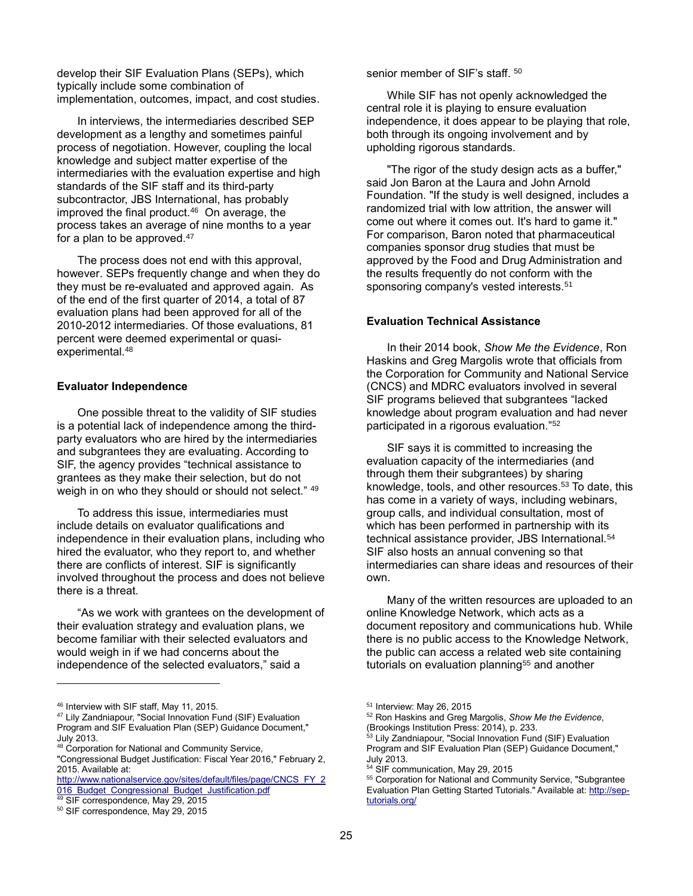develop their SIF Evaluation Plans (SEPs), which typically include some combination of implementation, outcomes, impact, and cost studies.

In interviews, the intermediaries described SEP development as a lengthy and sometimes painful process of negotiation. However, coupling the local knowledge and subject matter expertise of the intermediaries with the evaluation expertise and high standards of the SIF staff and its third-party subcontractor, JBS International, has probably improved the final product.[46] On average, the process takes an average of nine months to a year for a plan to be approved.[47]

The process does not end with this approval, however. SEPs frequently change and when they do they must be re-evaluated and approved again. As of the end of the first quarter of 2014, a total of 87 evaluation plans had been approved for all of the 2010-2012 intermediaries. Of those evaluations, 81 percent were deemed experimental or quasi-experimental.[48]

**Evaluator Independence**

One possible threat to the validity of SIF studies is a potential lack of independence among the third-party evaluators who are hired by the intermediaries and subgrantees they are evaluating. According to SIF, the agency provides "technical assistance to grantees as they make their selection, but do not weigh in on who they should or should not select." [49]

To address this issue, intermediaries must include details on evaluator qualifications and independence in their evaluation plans, including who hired the evaluator, who they report to, and whether there are conflicts of interest. SIF is significantly involved throughout the process and does not believe there is a threat.

"As we work with grantees on the development of their evaluation strategy and evaluation plans, we become familiar with their selected evaluators and would weigh in if we had concerns about the independence of the selected evaluators," said a senior member of SIF's staff. [50]

While SIF has not openly acknowledged the central role it is playing to ensure evaluation independence, it does appear to be playing that role, both through its ongoing involvement and by upholding rigorous standards.

"The rigor of the study design acts as a buffer," said Jon Baron at the Laura and John Arnold Foundation. "If the study is well designed, includes a randomized trial with low attrition, the answer will come out where it comes out. It's hard to game it." For comparison, Baron noted that pharmaceutical companies sponsor drug studies that must be approved by the Food and Drug Administration and the results frequently do not conform with the sponsoring company's vested interests.[51]

**Evaluation Technical Assistance**

In their 2014 book, *Show Me the Evidence*, Ron Haskins and Greg Margolis wrote that officials from the Corporation for Community and National Service (CNCS) and MDRC evaluators involved in several SIF programs believed that subgrantees "lacked knowledge about program evaluation and had never participated in a rigorous evaluation."[52]

SIF says it is committed to increasing the evaluation capacity of the intermediaries (and through them their subgrantees) by sharing knowledge, tools, and other resources.[53] To date, this has come in a variety of ways, including webinars, group calls, and individual consultation, most of which has been performed in partnership with its technical assistance provider, JBS International.[54] SIF also hosts an annual convening so that intermediaries can share ideas and resources of their own.

Many of the written resources are uploaded to an online Knowledge Network, which acts as a document repository and communications hub. While there is no public access to the Knowledge Network, the public can access a related web site containing tutorials on evaluation planning[55] and another

---

[46] Interview with SIF staff, May 11, 2015.

[47] Lily Zandniapour, "Social Innovation Fund (SIF) Evaluation Program and SIF Evaluation Plan (SEP) Guidance Document," July 2013.

[48] Corporation for National and Community Service, "Congressional Budget Justification: Fiscal Year 2016," February 2, 2015. Available at: http://www.nationalservice.gov/sites/default/files/page/CNCS_FY_2016_Budget_Congressional_Budget_Justification.pdf

[49] SIF correspondence, May 29, 2015

[50] SIF correspondence, May 29, 2015

[51] Interview: May 26, 2015

[52] Ron Haskins and Greg Margolis, *Show Me the Evidence*, (Brookings Institution Press: 2014), p. 233.

[53] Lily Zandniapour, "Social Innovation Fund (SIF) Evaluation Program and SIF Evaluation Plan (SEP) Guidance Document," July 2013.

[54] SIF communication, May 29, 2015

[55] Corporation for National and Community Service, "Subgrantee Evaluation Plan Getting Started Tutorials." Available at: http://sep-tutorials.org/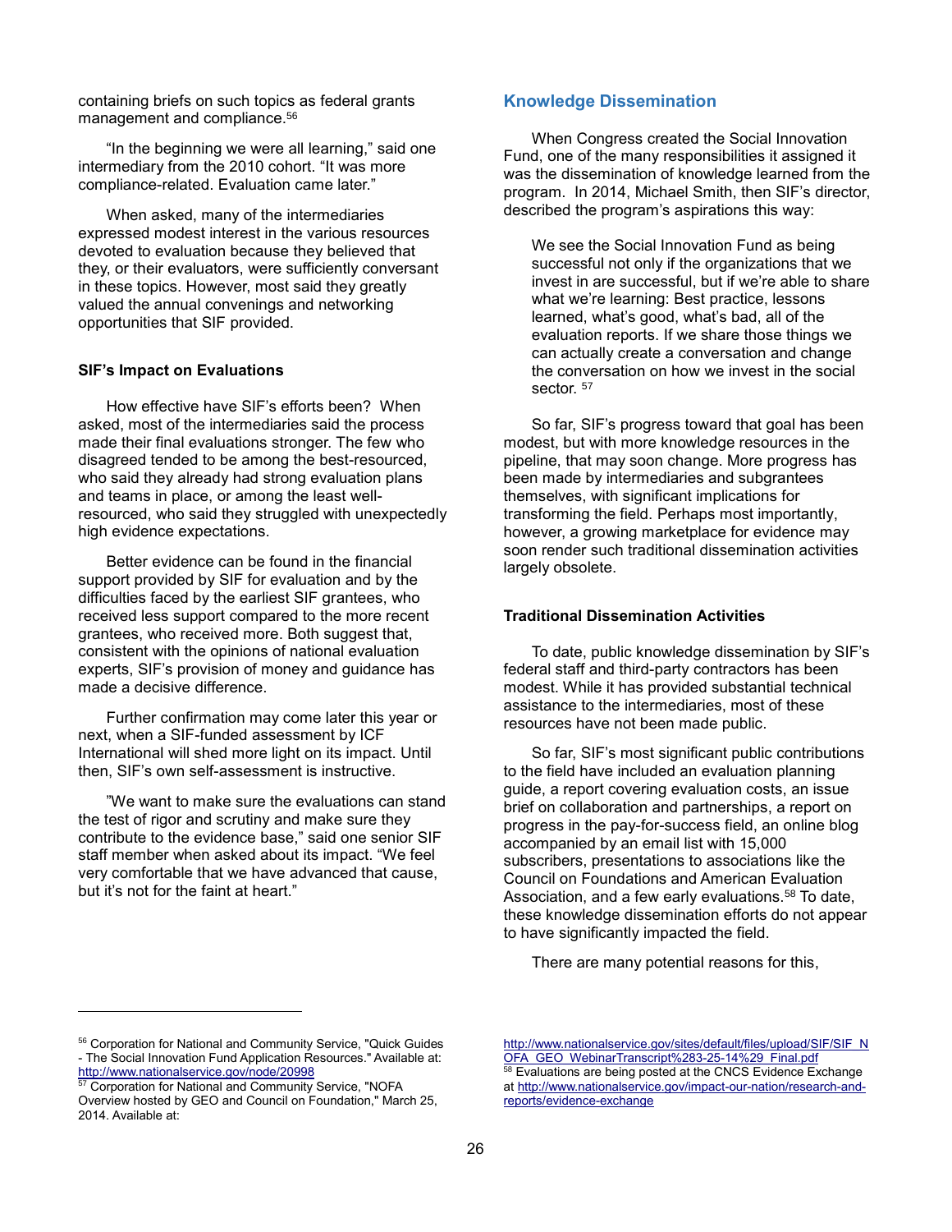containing briefs on such topics as federal grants management and compliance.[56]

"In the beginning we were all learning," said one intermediary from the 2010 cohort. "It was more compliance-related. Evaluation came later."

When asked, many of the intermediaries expressed modest interest in the various resources devoted to evaluation because they believed that they, or their evaluators, were sufficiently conversant in these topics. However, most said they greatly valued the annual convenings and networking opportunities that SIF provided.

### SIF's Impact on Evaluations

How effective have SIF's efforts been? When asked, most of the intermediaries said the process made their final evaluations stronger. The few who disagreed tended to be among the best-resourced, who said they already had strong evaluation plans and teams in place, or among the least well-resourced, who said they struggled with unexpectedly high evidence expectations.

Better evidence can be found in the financial support provided by SIF for evaluation and by the difficulties faced by the earliest SIF grantees, who received less support compared to the more recent grantees, who received more. Both suggest that, consistent with the opinions of national evaluation experts, SIF's provision of money and guidance has made a decisive difference.

Further confirmation may come later this year or next, when a SIF-funded assessment by ICF International will shed more light on its impact. Until then, SIF's own self-assessment is instructive.

"We want to make sure the evaluations can stand the test of rigor and scrutiny and make sure they contribute to the evidence base," said one senior SIF staff member when asked about its impact. "We feel very comfortable that we have advanced that cause, but it's not for the faint at heart."

## Knowledge Dissemination

When Congress created the Social Innovation Fund, one of the many responsibilities it assigned it was the dissemination of knowledge learned from the program. In 2014, Michael Smith, then SIF's director, described the program's aspirations this way:

> We see the Social Innovation Fund as being successful not only if the organizations that we invest in are successful, but if we're able to share what we're learning: Best practice, lessons learned, what's good, what's bad, all of the evaluation reports. If we share those things we can actually create a conversation and change the conversation on how we invest in the social sector. [57]

So far, SIF's progress toward that goal has been modest, but with more knowledge resources in the pipeline, that may soon change. More progress has been made by intermediaries and subgrantees themselves, with significant implications for transforming the field. Perhaps most importantly, however, a growing marketplace for evidence may soon render such traditional dissemination activities largely obsolete.

### Traditional Dissemination Activities

To date, public knowledge dissemination by SIF's federal staff and third-party contractors has been modest. While it has provided substantial technical assistance to the intermediaries, most of these resources have not been made public.

So far, SIF's most significant public contributions to the field have included an evaluation planning guide, a report covering evaluation costs, an issue brief on collaboration and partnerships, a report on progress in the pay-for-success field, an online blog accompanied by an email list with 15,000 subscribers, presentations to associations like the Council on Foundations and American Evaluation Association, and a few early evaluations.[58] To date, these knowledge dissemination efforts do not appear to have significantly impacted the field.

There are many potential reasons for this,

---

[56] Corporation for National and Community Service, "Quick Guides - The Social Innovation Fund Application Resources." Available at: http://www.nationalservice.gov/node/20998

[57] Corporation for National and Community Service, "NOFA Overview hosted by GEO and Council on Foundation," March 25, 2014. Available at: http://www.nationalservice.gov/sites/default/files/upload/SIF/SIF_NOFA_GEO_WebinarTranscript%283-25-14%29_Final.pdf

[58] Evaluations are being posted at the CNCS Evidence Exchange at http://www.nationalservice.gov/impact-our-nation/research-and-reports/evidence-exchange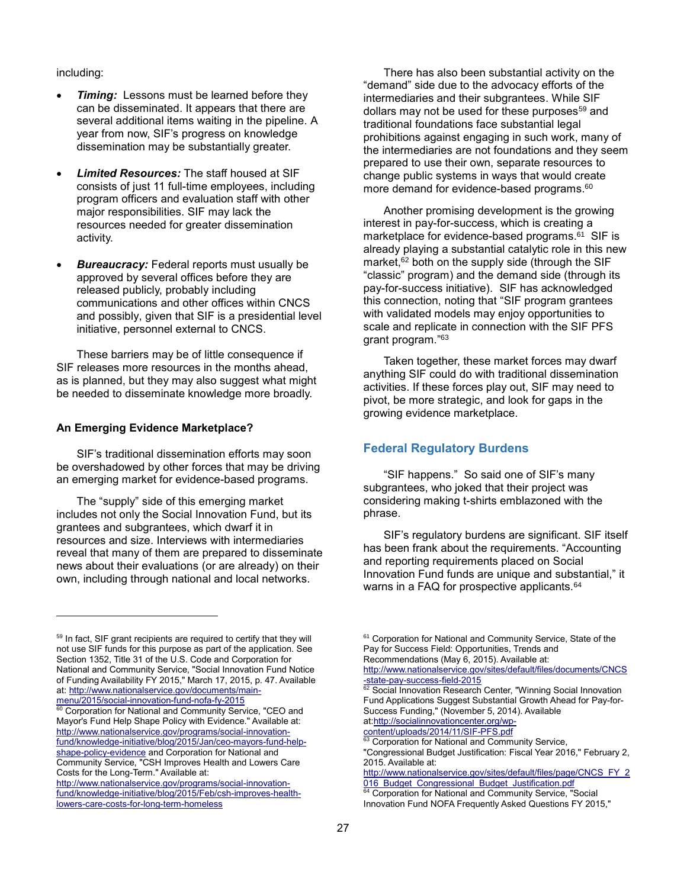including:

- ***Timing:*** Lessons must be learned before they can be disseminated. It appears that there are several additional items waiting in the pipeline. A year from now, SIF's progress on knowledge dissemination may be substantially greater.

- ***Limited Resources:*** The staff housed at SIF consists of just 11 full-time employees, including program officers and evaluation staff with other major responsibilities. SIF may lack the resources needed for greater dissemination activity.

- ***Bureaucracy:*** Federal reports must usually be approved by several offices before they are released publicly, probably including communications and other offices within CNCS and possibly, given that SIF is a presidential level initiative, personnel external to CNCS.

These barriers may be of little consequence if SIF releases more resources in the months ahead, as is planned, but they may also suggest what might be needed to disseminate knowledge more broadly.

**An Emerging Evidence Marketplace?**

SIF's traditional dissemination efforts may soon be overshadowed by other forces that may be driving an emerging market for evidence-based programs.

The "supply" side of this emerging market includes not only the Social Innovation Fund, but its grantees and subgrantees, which dwarf it in resources and size. Interviews with intermediaries reveal that many of them are prepared to disseminate news about their evaluations (or are already) on their own, including through national and local networks.

There has also been substantial activity on the "demand" side due to the advocacy efforts of the intermediaries and their subgrantees. While SIF dollars may not be used for these purposes[59] and traditional foundations face substantial legal prohibitions against engaging in such work, many of the intermediaries are not foundations and they seem prepared to use their own, separate resources to change public systems in ways that would create more demand for evidence-based programs.[60]

Another promising development is the growing interest in pay-for-success, which is creating a marketplace for evidence-based programs.[61] SIF is already playing a substantial catalytic role in this new market,[62] both on the supply side (through the SIF "classic" program) and the demand side (through its pay-for-success initiative). SIF has acknowledged this connection, noting that "SIF program grantees with validated models may enjoy opportunities to scale and replicate in connection with the SIF PFS grant program."[63]

Taken together, these market forces may dwarf anything SIF could do with traditional dissemination activities. If these forces play out, SIF may need to pivot, be more strategic, and look for gaps in the growing evidence marketplace.

## Federal Regulatory Burdens

"SIF happens." So said one of SIF's many subgrantees, who joked that their project was considering making t-shirts emblazoned with the phrase.

SIF's regulatory burdens are significant. SIF itself has been frank about the requirements. "Accounting and reporting requirements placed on Social Innovation Fund funds are unique and substantial," it warns in a FAQ for prospective applicants.[64]

---

[59] In fact, SIF grant recipients are required to certify that they will not use SIF funds for this purpose as part of the application. See Section 1352, Title 31 of the U.S. Code and Corporation for National and Community Service, "Social Innovation Fund Notice of Funding Availability FY 2015," March 17, 2015, p. 47. Available at: http://www.nationalservice.gov/documents/main-menu/2015/social-innovation-fund-nofa-fy-2015

[60] Corporation for National and Community Service, "CEO and Mayor's Fund Help Shape Policy with Evidence." Available at: http://www.nationalservice.gov/programs/social-innovation-fund/knowledge-initiative/blog/2015/Jan/ceo-mayors-fund-help-shape-policy-evidence and Corporation for National and Community Service, "CSH Improves Health and Lowers Care Costs for the Long-Term." Available at: http://www.nationalservice.gov/programs/social-innovation-fund/knowledge-initiative/blog/2015/Feb/csh-improves-health-lowers-care-costs-for-long-term-homeless

[61] Corporation for National and Community Service, State of the Pay for Success Field: Opportunities, Trends and Recommendations (May 6, 2015). Available at: http://www.nationalservice.gov/sites/default/files/documents/CNCS-state-pay-success-field-2015

[62] Social Innovation Research Center, "Winning Social Innovation Fund Applications Suggest Substantial Growth Ahead for Pay-for-Success Funding," (November 5, 2014). Available at: http://socialinnovationcenter.org/wp-content/uploads/2014/11/SIF-PFS.pdf

[63] Corporation for National and Community Service, "Congressional Budget Justification: Fiscal Year 2016," February 2, 2015. Available at: http://www.nationalservice.gov/sites/default/files/page/CNCS_FY_2016_Budget_Congressional_Budget_Justification.pdf

[64] Corporation for National and Community Service, "Social Innovation Fund NOFA Frequently Asked Questions FY 2015,"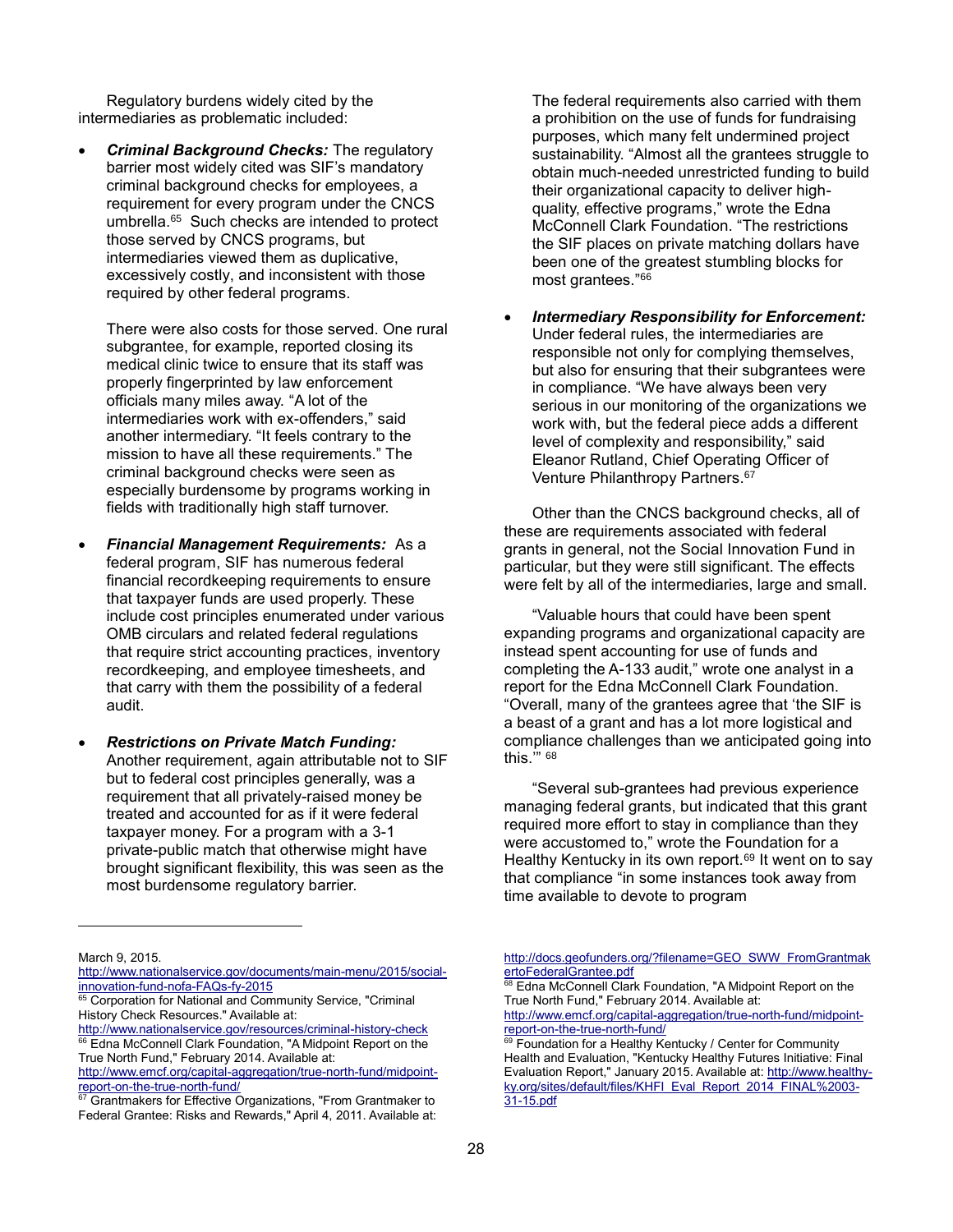Regulatory burdens widely cited by the intermediaries as problematic included:

- ***Criminal Background Checks:*** The regulatory barrier most widely cited was SIF's mandatory criminal background checks for employees, a requirement for every program under the CNCS umbrella.[65] Such checks are intended to protect those served by CNCS programs, but intermediaries viewed them as duplicative, excessively costly, and inconsistent with those required by other federal programs.

  There were also costs for those served. One rural subgrantee, for example, reported closing its medical clinic twice to ensure that its staff was properly fingerprinted by law enforcement officials many miles away. "A lot of the intermediaries work with ex-offenders," said another intermediary. "It feels contrary to the mission to have all these requirements." The criminal background checks were seen as especially burdensome by programs working in fields with traditionally high staff turnover.

- ***Financial Management Requirements:*** As a federal program, SIF has numerous federal financial recordkeeping requirements to ensure that taxpayer funds are used properly. These include cost principles enumerated under various OMB circulars and related federal regulations that require strict accounting practices, inventory recordkeeping, and employee timesheets, and that carry with them the possibility of a federal audit.

- ***Restrictions on Private Match Funding:*** Another requirement, again attributable not to SIF but to federal cost principles generally, was a requirement that all privately-raised money be treated and accounted for as if it were federal taxpayer money. For a program with a 3-1 private-public match that otherwise might have brought significant flexibility, this was seen as the most burdensome regulatory barrier.

  The federal requirements also carried with them a prohibition on the use of funds for fundraising purposes, which many felt undermined project sustainability. "Almost all the grantees struggle to obtain much-needed unrestricted funding to build their organizational capacity to deliver high-quality, effective programs," wrote the Edna McConnell Clark Foundation. "The restrictions the SIF places on private matching dollars have been one of the greatest stumbling blocks for most grantees."[66]

- ***Intermediary Responsibility for Enforcement:*** Under federal rules, the intermediaries are responsible not only for complying themselves, but also for ensuring that their subgrantees were in compliance. "We have always been very serious in our monitoring of the organizations we work with, but the federal piece adds a different level of complexity and responsibility," said Eleanor Rutland, Chief Operating Officer of Venture Philanthropy Partners.[67]

Other than the CNCS background checks, all of these are requirements associated with federal grants in general, not the Social Innovation Fund in particular, but they were still significant. The effects were felt by all of the intermediaries, large and small.

"Valuable hours that could have been spent expanding programs and organizational capacity are instead spent accounting for use of funds and completing the A-133 audit," wrote one analyst in a report for the Edna McConnell Clark Foundation. "Overall, many of the grantees agree that 'the SIF is a beast of a grant and has a lot more logistical and compliance challenges than we anticipated going into this.'" [68]

"Several sub-grantees had previous experience managing federal grants, but indicated that this grant required more effort to stay in compliance than they were accustomed to," wrote the Foundation for a Healthy Kentucky in its own report.[69] It went on to say that compliance "in some instances took away from time available to devote to program

---

March 9, 2015. http://www.nationalservice.gov/documents/main-menu/2015/social-innovation-fund-nofa-FAQs-fy-2015

[65] Corporation for National and Community Service, "Criminal History Check Resources." Available at: http://www.nationalservice.gov/resources/criminal-history-check

[66] Edna McConnell Clark Foundation, "A Midpoint Report on the True North Fund," February 2014. Available at: http://www.emcf.org/capital-aggregation/true-north-fund/midpoint-report-on-the-true-north-fund/

[67] Grantmakers for Effective Organizations, "From Grantmaker to Federal Grantee: Risks and Rewards," April 4, 2011. Available at: http://docs.geofunders.org/?filename=GEO_SWW_FromGrantmakertoFederalGrantee.pdf

[68] Edna McConnell Clark Foundation, "A Midpoint Report on the True North Fund," February 2014. Available at: http://www.emcf.org/capital-aggregation/true-north-fund/midpoint-report-on-the-true-north-fund/

[69] Foundation for a Healthy Kentucky / Center for Community Health and Evaluation, "Kentucky Healthy Futures Initiative: Final Evaluation Report," January 2015. Available at: http://www.healthy-ky.org/sites/default/files/KHFI_Eval_Report_2014_FINAL%2003-31-15.pdf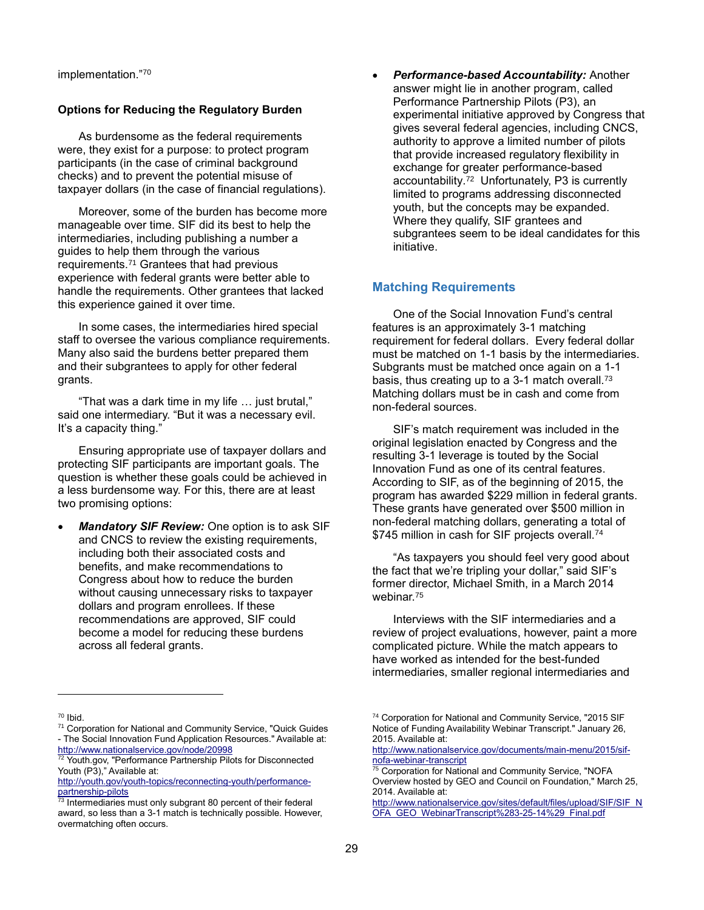implementation."[70]

**Options for Reducing the Regulatory Burden**

As burdensome as the federal requirements were, they exist for a purpose: to protect program participants (in the case of criminal background checks) and to prevent the potential misuse of taxpayer dollars (in the case of financial regulations).

Moreover, some of the burden has become more manageable over time. SIF did its best to help the intermediaries, including publishing a number a guides to help them through the various requirements.[71] Grantees that had previous experience with federal grants were better able to handle the requirements. Other grantees that lacked this experience gained it over time.

In some cases, the intermediaries hired special staff to oversee the various compliance requirements. Many also said the burdens better prepared them and their subgrantees to apply for other federal grants.

"That was a dark time in my life … just brutal," said one intermediary. "But it was a necessary evil. It's a capacity thing."

Ensuring appropriate use of taxpayer dollars and protecting SIF participants are important goals. The question is whether these goals could be achieved in a less burdensome way. For this, there are at least two promising options:

- ***Mandatory SIF Review:*** One option is to ask SIF and CNCS to review the existing requirements, including both their associated costs and benefits, and make recommendations to Congress about how to reduce the burden without causing unnecessary risks to taxpayer dollars and program enrollees. If these recommendations are approved, SIF could become a model for reducing these burdens across all federal grants.
- ***Performance-based Accountability:*** Another answer might lie in another program, called Performance Partnership Pilots (P3), an experimental initiative approved by Congress that gives several federal agencies, including CNCS, authority to approve a limited number of pilots that provide increased regulatory flexibility in exchange for greater performance-based accountability.[72] Unfortunately, P3 is currently limited to programs addressing disconnected youth, but the concepts may be expanded. Where they qualify, SIF grantees and subgrantees seem to be ideal candidates for this initiative.

## Matching Requirements

One of the Social Innovation Fund's central features is an approximately 3-1 matching requirement for federal dollars. Every federal dollar must be matched on 1-1 basis by the intermediaries. Subgrants must be matched once again on a 1-1 basis, thus creating up to a 3-1 match overall.[73] Matching dollars must be in cash and come from non-federal sources.

SIF's match requirement was included in the original legislation enacted by Congress and the resulting 3-1 leverage is touted by the Social Innovation Fund as one of its central features. According to SIF, as of the beginning of 2015, the program has awarded $229 million in federal grants. These grants have generated over $500 million in non-federal matching dollars, generating a total of $745 million in cash for SIF projects overall.[74]

"As taxpayers you should feel very good about the fact that we're tripling your dollar," said SIF's former director, Michael Smith, in a March 2014 webinar.[75]

Interviews with the SIF intermediaries and a review of project evaluations, however, paint a more complicated picture. While the match appears to have worked as intended for the best-funded intermediaries, smaller regional intermediaries and

---

[70] Ibid.

[71] Corporation for National and Community Service, "Quick Guides - The Social Innovation Fund Application Resources." Available at: http://www.nationalservice.gov/node/20998

[72] Youth.gov, "Performance Partnership Pilots for Disconnected Youth (P3)," Available at: http://youth.gov/youth-topics/reconnecting-youth/performance-partnership-pilots

[73] Intermediaries must only subgrant 80 percent of their federal award, so less than a 3-1 match is technically possible. However, overmatching often occurs.

[74] Corporation for National and Community Service, "2015 SIF Notice of Funding Availability Webinar Transcript." January 26, 2015. Available at: http://www.nationalservice.gov/documents/main-menu/2015/sif-nofa-webinar-transcript

[75] Corporation for National and Community Service, "NOFA Overview hosted by GEO and Council on Foundation," March 25, 2014. Available at: http://www.nationalservice.gov/sites/default/files/upload/SIF/SIF_NOFA_GEO_WebinarTranscript%283-25-14%29_Final.pdf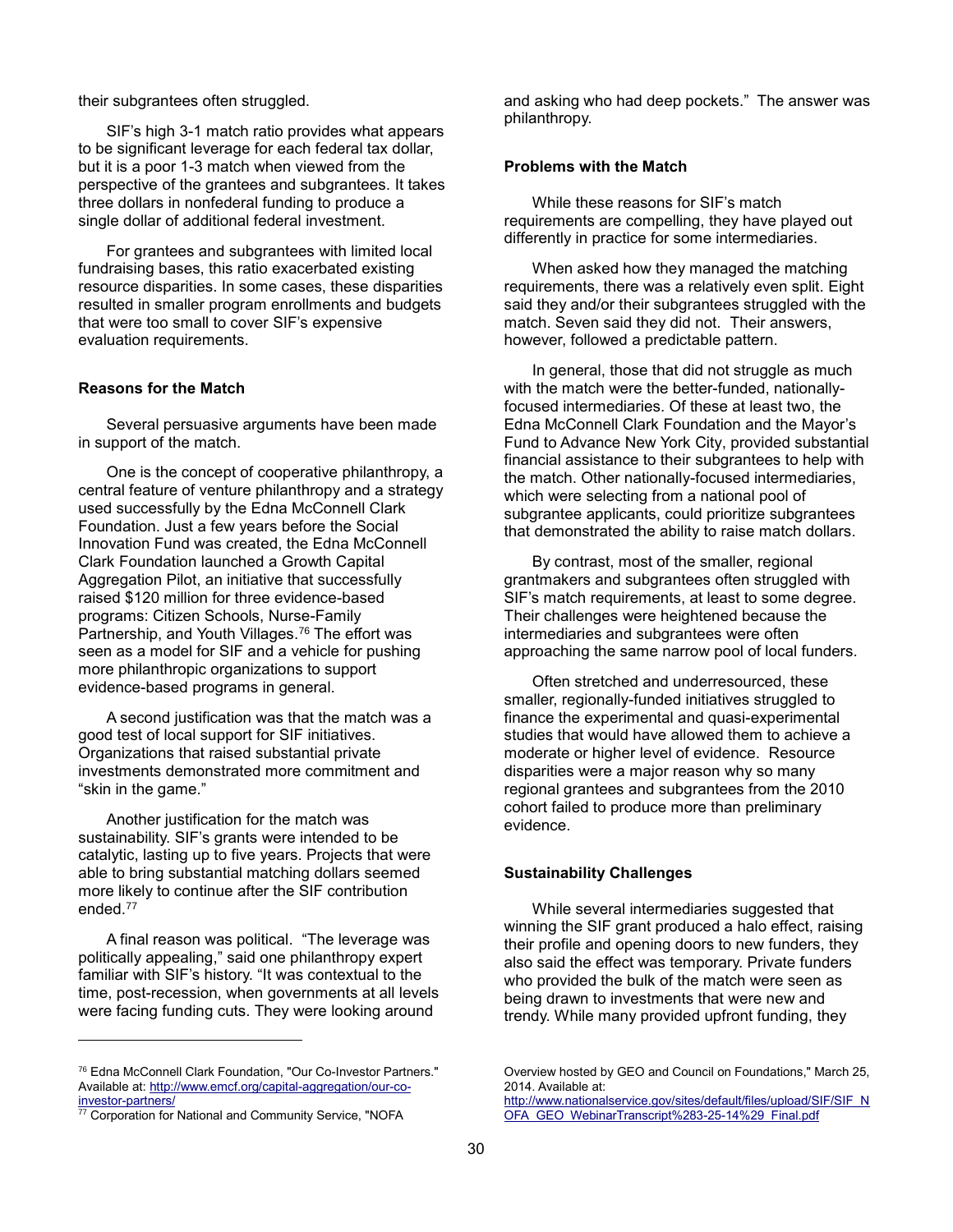their subgrantees often struggled.

SIF's high 3-1 match ratio provides what appears to be significant leverage for each federal tax dollar, but it is a poor 1-3 match when viewed from the perspective of the grantees and subgrantees. It takes three dollars in nonfederal funding to produce a single dollar of additional federal investment.

For grantees and subgrantees with limited local fundraising bases, this ratio exacerbated existing resource disparities. In some cases, these disparities resulted in smaller program enrollments and budgets that were too small to cover SIF's expensive evaluation requirements.

**Reasons for the Match**

Several persuasive arguments have been made in support of the match.

One is the concept of cooperative philanthropy, a central feature of venture philanthropy and a strategy used successfully by the Edna McConnell Clark Foundation. Just a few years before the Social Innovation Fund was created, the Edna McConnell Clark Foundation launched a Growth Capital Aggregation Pilot, an initiative that successfully raised \$120 million for three evidence-based programs: Citizen Schools, Nurse-Family Partnership, and Youth Villages.[76] The effort was seen as a model for SIF and a vehicle for pushing more philanthropic organizations to support evidence-based programs in general.

A second justification was that the match was a good test of local support for SIF initiatives. Organizations that raised substantial private investments demonstrated more commitment and "skin in the game."

Another justification for the match was sustainability. SIF's grants were intended to be catalytic, lasting up to five years. Projects that were able to bring substantial matching dollars seemed more likely to continue after the SIF contribution ended.[77]

A final reason was political. "The leverage was politically appealing," said one philanthropy expert familiar with SIF's history. "It was contextual to the time, post-recession, when governments at all levels were facing funding cuts. They were looking around and asking who had deep pockets." The answer was philanthropy.

**Problems with the Match**

While these reasons for SIF's match requirements are compelling, they have played out differently in practice for some intermediaries.

When asked how they managed the matching requirements, there was a relatively even split. Eight said they and/or their subgrantees struggled with the match. Seven said they did not. Their answers, however, followed a predictable pattern.

In general, those that did not struggle as much with the match were the better-funded, nationally-focused intermediaries. Of these at least two, the Edna McConnell Clark Foundation and the Mayor's Fund to Advance New York City, provided substantial financial assistance to their subgrantees to help with the match. Other nationally-focused intermediaries, which were selecting from a national pool of subgrantee applicants, could prioritize subgrantees that demonstrated the ability to raise match dollars.

By contrast, most of the smaller, regional grantmakers and subgrantees often struggled with SIF's match requirements, at least to some degree. Their challenges were heightened because the intermediaries and subgrantees were often approaching the same narrow pool of local funders.

Often stretched and underresourced, these smaller, regionally-funded initiatives struggled to finance the experimental and quasi-experimental studies that would have allowed them to achieve a moderate or higher level of evidence. Resource disparities were a major reason why so many regional grantees and subgrantees from the 2010 cohort failed to produce more than preliminary evidence.

**Sustainability Challenges**

While several intermediaries suggested that winning the SIF grant produced a halo effect, raising their profile and opening doors to new funders, they also said the effect was temporary. Private funders who provided the bulk of the match were seen as being drawn to investments that were new and trendy. While many provided upfront funding, they

---

[76] Edna McConnell Clark Foundation, "Our Co-Investor Partners." Available at: http://www.emcf.org/capital-aggregation/our-co-investor-partners/

[77] Corporation for National and Community Service, "NOFA Overview hosted by GEO and Council on Foundations," March 25, 2014. Available at: http://www.nationalservice.gov/sites/default/files/upload/SIF/SIF_NOFA_GEO_WebinarTranscript%283-25-14%29_Final.pdf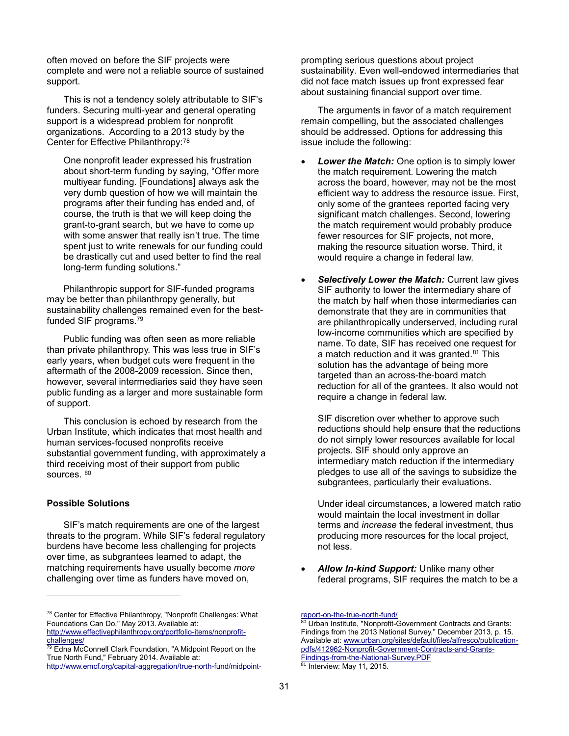often moved on before the SIF projects were complete and were not a reliable source of sustained support.

This is not a tendency solely attributable to SIF's funders. Securing multi-year and general operating support is a widespread problem for nonprofit organizations. According to a 2013 study by the Center for Effective Philanthropy:[78]

> One nonprofit leader expressed his frustration about short-term funding by saying, "Offer more multiyear funding. [Foundations] always ask the very dumb question of how we will maintain the programs after their funding has ended and, of course, the truth is that we will keep doing the grant-to-grant search, but we have to come up with some answer that really isn't true. The time spent just to write renewals for our funding could be drastically cut and used better to find the real long-term funding solutions."

Philanthropic support for SIF-funded programs may be better than philanthropy generally, but sustainability challenges remained even for the best-funded SIF programs.[79]

Public funding was often seen as more reliable than private philanthropy. This was less true in SIF's early years, when budget cuts were frequent in the aftermath of the 2008-2009 recession. Since then, however, several intermediaries said they have seen public funding as a larger and more sustainable form of support.

This conclusion is echoed by research from the Urban Institute, which indicates that most health and human services-focused nonprofits receive substantial government funding, with approximately a third receiving most of their support from public sources.[80]

**Possible Solutions**

SIF's match requirements are one of the largest threats to the program. While SIF's federal regulatory burdens have become less challenging for projects over time, as subgrantees learned to adapt, the matching requirements have usually become *more* challenging over time as funders have moved on, prompting serious questions about project sustainability. Even well-endowed intermediaries that did not face match issues up front expressed fear about sustaining financial support over time.

The arguments in favor of a match requirement remain compelling, but the associated challenges should be addressed. Options for addressing this issue include the following:

- ***Lower the Match:*** One option is to simply lower the match requirement. Lowering the match across the board, however, may not be the most efficient way to address the resource issue. First, only some of the grantees reported facing very significant match challenges. Second, lowering the match requirement would probably produce fewer resources for SIF projects, not more, making the resource situation worse. Third, it would require a change in federal law.

- ***Selectively Lower the Match:*** Current law gives SIF authority to lower the intermediary share of the match by half when those intermediaries can demonstrate that they are in communities that are philanthropically underserved, including rural low-income communities which are specified by name. To date, SIF has received one request for a match reduction and it was granted.[81] This solution has the advantage of being more targeted than an across-the-board match reduction for all of the grantees. It also would not require a change in federal law.

  SIF discretion over whether to approve such reductions should help ensure that the reductions do not simply lower resources available for local projects. SIF should only approve an intermediary match reduction if the intermediary pledges to use all of the savings to subsidize the subgrantees, particularly their evaluations.

  Under ideal circumstances, a lowered match ratio would maintain the local investment in dollar terms and *increase* the federal investment, thus producing more resources for the local project, not less.

- ***Allow In-kind Support:*** Unlike many other federal programs, SIF requires the match to be a

---

[78] Center for Effective Philanthropy, "Nonprofit Challenges: What Foundations Can Do," May 2013. Available at: http://www.effectivephilanthropy.org/portfolio-items/nonprofit-challenges/

[79] Edna McConnell Clark Foundation, "A Midpoint Report on the True North Fund," February 2014. Available at: http://www.emcf.org/capital-aggregation/true-north-fund/midpoint-report-on-the-true-north-fund/

[80] Urban Institute, "Nonprofit-Government Contracts and Grants: Findings from the 2013 National Survey," December 2013, p. 15. Available at: www.urban.org/sites/default/files/alfresco/publication-pdfs/412962-Nonprofit-Government-Contracts-and-Grants-Findings-from-the-National-Survey.PDF

[81] Interview: May 11, 2015.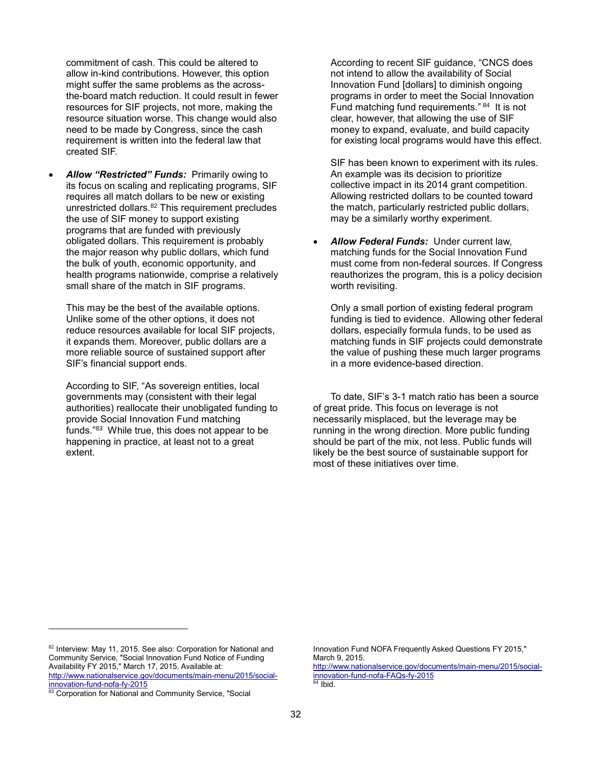commitment of cash. This could be altered to allow in-kind contributions. However, this option might suffer the same problems as the across-the-board match reduction. It could result in fewer resources for SIF projects, not more, making the resource situation worse. This change would also need to be made by Congress, since the cash requirement is written into the federal law that created SIF.

- ***Allow "Restricted" Funds:*** Primarily owing to its focus on scaling and replicating programs, SIF requires all match dollars to be new or existing unrestricted dollars.[82] This requirement precludes the use of SIF money to support existing programs that are funded with previously obligated dollars. This requirement is probably the major reason why public dollars, which fund the bulk of youth, economic opportunity, and health programs nationwide, comprise a relatively small share of the match in SIF programs.

  This may be the best of the available options. Unlike some of the other options, it does not reduce resources available for local SIF projects, it expands them. Moreover, public dollars are a more reliable source of sustained support after SIF's financial support ends.

  According to SIF, "As sovereign entities, local governments may (consistent with their legal authorities) reallocate their unobligated funding to provide Social Innovation Fund matching funds."[83] While true, this does not appear to be happening in practice, at least not to a great extent.

  According to recent SIF guidance, "CNCS does not intend to allow the availability of Social Innovation Fund [dollars] to diminish ongoing programs in order to meet the Social Innovation Fund matching fund requirements."[84] It is not clear, however, that allowing the use of SIF money to expand, evaluate, and build capacity for existing local programs would have this effect.

  SIF has been known to experiment with its rules. An example was its decision to prioritize collective impact in its 2014 grant competition. Allowing restricted dollars to be counted toward the match, particularly restricted public dollars, may be a similarly worthy experiment.

- ***Allow Federal Funds:*** Under current law, matching funds for the Social Innovation Fund must come from non-federal sources. If Congress reauthorizes the program, this is a policy decision worth revisiting.

  Only a small portion of existing federal program funding is tied to evidence. Allowing other federal dollars, especially formula funds, to be used as matching funds in SIF projects could demonstrate the value of pushing these much larger programs in a more evidence-based direction.

To date, SIF's 3-1 match ratio has been a source of great pride. This focus on leverage is not necessarily misplaced, but the leverage may be running in the wrong direction. More public funding should be part of the mix, not less. Public funds will likely be the best source of sustainable support for most of these initiatives over time.

---

[82] Interview: May 11, 2015. See also: Corporation for National and Community Service, "Social Innovation Fund Notice of Funding Availability FY 2015," March 17, 2015. Available at: http://www.nationalservice.gov/documents/main-menu/2015/social-innovation-fund-nofa-fy-2015

[83] Corporation for National and Community Service, "Social Innovation Fund NOFA Frequently Asked Questions FY 2015," March 9, 2015. http://www.nationalservice.gov/documents/main-menu/2015/social-innovation-fund-nofa-FAQs-fy-2015

[84] Ibid.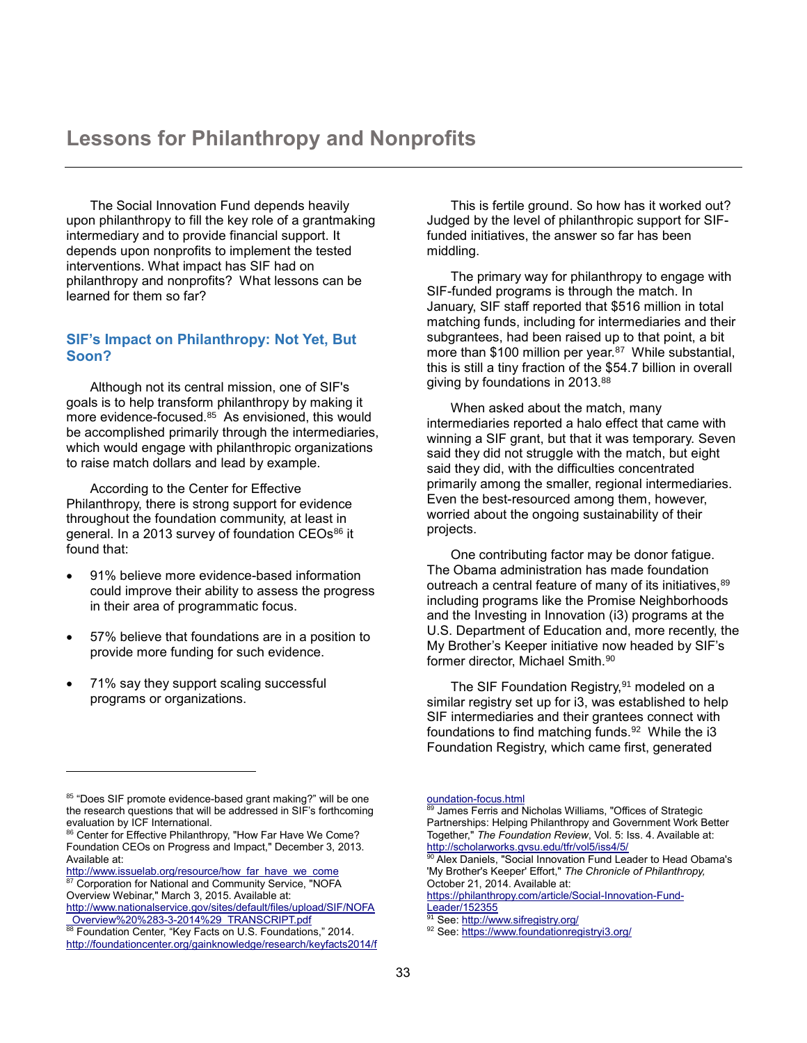## Lessons for Philanthropy and Nonprofits

The Social Innovation Fund depends heavily upon philanthropy to fill the key role of a grantmaking intermediary and to provide financial support. It depends upon nonprofits to implement the tested interventions. What impact has SIF had on philanthropy and nonprofits? What lessons can be learned for them so far?

### SIF's Impact on Philanthropy: Not Yet, But Soon?

Although not its central mission, one of SIF's goals is to help transform philanthropy by making it more evidence-focused.[85] As envisioned, this would be accomplished primarily through the intermediaries, which would engage with philanthropic organizations to raise match dollars and lead by example.

According to the Center for Effective Philanthropy, there is strong support for evidence throughout the foundation community, at least in general. In a 2013 survey of foundation CEOs[86] it found that:

- 91% believe more evidence-based information could improve their ability to assess the progress in their area of programmatic focus.
- 57% believe that foundations are in a position to provide more funding for such evidence.
- 71% say they support scaling successful programs or organizations.

This is fertile ground. So how has it worked out? Judged by the level of philanthropic support for SIF-funded initiatives, the answer so far has been middling.

The primary way for philanthropy to engage with SIF-funded programs is through the match. In January, SIF staff reported that $516 million in total matching funds, including for intermediaries and their subgrantees, had been raised up to that point, a bit more than $100 million per year.[87] While substantial, this is still a tiny fraction of the $54.7 billion in overall giving by foundations in 2013.[88]

When asked about the match, many intermediaries reported a halo effect that came with winning a SIF grant, but that it was temporary. Seven said they did not struggle with the match, but eight said they did, with the difficulties concentrated primarily among the smaller, regional intermediaries. Even the best-resourced among them, however, worried about the ongoing sustainability of their projects.

One contributing factor may be donor fatigue. The Obama administration has made foundation outreach a central feature of many of its initiatives,[89] including programs like the Promise Neighborhoods and the Investing in Innovation (i3) programs at the U.S. Department of Education and, more recently, the My Brother's Keeper initiative now headed by SIF's former director, Michael Smith.[90]

The SIF Foundation Registry,[91] modeled on a similar registry set up for i3, was established to help SIF intermediaries and their grantees connect with foundations to find matching funds.[92] While the i3 Foundation Registry, which came first, generated

---

[85] "Does SIF promote evidence-based grant making?" will be one the research questions that will be addressed in SIF's forthcoming evaluation by ICF International.

[86] Center for Effective Philanthropy, "How Far Have We Come? Foundation CEOs on Progress and Impact," December 3, 2013. Available at: http://www.issuelab.org/resource/how_far_have_we_come

[87] Corporation for National and Community Service, "NOFA Overview Webinar," March 3, 2015. Available at: http://www.nationalservice.gov/sites/default/files/upload/SIF/NOFA_Overview%20%283-3-2014%29_TRANSCRIPT.pdf

[88] Foundation Center, "Key Facts on U.S. Foundations," 2014. http://foundationcenter.org/gainknowledge/research/keyfacts2014/foundation-focus.html

[89] James Ferris and Nicholas Williams, "Offices of Strategic Partnerships: Helping Philanthropy and Government Work Better Together," *The Foundation Review*, Vol. 5: Iss. 4. Available at: http://scholarworks.gvsu.edu/tfr/vol5/iss4/5/

[90] Alex Daniels, "Social Innovation Fund Leader to Head Obama's 'My Brother's Keeper' Effort," *The Chronicle of Philanthropy,* October 21, 2014. Available at: https://philanthropy.com/article/Social-Innovation-Fund-Leader/152355

[91] See: http://www.sifregistry.org/

[92] See: https://www.foundationregistryi3.org/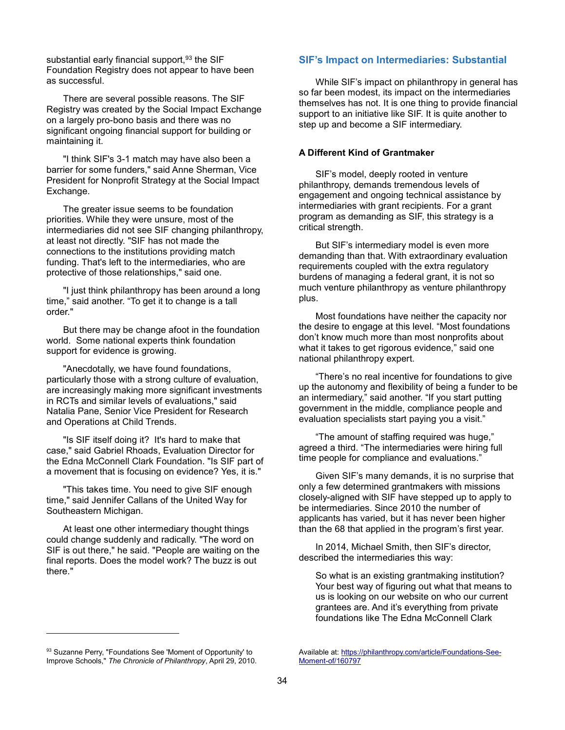substantial early financial support,[93] the SIF Foundation Registry does not appear to have been as successful.

There are several possible reasons. The SIF Registry was created by the Social Impact Exchange on a largely pro-bono basis and there was no significant ongoing financial support for building or maintaining it.

"I think SIF's 3-1 match may have also been a barrier for some funders," said Anne Sherman, Vice President for Nonprofit Strategy at the Social Impact Exchange.

The greater issue seems to be foundation priorities. While they were unsure, most of the intermediaries did not see SIF changing philanthropy, at least not directly. "SIF has not made the connections to the institutions providing match funding. That's left to the intermediaries, who are protective of those relationships," said one.

"I just think philanthropy has been around a long time," said another. "To get it to change is a tall order."

But there may be change afoot in the foundation world. Some national experts think foundation support for evidence is growing.

"Anecdotally, we have found foundations, particularly those with a strong culture of evaluation, are increasingly making more significant investments in RCTs and similar levels of evaluations," said Natalia Pane, Senior Vice President for Research and Operations at Child Trends.

"Is SIF itself doing it? It's hard to make that case," said Gabriel Rhoads, Evaluation Director for the Edna McConnell Clark Foundation. "Is SIF part of a movement that is focusing on evidence? Yes, it is."

"This takes time. You need to give SIF enough time," said Jennifer Callans of the United Way for Southeastern Michigan.

At least one other intermediary thought things could change suddenly and radically. "The word on SIF is out there," he said. "People are waiting on the final reports. Does the model work? The buzz is out there."

## SIF's Impact on Intermediaries: Substantial

While SIF's impact on philanthropy in general has so far been modest, its impact on the intermediaries themselves has not. It is one thing to provide financial support to an initiative like SIF. It is quite another to step up and become a SIF intermediary.

### A Different Kind of Grantmaker

SIF's model, deeply rooted in venture philanthropy, demands tremendous levels of engagement and ongoing technical assistance by intermediaries with grant recipients. For a grant program as demanding as SIF, this strategy is a critical strength.

But SIF's intermediary model is even more demanding than that. With extraordinary evaluation requirements coupled with the extra regulatory burdens of managing a federal grant, it is not so much venture philanthropy as venture philanthropy plus.

Most foundations have neither the capacity nor the desire to engage at this level. "Most foundations don't know much more than most nonprofits about what it takes to get rigorous evidence," said one national philanthropy expert.

"There's no real incentive for foundations to give up the autonomy and flexibility of being a funder to be an intermediary," said another. "If you start putting government in the middle, compliance people and evaluation specialists start paying you a visit."

"The amount of staffing required was huge," agreed a third. "The intermediaries were hiring full time people for compliance and evaluations."

Given SIF's many demands, it is no surprise that only a few determined grantmakers with missions closely-aligned with SIF have stepped up to apply to be intermediaries. Since 2010 the number of applicants has varied, but it has never been higher than the 68 that applied in the program's first year.

In 2014, Michael Smith, then SIF's director, described the intermediaries this way:

> So what is an existing grantmaking institution? Your best way of figuring out what that means to us is looking on our website on who our current grantees are. And it's everything from private foundations like The Edna McConnell Clark

---

[93] Suzanne Perry, "Foundations See 'Moment of Opportunity' to Improve Schools," *The Chronicle of Philanthropy*, April 29, 2010. Available at: https://philanthropy.com/article/Foundations-See-Moment-of/160797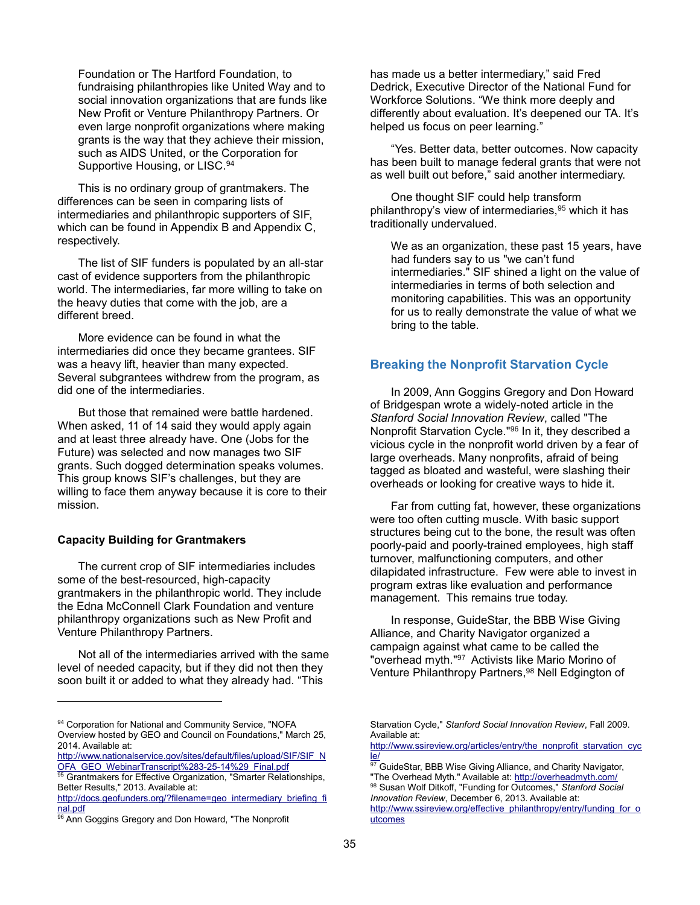Foundation or The Hartford Foundation, to fundraising philanthropies like United Way and to social innovation organizations that are funds like New Profit or Venture Philanthropy Partners. Or even large nonprofit organizations where making grants is the way that they achieve their mission, such as AIDS United, or the Corporation for Supportive Housing, or LISC.[94]

This is no ordinary group of grantmakers. The differences can be seen in comparing lists of intermediaries and philanthropic supporters of SIF, which can be found in Appendix B and Appendix C, respectively.

The list of SIF funders is populated by an all-star cast of evidence supporters from the philanthropic world. The intermediaries, far more willing to take on the heavy duties that come with the job, are a different breed.

More evidence can be found in what the intermediaries did once they became grantees. SIF was a heavy lift, heavier than many expected. Several subgrantees withdrew from the program, as did one of the intermediaries.

But those that remained were battle hardened. When asked, 11 of 14 said they would apply again and at least three already have. One (Jobs for the Future) was selected and now manages two SIF grants. Such dogged determination speaks volumes. This group knows SIF's challenges, but they are willing to face them anyway because it is core to their mission.

**Capacity Building for Grantmakers**

The current crop of SIF intermediaries includes some of the best-resourced, high-capacity grantmakers in the philanthropic world. They include the Edna McConnell Clark Foundation and venture philanthropy organizations such as New Profit and Venture Philanthropy Partners.

Not all of the intermediaries arrived with the same level of needed capacity, but if they did not then they soon built it or added to what they already had. "This has made us a better intermediary," said Fred Dedrick, Executive Director of the National Fund for Workforce Solutions. "We think more deeply and differently about evaluation. It's deepened our TA. It's helped us focus on peer learning."

"Yes. Better data, better outcomes. Now capacity has been built to manage federal grants that were not as well built out before," said another intermediary.

One thought SIF could help transform philanthropy's view of intermediaries,[95] which it has traditionally undervalued.

> We as an organization, these past 15 years, have had funders say to us "we can't fund intermediaries." SIF shined a light on the value of intermediaries in terms of both selection and monitoring capabilities. This was an opportunity for us to really demonstrate the value of what we bring to the table.

## Breaking the Nonprofit Starvation Cycle

In 2009, Ann Goggins Gregory and Don Howard of Bridgespan wrote a widely-noted article in the *Stanford Social Innovation Review*, called "The Nonprofit Starvation Cycle."[96] In it, they described a vicious cycle in the nonprofit world driven by a fear of large overheads. Many nonprofits, afraid of being tagged as bloated and wasteful, were slashing their overheads or looking for creative ways to hide it.

Far from cutting fat, however, these organizations were too often cutting muscle. With basic support structures being cut to the bone, the result was often poorly-paid and poorly-trained employees, high staff turnover, malfunctioning computers, and other dilapidated infrastructure. Few were able to invest in program extras like evaluation and performance management. This remains true today.

In response, GuideStar, the BBB Wise Giving Alliance, and Charity Navigator organized a campaign against what came to be called the "overhead myth."[97] Activists like Mario Morino of Venture Philanthropy Partners,[98] Nell Edgington of

---

[94] Corporation for National and Community Service, "NOFA Overview hosted by GEO and Council on Foundations," March 25, 2014. Available at: http://www.nationalservice.gov/sites/default/files/upload/SIF/SIF_NOFA_GEO_WebinarTranscript%283-25-14%29_Final.pdf

[95] Grantmakers for Effective Organization, "Smarter Relationships, Better Results," 2013. Available at: http://docs.geofunders.org/?filename=geo_intermediary_briefing_final.pdf

[96] Ann Goggins Gregory and Don Howard, "The Nonprofit Starvation Cycle," *Stanford Social Innovation Review*, Fall 2009. Available at: http://www.ssireview.org/articles/entry/the_nonprofit_starvation_cycle/

[97] GuideStar, BBB Wise Giving Alliance, and Charity Navigator, "The Overhead Myth." Available at: http://overheadmyth.com/

[98] Susan Wolf Ditkoff, "Funding for Outcomes," *Stanford Social Innovation Review*, December 6, 2013. Available at: http://www.ssireview.org/effective_philanthropy/entry/funding_for_outcomes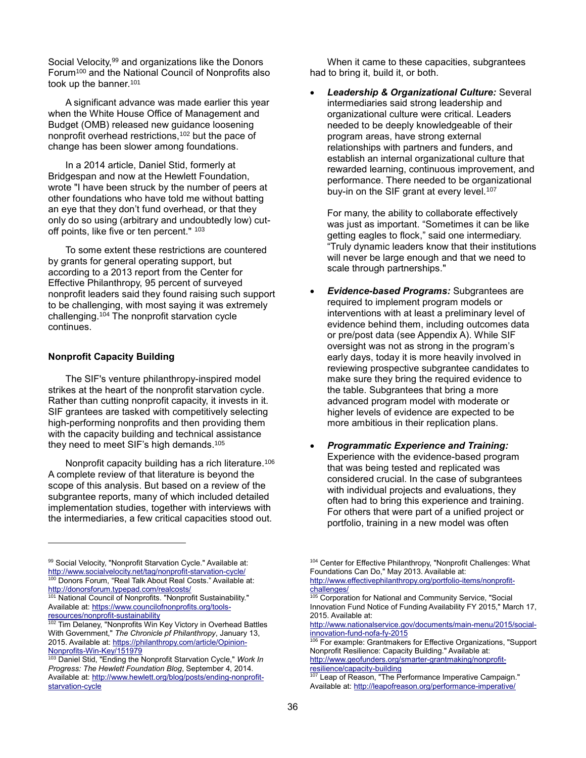Social Velocity,[99] and organizations like the Donors Forum[100] and the National Council of Nonprofits also took up the banner.[101]

A significant advance was made earlier this year when the White House Office of Management and Budget (OMB) released new guidance loosening nonprofit overhead restrictions,[102] but the pace of change has been slower among foundations.

In a 2014 article, Daniel Stid, formerly at Bridgespan and now at the Hewlett Foundation, wrote "I have been struck by the number of peers at other foundations who have told me without batting an eye that they don't fund overhead, or that they only do so using (arbitrary and undoubtedly low) cut-off points, like five or ten percent." [103]

To some extent these restrictions are countered by grants for general operating support, but according to a 2013 report from the Center for Effective Philanthropy, 95 percent of surveyed nonprofit leaders said they found raising such support to be challenging, with most saying it was extremely challenging.[104] The nonprofit starvation cycle continues.

### Nonprofit Capacity Building

The SIF's venture philanthropy-inspired model strikes at the heart of the nonprofit starvation cycle. Rather than cutting nonprofit capacity, it invests in it. SIF grantees are tasked with competitively selecting high-performing nonprofits and then providing them with the capacity building and technical assistance they need to meet SIF's high demands.[105]

Nonprofit capacity building has a rich literature.[106] A complete review of that literature is beyond the scope of this analysis. But based on a review of the subgrantee reports, many of which included detailed implementation studies, together with interviews with the intermediaries, a few critical capacities stood out.

When it came to these capacities, subgrantees had to bring it, build it, or both.

- ***Leadership & Organizational Culture:*** Several intermediaries said strong leadership and organizational culture were critical. Leaders needed to be deeply knowledgeable of their program areas, have strong external relationships with partners and funders, and establish an internal organizational culture that rewarded learning, continuous improvement, and performance. There needed to be organizational buy-in on the SIF grant at every level.[107]

  For many, the ability to collaborate effectively was just as important. "Sometimes it can be like getting eagles to flock," said one intermediary. "Truly dynamic leaders know that their institutions will never be large enough and that we need to scale through partnerships."

- ***Evidence-based Programs:*** Subgrantees are required to implement program models or interventions with at least a preliminary level of evidence behind them, including outcomes data or pre/post data (see Appendix A). While SIF oversight was not as strong in the program's early days, today it is more heavily involved in reviewing prospective subgrantee candidates to make sure they bring the required evidence to the table. Subgrantees that bring a more advanced program model with moderate or higher levels of evidence are expected to be more ambitious in their replication plans.

- ***Programmatic Experience and Training:*** Experience with the evidence-based program that was being tested and replicated was considered crucial. In the case of subgrantees with individual projects and evaluations, they often had to bring this experience and training. For others that were part of a unified project or portfolio, training in a new model was often

---

[99] Social Velocity, "Nonprofit Starvation Cycle." Available at: http://www.socialvelocity.net/tag/nonprofit-starvation-cycle/

[100] Donors Forum, "Real Talk About Real Costs." Available at: http://donorsforum.typepad.com/realcosts/

[101] National Council of Nonprofits. "Nonprofit Sustainability." Available at: https://www.councilofnonprofits.org/tools-resources/nonprofit-sustainability

[102] Tim Delaney, "Nonprofits Win Key Victory in Overhead Battles With Government," *The Chronicle pf Philanthropy*, January 13, 2015. Available at: https://philanthropy.com/article/Opinion-Nonprofits-Win-Key/151979

[103] Daniel Stid, "Ending the Nonprofit Starvation Cycle," *Work In Progress: The Hewlett Foundation Blog*, September 4, 2014. Available at: http://www.hewlett.org/blog/posts/ending-nonprofit-starvation-cycle

[104] Center for Effective Philanthropy, "Nonprofit Challenges: What Foundations Can Do," May 2013. Available at: http://www.effectivephilanthropy.org/portfolio-items/nonprofit-challenges/

[105] Corporation for National and Community Service, "Social Innovation Fund Notice of Funding Availability FY 2015," March 17, 2015. Available at: http://www.nationalservice.gov/documents/main-menu/2015/social-innovation-fund-nofa-fy-2015

[106] For example: Grantmakers for Effective Organizations, "Support Nonprofit Resilience: Capacity Building." Available at: http://www.geofunders.org/smarter-grantmaking/nonprofit-resilience/capacity-building

[107] Leap of Reason, "The Performance Imperative Campaign." Available at: http://leapofreason.org/performance-imperative/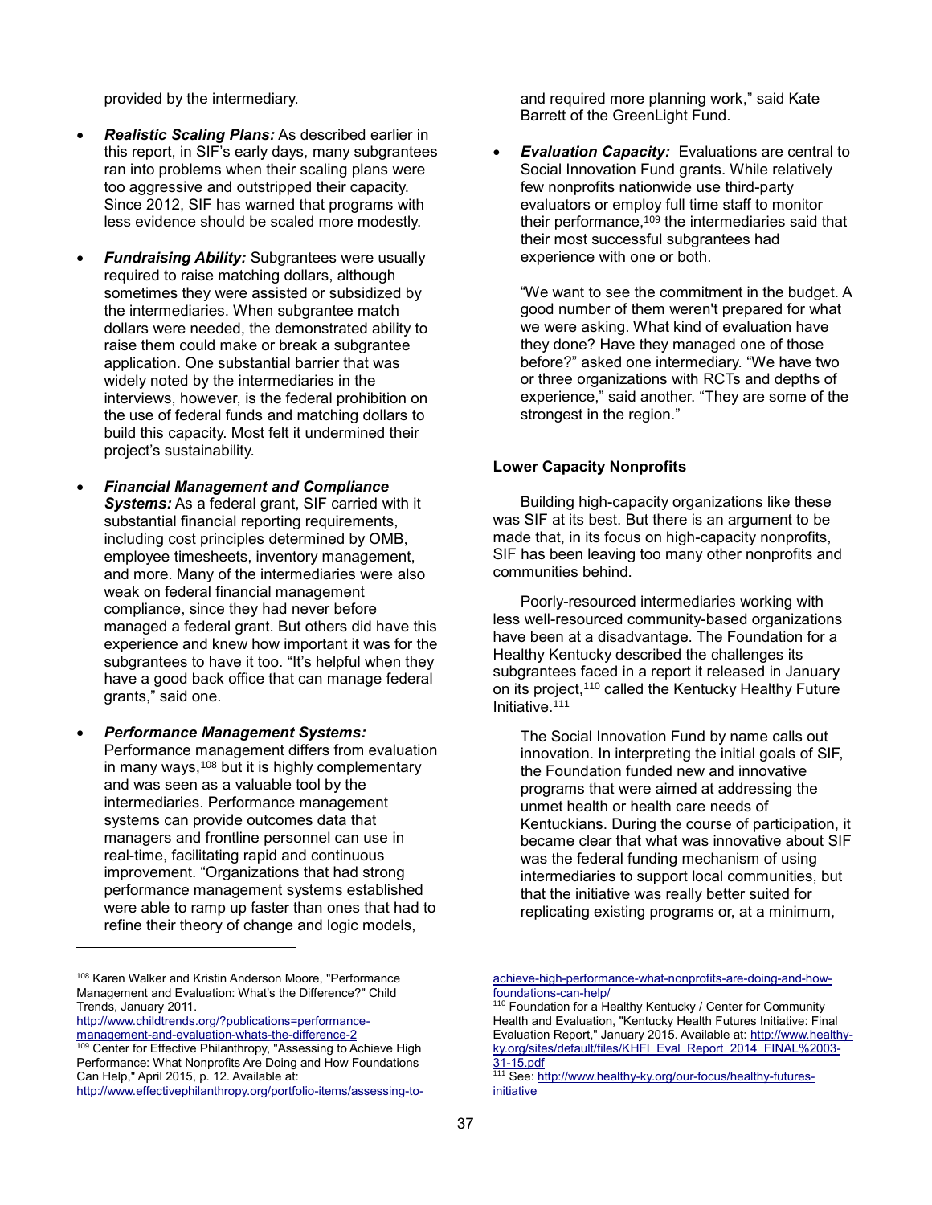provided by the intermediary.

- ***Realistic Scaling Plans:*** As described earlier in this report, in SIF's early days, many subgrantees ran into problems when their scaling plans were too aggressive and outstripped their capacity. Since 2012, SIF has warned that programs with less evidence should be scaled more modestly.

- ***Fundraising Ability:*** Subgrantees were usually required to raise matching dollars, although sometimes they were assisted or subsidized by the intermediaries. When subgrantee match dollars were needed, the demonstrated ability to raise them could make or break a subgrantee application. One substantial barrier that was widely noted by the intermediaries in the interviews, however, is the federal prohibition on the use of federal funds and matching dollars to build this capacity. Most felt it undermined their project's sustainability.

- ***Financial Management and Compliance Systems:*** As a federal grant, SIF carried with it substantial financial reporting requirements, including cost principles determined by OMB, employee timesheets, inventory management, and more. Many of the intermediaries were also weak on federal financial management compliance, since they had never before managed a federal grant. But others did have this experience and knew how important it was for the subgrantees to have it too. "It's helpful when they have a good back office that can manage federal grants," said one.

- ***Performance Management Systems:*** Performance management differs from evaluation in many ways,[108] but it is highly complementary and was seen as a valuable tool by the intermediaries. Performance management systems can provide outcomes data that managers and frontline personnel can use in real-time, facilitating rapid and continuous improvement. "Organizations that had strong performance management systems established were able to ramp up faster than ones that had to refine their theory of change and logic models, and required more planning work," said Kate Barrett of the GreenLight Fund.

- ***Evaluation Capacity:*** Evaluations are central to Social Innovation Fund grants. While relatively few nonprofits nationwide use third-party evaluators or employ full time staff to monitor their performance,[109] the intermediaries said that their most successful subgrantees had experience with one or both.

  "We want to see the commitment in the budget. A good number of them weren't prepared for what we were asking. What kind of evaluation have they done? Have they managed one of those before?" asked one intermediary. "We have two or three organizations with RCTs and depths of experience," said another. "They are some of the strongest in the region."

#### Lower Capacity Nonprofits

Building high-capacity organizations like these was SIF at its best. But there is an argument to be made that, in its focus on high-capacity nonprofits, SIF has been leaving too many other nonprofits and communities behind.

Poorly-resourced intermediaries working with less well-resourced community-based organizations have been at a disadvantage. The Foundation for a Healthy Kentucky described the challenges its subgrantees faced in a report it released in January on its project,[110] called the Kentucky Healthy Future Initiative.[111]

> The Social Innovation Fund by name calls out innovation. In interpreting the initial goals of SIF, the Foundation funded new and innovative programs that were aimed at addressing the unmet health or health care needs of Kentuckians. During the course of participation, it became clear that what was innovative about SIF was the federal funding mechanism of using intermediaries to support local communities, but that the initiative was really better suited for replicating existing programs or, at a minimum,

---

[108] Karen Walker and Kristin Anderson Moore, "Performance Management and Evaluation: What's the Difference?" Child Trends, January 2011. http://www.childtrends.org/?publications=performance-management-and-evaluation-whats-the-difference-2

[109] Center for Effective Philanthropy, "Assessing to Achieve High Performance: What Nonprofits Are Doing and How Foundations Can Help," April 2015, p. 12. Available at: http://www.effectivephilanthropy.org/portfolio-items/assessing-to-achieve-high-performance-what-nonprofits-are-doing-and-how-foundations-can-help/

[110] Foundation for a Healthy Kentucky / Center for Community Health and Evaluation, "Kentucky Health Futures Initiative: Final Evaluation Report," January 2015. Available at: http://www.healthy-ky.org/sites/default/files/KHFI_Eval_Report_2014_FINAL%2003-31-15.pdf

[111] See: http://www.healthy-ky.org/our-focus/healthy-futures-initiative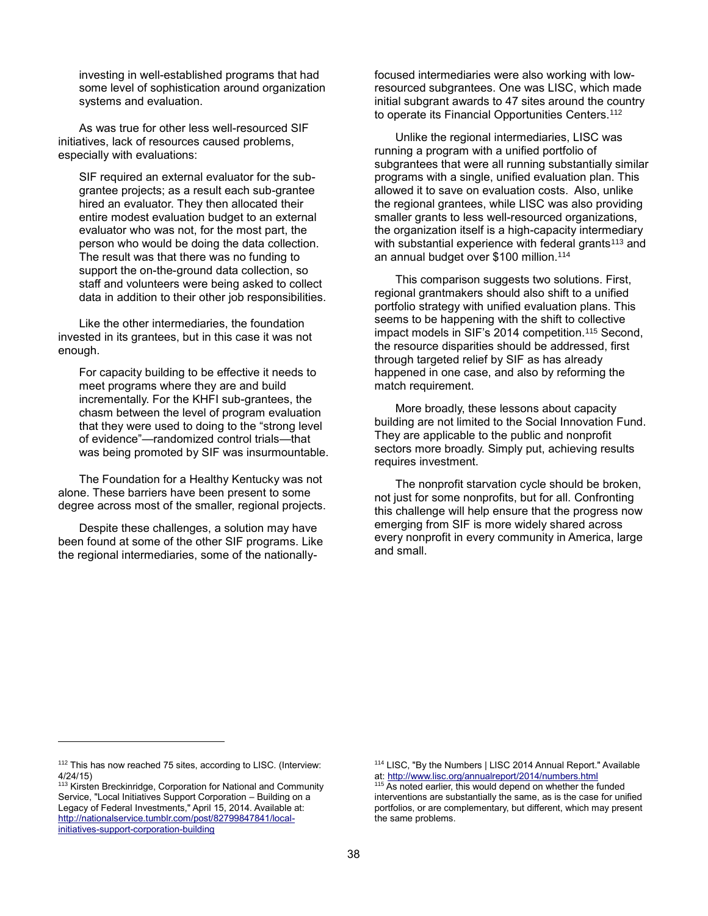investing in well-established programs that had some level of sophistication around organization systems and evaluation.

As was true for other less well-resourced SIF initiatives, lack of resources caused problems, especially with evaluations:

> SIF required an external evaluator for the sub-grantee projects; as a result each sub-grantee hired an evaluator. They then allocated their entire modest evaluation budget to an external evaluator who was not, for the most part, the person who would be doing the data collection. The result was that there was no funding to support the on-the-ground data collection, so staff and volunteers were being asked to collect data in addition to their other job responsibilities.

Like the other intermediaries, the foundation invested in its grantees, but in this case it was not enough.

> For capacity building to be effective it needs to meet programs where they are and build incrementally. For the KHFI sub-grantees, the chasm between the level of program evaluation that they were used to doing to the "strong level of evidence"—randomized control trials—that was being promoted by SIF was insurmountable.

The Foundation for a Healthy Kentucky was not alone. These barriers have been present to some degree across most of the smaller, regional projects.

Despite these challenges, a solution may have been found at some of the other SIF programs. Like the regional intermediaries, some of the nationally-focused intermediaries were also working with low-resourced subgrantees. One was LISC, which made initial subgrant awards to 47 sites around the country to operate its Financial Opportunities Centers.[112]

Unlike the regional intermediaries, LISC was running a program with a unified portfolio of subgrantees that were all running substantially similar programs with a single, unified evaluation plan. This allowed it to save on evaluation costs. Also, unlike the regional grantees, while LISC was also providing smaller grants to less well-resourced organizations, the organization itself is a high-capacity intermediary with substantial experience with federal grants[113] and an annual budget over $100 million.[114]

This comparison suggests two solutions. First, regional grantmakers should also shift to a unified portfolio strategy with unified evaluation plans. This seems to be happening with the shift to collective impact models in SIF's 2014 competition.[115] Second, the resource disparities should be addressed, first through targeted relief by SIF as has already happened in one case, and also by reforming the match requirement.

More broadly, these lessons about capacity building are not limited to the Social Innovation Fund. They are applicable to the public and nonprofit sectors more broadly. Simply put, achieving results requires investment.

The nonprofit starvation cycle should be broken, not just for some nonprofits, but for all. Confronting this challenge will help ensure that the progress now emerging from SIF is more widely shared across every nonprofit in every community in America, large and small.

---

[112] This has now reached 75 sites, according to LISC. (Interview: 4/24/15)

[113] Kirsten Breckinridge, Corporation for National and Community Service, "Local Initiatives Support Corporation – Building on a Legacy of Federal Investments," April 15, 2014. Available at: http://nationalservice.tumblr.com/post/82799847841/local-initiatives-support-corporation-building

[114] LISC, "By the Numbers | LISC 2014 Annual Report." Available at: http://www.lisc.org/annualreport/2014/numbers.html

[115] As noted earlier, this would depend on whether the funded interventions are substantially the same, as is the case for unified portfolios, or are complementary, but different, which may present the same problems.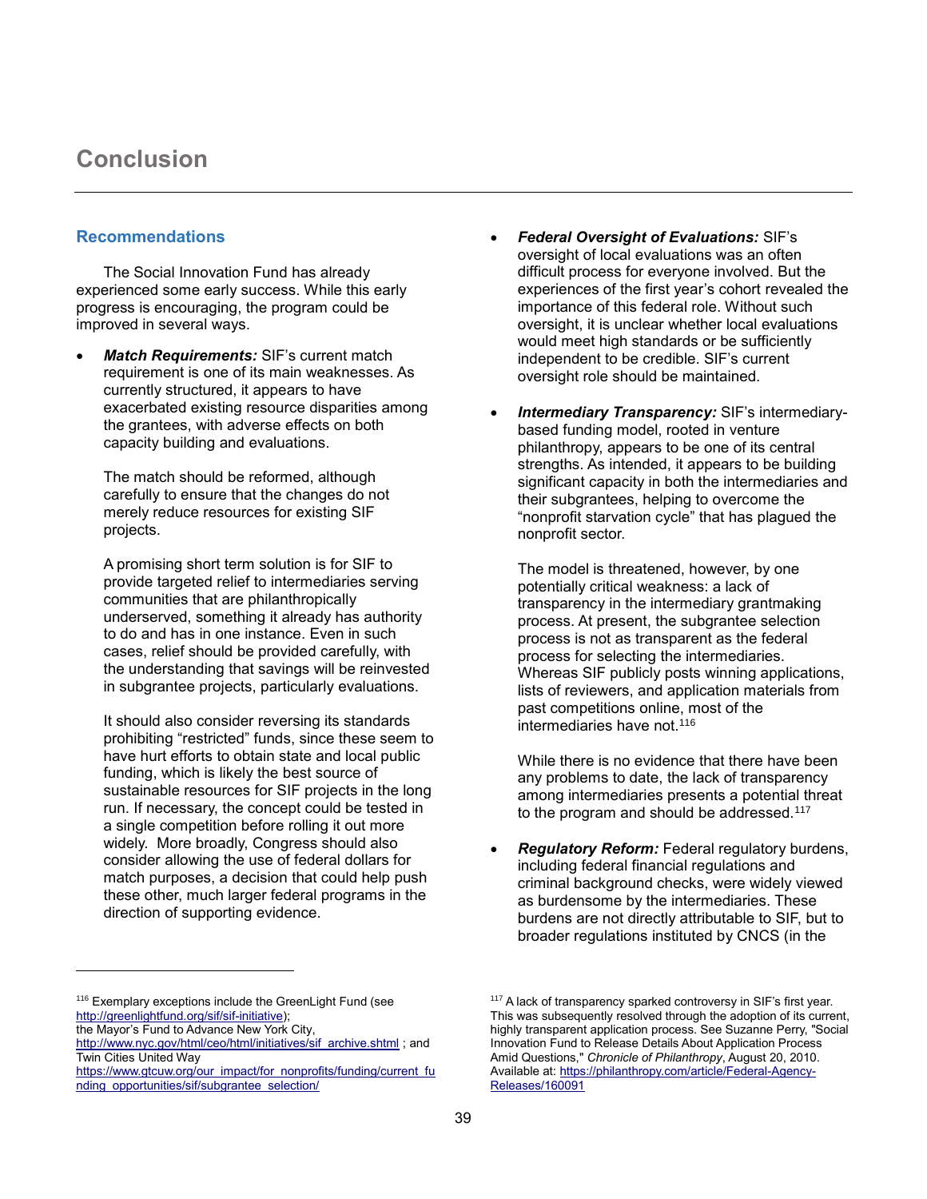# Conclusion

## Recommendations

The Social Innovation Fund has already experienced some early success. While this early progress is encouraging, the program could be improved in several ways.

- ***Match Requirements:*** SIF's current match requirement is one of its main weaknesses. As currently structured, it appears to have exacerbated existing resource disparities among the grantees, with adverse effects on both capacity building and evaluations.

  The match should be reformed, although carefully to ensure that the changes do not merely reduce resources for existing SIF projects.

  A promising short term solution is for SIF to provide targeted relief to intermediaries serving communities that are philanthropically underserved, something it already has authority to do and has in one instance. Even in such cases, relief should be provided carefully, with the understanding that savings will be reinvested in subgrantee projects, particularly evaluations.

  It should also consider reversing its standards prohibiting "restricted" funds, since these seem to have hurt efforts to obtain state and local public funding, which is likely the best source of sustainable resources for SIF projects in the long run. If necessary, the concept could be tested in a single competition before rolling it out more widely. More broadly, Congress should also consider allowing the use of federal dollars for match purposes, a decision that could help push these other, much larger federal programs in the direction of supporting evidence.

- ***Federal Oversight of Evaluations:*** SIF's oversight of local evaluations was an often difficult process for everyone involved. But the experiences of the first year's cohort revealed the importance of this federal role. Without such oversight, it is unclear whether local evaluations would meet high standards or be sufficiently independent to be credible. SIF's current oversight role should be maintained.

- ***Intermediary Transparency:*** SIF's intermediary-based funding model, rooted in venture philanthropy, appears to be one of its central strengths. As intended, it appears to be building significant capacity in both the intermediaries and their subgrantees, helping to overcome the "nonprofit starvation cycle" that has plagued the nonprofit sector.

  The model is threatened, however, by one potentially critical weakness: a lack of transparency in the intermediary grantmaking process. At present, the subgrantee selection process is not as transparent as the federal process for selecting the intermediaries. Whereas SIF publicly posts winning applications, lists of reviewers, and application materials from past competitions online, most of the intermediaries have not.[116]

  While there is no evidence that there have been any problems to date, the lack of transparency among intermediaries presents a potential threat to the program and should be addressed.[117]

- ***Regulatory Reform:*** Federal regulatory burdens, including federal financial regulations and criminal background checks, were widely viewed as burdensome by the intermediaries. These burdens are not directly attributable to SIF, but to broader regulations instituted by CNCS (in the

---

[116] Exemplary exceptions include the GreenLight Fund (see http://greenlightfund.org/sif/sif-initiative);
the Mayor's Fund to Advance New York City, http://www.nyc.gov/html/ceo/html/initiatives/sif_archive.shtml ; and Twin Cities United Way https://www.gtcuw.org/our_impact/for_nonprofits/funding/current_funding_opportunities/sif/subgrantee_selection/

[117] A lack of transparency sparked controversy in SIF's first year. This was subsequently resolved through the adoption of its current, highly transparent application process. See Suzanne Perry, "Social Innovation Fund to Release Details About Application Process Amid Questions," *Chronicle of Philanthropy*, August 20, 2010. Available at: https://philanthropy.com/article/Federal-Agency-Releases/160091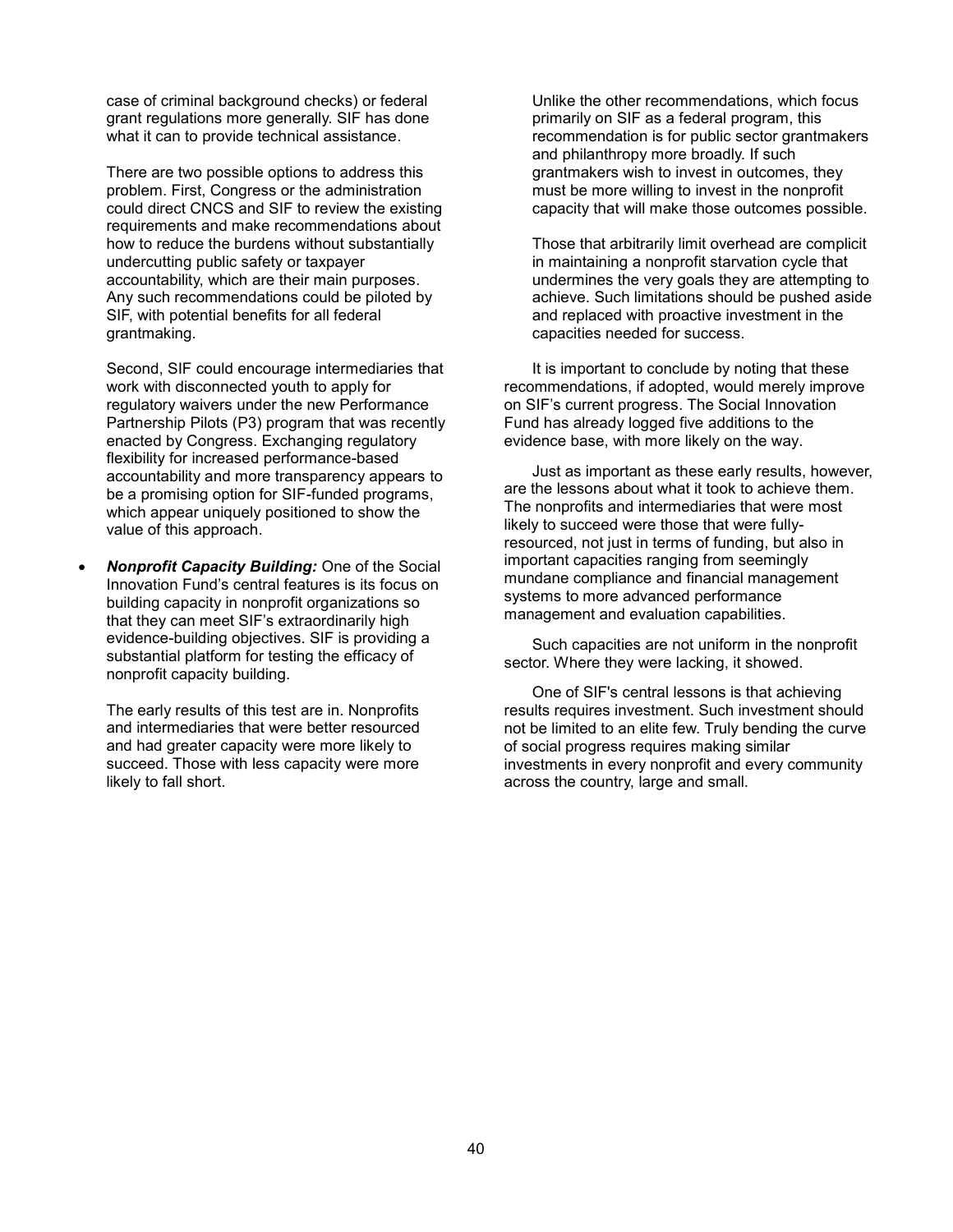case of criminal background checks) or federal grant regulations more generally. SIF has done what it can to provide technical assistance.

There are two possible options to address this problem. First, Congress or the administration could direct CNCS and SIF to review the existing requirements and make recommendations about how to reduce the burdens without substantially undercutting public safety or taxpayer accountability, which are their main purposes. Any such recommendations could be piloted by SIF, with potential benefits for all federal grantmaking.

Second, SIF could encourage intermediaries that work with disconnected youth to apply for regulatory waivers under the new Performance Partnership Pilots (P3) program that was recently enacted by Congress. Exchanging regulatory flexibility for increased performance-based accountability and more transparency appears to be a promising option for SIF-funded programs, which appear uniquely positioned to show the value of this approach.

- ***Nonprofit Capacity Building:*** One of the Social Innovation Fund's central features is its focus on building capacity in nonprofit organizations so that they can meet SIF's extraordinarily high evidence-building objectives. SIF is providing a substantial platform for testing the efficacy of nonprofit capacity building.

  The early results of this test are in. Nonprofits and intermediaries that were better resourced and had greater capacity were more likely to succeed. Those with less capacity were more likely to fall short.

  Unlike the other recommendations, which focus primarily on SIF as a federal program, this recommendation is for public sector grantmakers and philanthropy more broadly. If such grantmakers wish to invest in outcomes, they must be more willing to invest in the nonprofit capacity that will make those outcomes possible.

  Those that arbitrarily limit overhead are complicit in maintaining a nonprofit starvation cycle that undermines the very goals they are attempting to achieve. Such limitations should be pushed aside and replaced with proactive investment in the capacities needed for success.

It is important to conclude by noting that these recommendations, if adopted, would merely improve on SIF's current progress. The Social Innovation Fund has already logged five additions to the evidence base, with more likely on the way.

Just as important as these early results, however, are the lessons about what it took to achieve them. The nonprofits and intermediaries that were most likely to succeed were those that were fully-resourced, not just in terms of funding, but also in important capacities ranging from seemingly mundane compliance and financial management systems to more advanced performance management and evaluation capabilities.

Such capacities are not uniform in the nonprofit sector. Where they were lacking, it showed.

One of SIF's central lessons is that achieving results requires investment. Such investment should not be limited to an elite few. Truly bending the curve of social progress requires making similar investments in every nonprofit and every community across the country, large and small.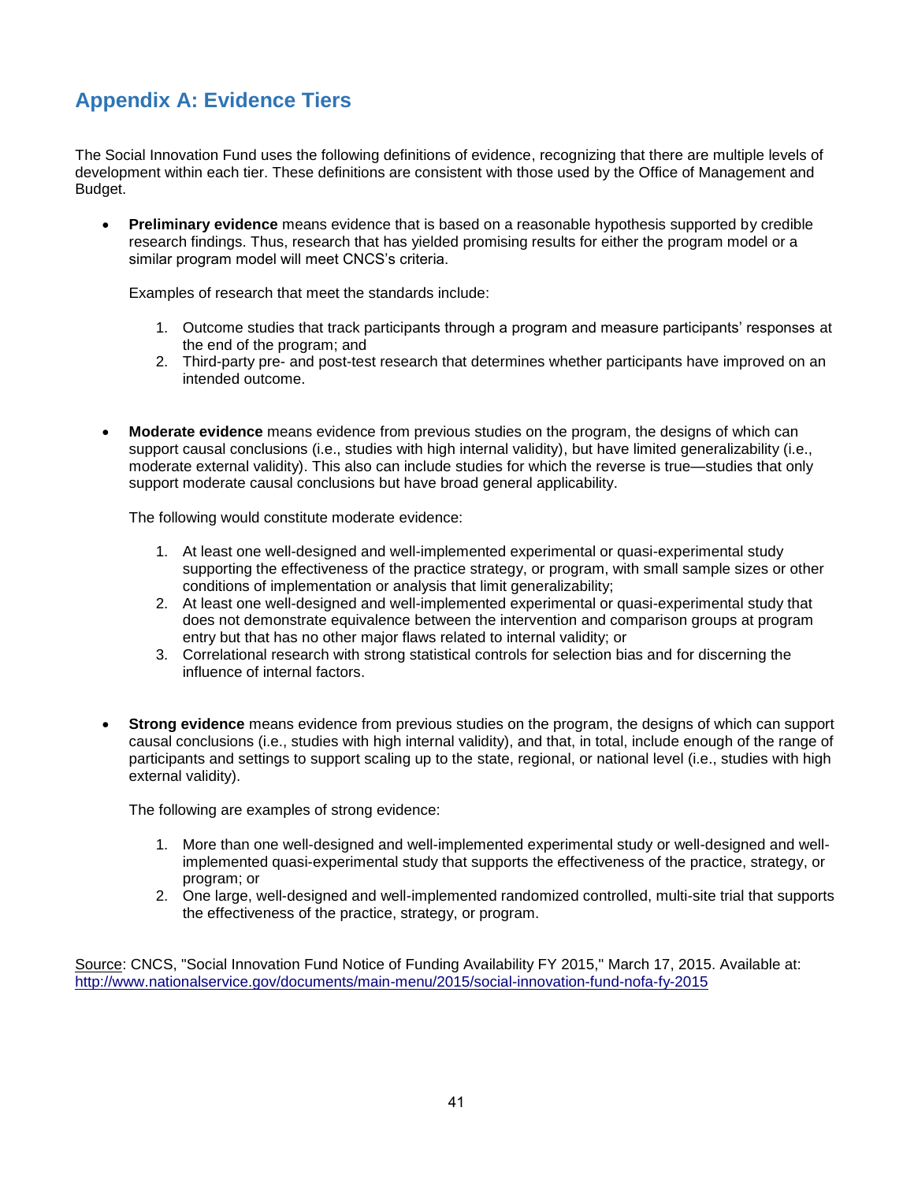## Appendix A: Evidence Tiers

The Social Innovation Fund uses the following definitions of evidence, recognizing that there are multiple levels of development within each tier. These definitions are consistent with those used by the Office of Management and Budget.

- **Preliminary evidence** means evidence that is based on a reasonable hypothesis supported by credible research findings. Thus, research that has yielded promising results for either the program model or a similar program model will meet CNCS's criteria.

  Examples of research that meet the standards include:

  1. Outcome studies that track participants through a program and measure participants' responses at the end of the program; and
  2. Third-party pre- and post-test research that determines whether participants have improved on an intended outcome.

- **Moderate evidence** means evidence from previous studies on the program, the designs of which can support causal conclusions (i.e., studies with high internal validity), but have limited generalizability (i.e., moderate external validity). This also can include studies for which the reverse is true—studies that only support moderate causal conclusions but have broad general applicability.

  The following would constitute moderate evidence:

  1. At least one well-designed and well-implemented experimental or quasi-experimental study supporting the effectiveness of the practice strategy, or program, with small sample sizes or other conditions of implementation or analysis that limit generalizability;
  2. At least one well-designed and well-implemented experimental or quasi-experimental study that does not demonstrate equivalence between the intervention and comparison groups at program entry but that has no other major flaws related to internal validity; or
  3. Correlational research with strong statistical controls for selection bias and for discerning the influence of internal factors.

- **Strong evidence** means evidence from previous studies on the program, the designs of which can support causal conclusions (i.e., studies with high internal validity), and that, in total, include enough of the range of participants and settings to support scaling up to the state, regional, or national level (i.e., studies with high external validity).

  The following are examples of strong evidence:

  1. More than one well-designed and well-implemented experimental study or well-designed and well-implemented quasi-experimental study that supports the effectiveness of the practice, strategy, or program; or
  2. One large, well-designed and well-implemented randomized controlled, multi-site trial that supports the effectiveness of the practice, strategy, or program.

Source: CNCS, "Social Innovation Fund Notice of Funding Availability FY 2015," March 17, 2015. Available at: http://www.nationalservice.gov/documents/main-menu/2015/social-innovation-fund-nofa-fy-2015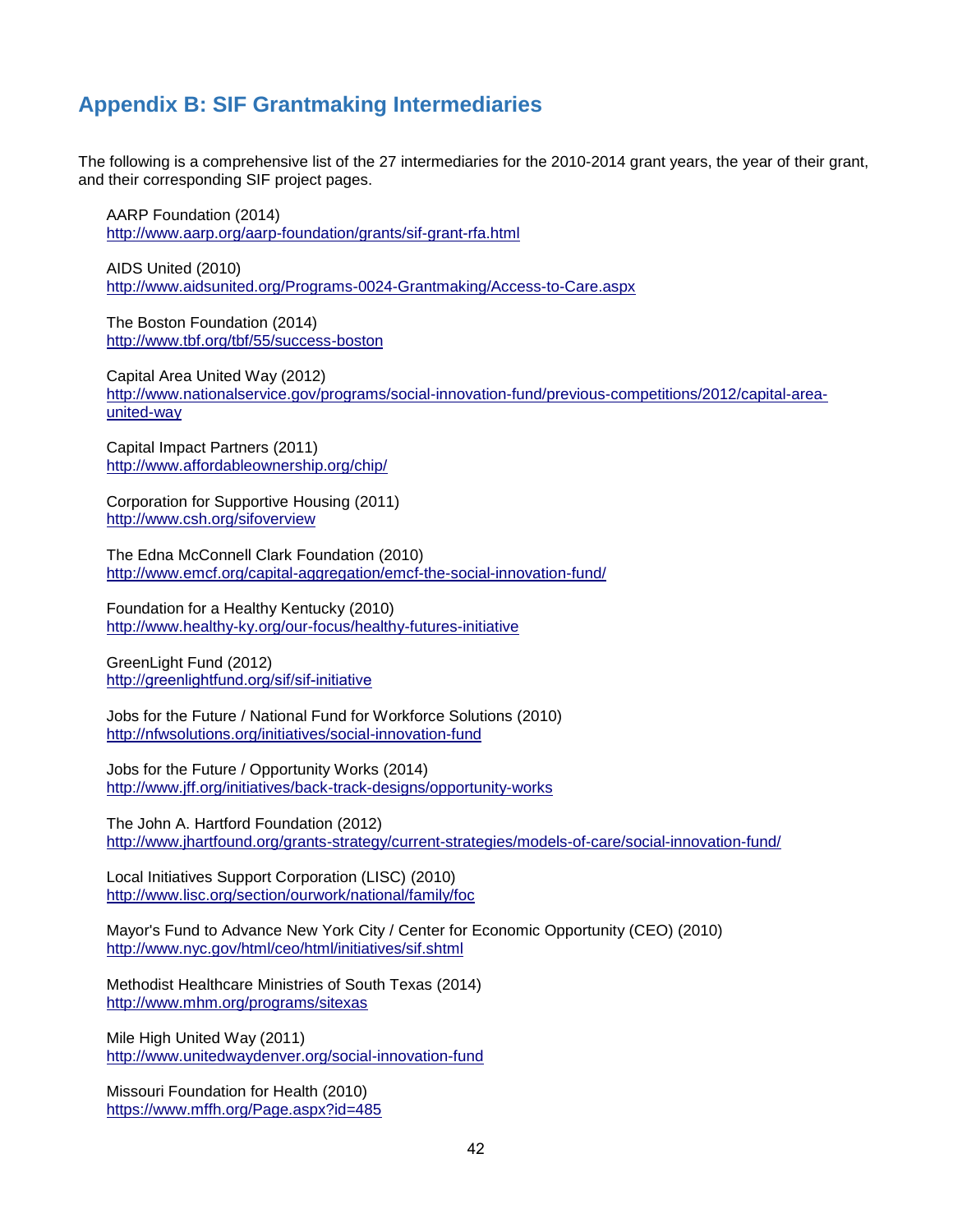## Appendix B: SIF Grantmaking Intermediaries

The following is a comprehensive list of the 27 intermediaries for the 2010-2014 grant years, the year of their grant, and their corresponding SIF project pages.

AARP Foundation (2014)
http://www.aarp.org/aarp-foundation/grants/sif-grant-rfa.html

AIDS United (2010)
http://www.aidsunited.org/Programs-0024-Grantmaking/Access-to-Care.aspx

The Boston Foundation (2014)
http://www.tbf.org/tbf/55/success-boston

Capital Area United Way (2012)
http://www.nationalservice.gov/programs/social-innovation-fund/previous-competitions/2012/capital-area-united-way

Capital Impact Partners (2011)
http://www.affordableownership.org/chip/

Corporation for Supportive Housing (2011)
http://www.csh.org/sifoverview

The Edna McConnell Clark Foundation (2010)
http://www.emcf.org/capital-aggregation/emcf-the-social-innovation-fund/

Foundation for a Healthy Kentucky (2010)
http://www.healthy-ky.org/our-focus/healthy-futures-initiative

GreenLight Fund (2012)
http://greenlightfund.org/sif/sif-initiative

Jobs for the Future / National Fund for Workforce Solutions (2010)
http://nfwsolutions.org/initiatives/social-innovation-fund

Jobs for the Future / Opportunity Works (2014)
http://www.jff.org/initiatives/back-track-designs/opportunity-works

The John A. Hartford Foundation (2012)
http://www.jhartfound.org/grants-strategy/current-strategies/models-of-care/social-innovation-fund/

Local Initiatives Support Corporation (LISC) (2010)
http://www.lisc.org/section/ourwork/national/family/foc

Mayor's Fund to Advance New York City / Center for Economic Opportunity (CEO) (2010)
http://www.nyc.gov/html/ceo/html/initiatives/sif.shtml

Methodist Healthcare Ministries of South Texas (2014)
http://www.mhm.org/programs/sitexas

Mile High United Way (2011)
http://www.unitedwaydenver.org/social-innovation-fund

Missouri Foundation for Health (2010)
https://www.mffh.org/Page.aspx?id=485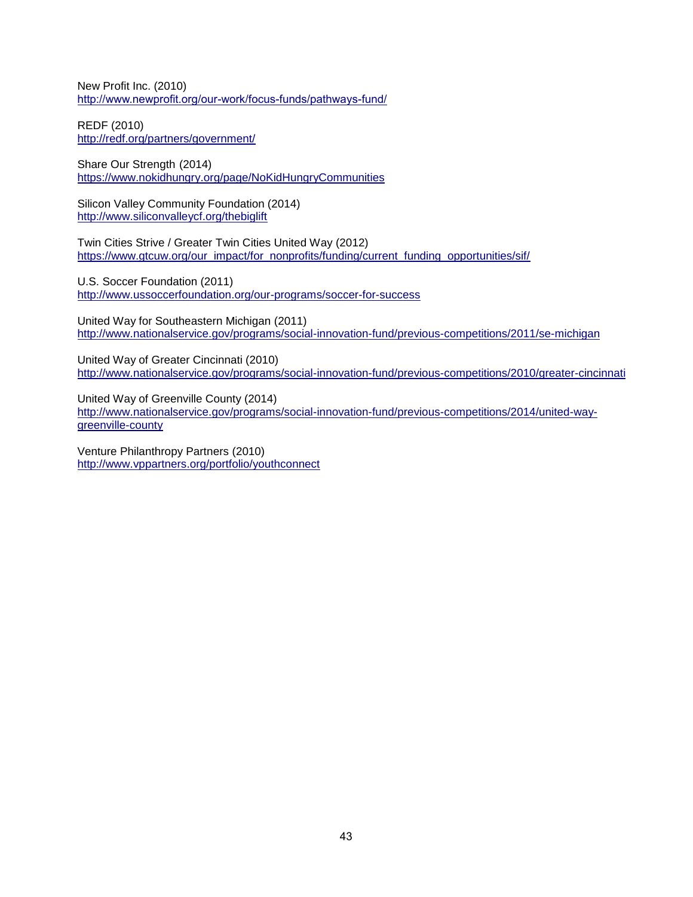New Profit Inc. (2010)
http://www.newprofit.org/our-work/focus-funds/pathways-fund/

REDF (2010)
http://redf.org/partners/government/

Share Our Strength (2014)
https://www.nokidhungry.org/page/NoKidHungryCommunities

Silicon Valley Community Foundation (2014)
http://www.siliconvalleycf.org/thebiglift

Twin Cities Strive / Greater Twin Cities United Way (2012)
https://www.gtcuw.org/our_impact/for_nonprofits/funding/current_funding_opportunities/sif/

U.S. Soccer Foundation (2011)
http://www.ussoccerfoundation.org/our-programs/soccer-for-success

United Way for Southeastern Michigan (2011)
http://www.nationalservice.gov/programs/social-innovation-fund/previous-competitions/2011/se-michigan

United Way of Greater Cincinnati (2010)
http://www.nationalservice.gov/programs/social-innovation-fund/previous-competitions/2010/greater-cincinnati

United Way of Greenville County (2014)
http://www.nationalservice.gov/programs/social-innovation-fund/previous-competitions/2014/united-way-greenville-county

Venture Philanthropy Partners (2010)
http://www.vppartners.org/portfolio/youthconnect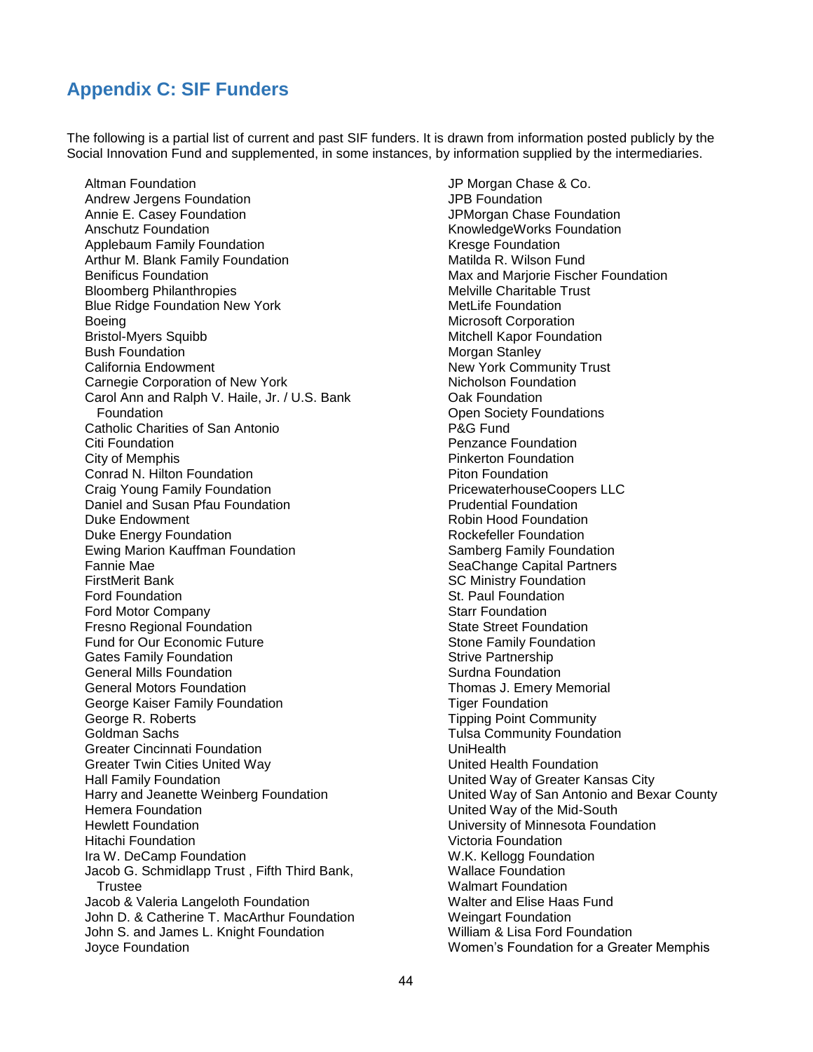## Appendix C: SIF Funders

The following is a partial list of current and past SIF funders. It is drawn from information posted publicly by the Social Innovation Fund and supplemented, in some instances, by information supplied by the intermediaries.

Altman Foundation
Andrew Jergens Foundation
Annie E. Casey Foundation
Anschutz Foundation
Applebaum Family Foundation
Arthur M. Blank Family Foundation
Benificus Foundation
Bloomberg Philanthropies
Blue Ridge Foundation New York
Boeing
Bristol-Myers Squibb
Bush Foundation
California Endowment
Carnegie Corporation of New York
Carol Ann and Ralph V. Haile, Jr. / U.S. Bank Foundation
Catholic Charities of San Antonio
Citi Foundation
City of Memphis
Conrad N. Hilton Foundation
Craig Young Family Foundation
Daniel and Susan Pfau Foundation
Duke Endowment
Duke Energy Foundation
Ewing Marion Kauffman Foundation
Fannie Mae
FirstMerit Bank
Ford Foundation
Ford Motor Company
Fresno Regional Foundation
Fund for Our Economic Future
Gates Family Foundation
General Mills Foundation
General Motors Foundation
George Kaiser Family Foundation
George R. Roberts
Goldman Sachs
Greater Cincinnati Foundation
Greater Twin Cities United Way
Hall Family Foundation
Harry and Jeanette Weinberg Foundation
Hemera Foundation
Hewlett Foundation
Hitachi Foundation
Ira W. DeCamp Foundation
Jacob G. Schmidlapp Trust , Fifth Third Bank, Trustee
Jacob & Valeria Langeloth Foundation
John D. & Catherine T. MacArthur Foundation
John S. and James L. Knight Foundation
Joyce Foundation
JP Morgan Chase & Co.
JPB Foundation
JPMorgan Chase Foundation
KnowledgeWorks Foundation
Kresge Foundation
Matilda R. Wilson Fund
Max and Marjorie Fischer Foundation
Melville Charitable Trust
MetLife Foundation
Microsoft Corporation
Mitchell Kapor Foundation
Morgan Stanley
New York Community Trust
Nicholson Foundation
Oak Foundation
Open Society Foundations
P&G Fund
Penzance Foundation
Pinkerton Foundation
Piton Foundation
PricewaterhouseCoopers LLC
Prudential Foundation
Robin Hood Foundation
Rockefeller Foundation
Samberg Family Foundation
SeaChange Capital Partners
SC Ministry Foundation
St. Paul Foundation
Starr Foundation
State Street Foundation
Stone Family Foundation
Strive Partnership
Surdna Foundation
Thomas J. Emery Memorial
Tiger Foundation
Tipping Point Community
Tulsa Community Foundation
UniHealth
United Health Foundation
United Way of Greater Kansas City
United Way of San Antonio and Bexar County
United Way of the Mid-South
University of Minnesota Foundation
Victoria Foundation
W.K. Kellogg Foundation
Wallace Foundation
Walmart Foundation
Walter and Elise Haas Fund
Weingart Foundation
William & Lisa Ford Foundation
Women's Foundation for a Greater Memphis